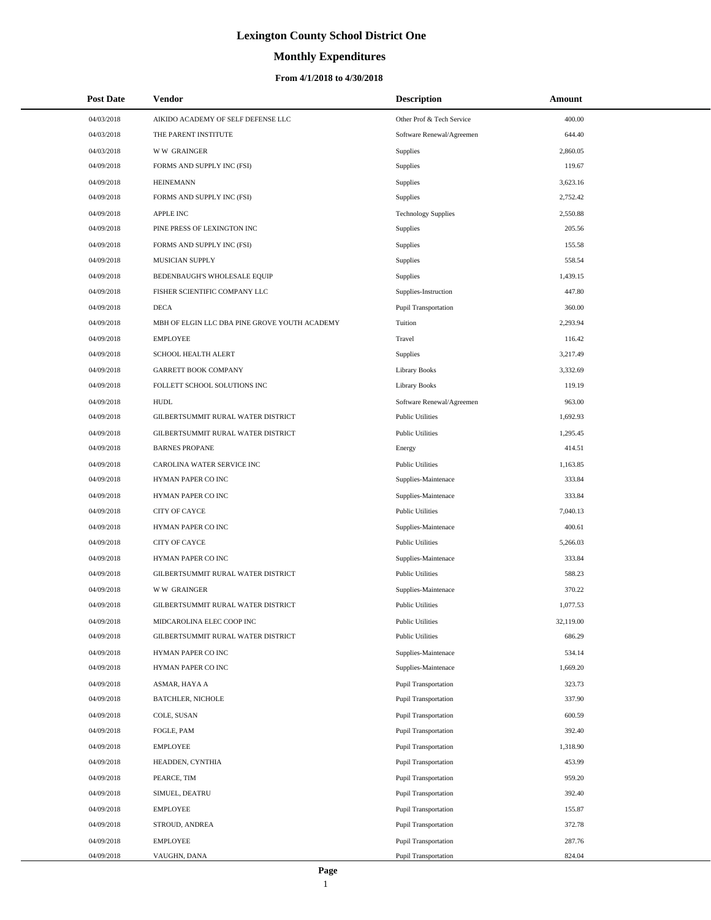# Lexington County School District One

## Monthly Expenditures

### From 4/1/2018 to 4/30/2018

| Post Date | Vendor | Description | Amount |
|---|---|---|---|
| 04/03/2018 | AIKIDO ACADEMY OF SELF DEFENSE LLC | Other Prof & Tech Service | 400.00 |
| 04/03/2018 | THE PARENT INSTITUTE | Software Renewal/Agreemen | 644.40 |
| 04/03/2018 | W W GRAINGER | Supplies | 2,860.05 |
| 04/09/2018 | FORMS AND SUPPLY INC (FSI) | Supplies | 119.67 |
| 04/09/2018 | HEINEMANN | Supplies | 3,623.16 |
| 04/09/2018 | FORMS AND SUPPLY INC (FSI) | Supplies | 2,752.42 |
| 04/09/2018 | APPLE INC | Technology Supplies | 2,550.88 |
| 04/09/2018 | PINE PRESS OF LEXINGTON INC | Supplies | 205.56 |
| 04/09/2018 | FORMS AND SUPPLY INC (FSI) | Supplies | 155.58 |
| 04/09/2018 | MUSICIAN SUPPLY | Supplies | 558.54 |
| 04/09/2018 | BEDENBAUGH'S WHOLESALE EQUIP | Supplies | 1,439.15 |
| 04/09/2018 | FISHER SCIENTIFIC COMPANY LLC | Supplies-Instruction | 447.80 |
| 04/09/2018 | DECA | Pupil Transportation | 360.00 |
| 04/09/2018 | MBH OF ELGIN LLC DBA PINE GROVE YOUTH ACADEMY | Tuition | 2,293.94 |
| 04/09/2018 | EMPLOYEE | Travel | 116.42 |
| 04/09/2018 | SCHOOL HEALTH ALERT | Supplies | 3,217.49 |
| 04/09/2018 | GARRETT BOOK COMPANY | Library Books | 3,332.69 |
| 04/09/2018 | FOLLETT SCHOOL SOLUTIONS INC | Library Books | 119.19 |
| 04/09/2018 | HUDL | Software Renewal/Agreemen | 963.00 |
| 04/09/2018 | GILBERTSUMMIT RURAL WATER DISTRICT | Public Utilities | 1,692.93 |
| 04/09/2018 | GILBERTSUMMIT RURAL WATER DISTRICT | Public Utilities | 1,295.45 |
| 04/09/2018 | BARNES PROPANE | Energy | 414.51 |
| 04/09/2018 | CAROLINA WATER SERVICE INC | Public Utilities | 1,163.85 |
| 04/09/2018 | HYMAN PAPER CO INC | Supplies-Maintenace | 333.84 |
| 04/09/2018 | HYMAN PAPER CO INC | Supplies-Maintenace | 333.84 |
| 04/09/2018 | CITY OF CAYCE | Public Utilities | 7,040.13 |
| 04/09/2018 | HYMAN PAPER CO INC | Supplies-Maintenace | 400.61 |
| 04/09/2018 | CITY OF CAYCE | Public Utilities | 5,266.03 |
| 04/09/2018 | HYMAN PAPER CO INC | Supplies-Maintenace | 333.84 |
| 04/09/2018 | GILBERTSUMMIT RURAL WATER DISTRICT | Public Utilities | 588.23 |
| 04/09/2018 | W W GRAINGER | Supplies-Maintenace | 370.22 |
| 04/09/2018 | GILBERTSUMMIT RURAL WATER DISTRICT | Public Utilities | 1,077.53 |
| 04/09/2018 | MIDCAROLINA ELEC COOP INC | Public Utilities | 32,119.00 |
| 04/09/2018 | GILBERTSUMMIT RURAL WATER DISTRICT | Public Utilities | 686.29 |
| 04/09/2018 | HYMAN PAPER CO INC | Supplies-Maintenace | 534.14 |
| 04/09/2018 | HYMAN PAPER CO INC | Supplies-Maintenace | 1,669.20 |
| 04/09/2018 | ASMAR, HAYA A | Pupil Transportation | 323.73 |
| 04/09/2018 | BATCHLER, NICHOLE | Pupil Transportation | 337.90 |
| 04/09/2018 | COLE, SUSAN | Pupil Transportation | 600.59 |
| 04/09/2018 | FOGLE, PAM | Pupil Transportation | 392.40 |
| 04/09/2018 | EMPLOYEE | Pupil Transportation | 1,318.90 |
| 04/09/2018 | HEADDEN, CYNTHIA | Pupil Transportation | 453.99 |
| 04/09/2018 | PEARCE, TIM | Pupil Transportation | 959.20 |
| 04/09/2018 | SIMUEL, DEATRU | Pupil Transportation | 392.40 |
| 04/09/2018 | EMPLOYEE | Pupil Transportation | 155.87 |
| 04/09/2018 | STROUD, ANDREA | Pupil Transportation | 372.78 |
| 04/09/2018 | EMPLOYEE | Pupil Transportation | 287.76 |
| 04/09/2018 | VAUGHN, DANA | Pupil Transportation | 824.04 |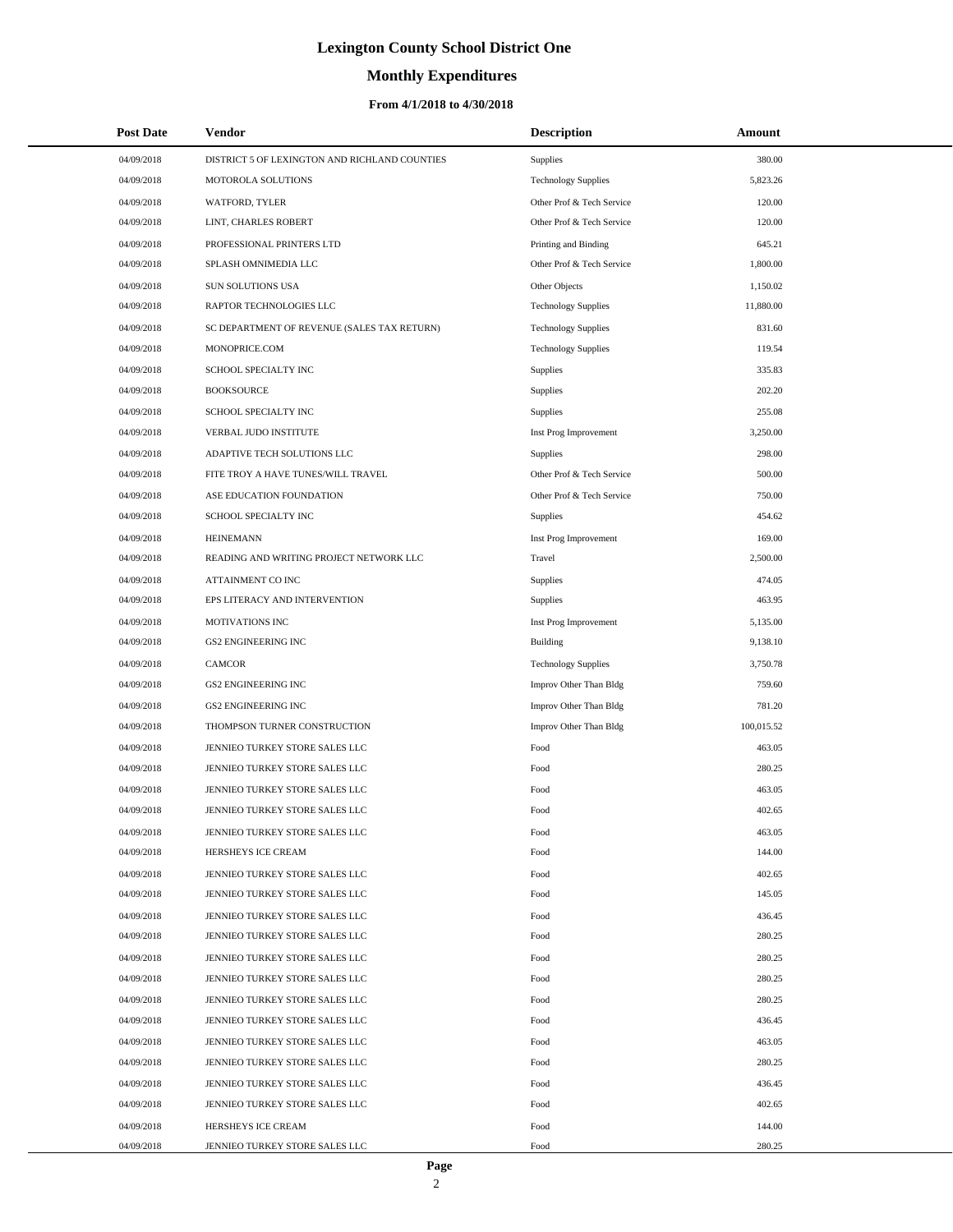# Lexington County School District One

## Monthly Expenditures

### From 4/1/2018 to 4/30/2018

| Post Date | Vendor | Description | Amount |
|---|---|---|---|
| 04/09/2018 | DISTRICT 5 OF LEXINGTON AND RICHLAND COUNTIES | Supplies | 380.00 |
| 04/09/2018 | MOTOROLA SOLUTIONS | Technology Supplies | 5,823.26 |
| 04/09/2018 | WATFORD, TYLER | Other Prof & Tech Service | 120.00 |
| 04/09/2018 | LINT, CHARLES ROBERT | Other Prof & Tech Service | 120.00 |
| 04/09/2018 | PROFESSIONAL PRINTERS LTD | Printing and Binding | 645.21 |
| 04/09/2018 | SPLASH OMNIMEDIA LLC | Other Prof & Tech Service | 1,800.00 |
| 04/09/2018 | SUN SOLUTIONS USA | Other Objects | 1,150.02 |
| 04/09/2018 | RAPTOR TECHNOLOGIES LLC | Technology Supplies | 11,880.00 |
| 04/09/2018 | SC DEPARTMENT OF REVENUE (SALES TAX RETURN) | Technology Supplies | 831.60 |
| 04/09/2018 | MONOPRICE.COM | Technology Supplies | 119.54 |
| 04/09/2018 | SCHOOL SPECIALTY INC | Supplies | 335.83 |
| 04/09/2018 | BOOKSOURCE | Supplies | 202.20 |
| 04/09/2018 | SCHOOL SPECIALTY INC | Supplies | 255.08 |
| 04/09/2018 | VERBAL JUDO INSTITUTE | Inst Prog Improvement | 3,250.00 |
| 04/09/2018 | ADAPTIVE TECH SOLUTIONS LLC | Supplies | 298.00 |
| 04/09/2018 | FITE TROY A HAVE TUNES/WILL TRAVEL | Other Prof & Tech Service | 500.00 |
| 04/09/2018 | ASE EDUCATION FOUNDATION | Other Prof & Tech Service | 750.00 |
| 04/09/2018 | SCHOOL SPECIALTY INC | Supplies | 454.62 |
| 04/09/2018 | HEINEMANN | Inst Prog Improvement | 169.00 |
| 04/09/2018 | READING AND WRITING PROJECT NETWORK LLC | Travel | 2,500.00 |
| 04/09/2018 | ATTAINMENT CO INC | Supplies | 474.05 |
| 04/09/2018 | EPS LITERACY AND INTERVENTION | Supplies | 463.95 |
| 04/09/2018 | MOTIVATIONS INC | Inst Prog Improvement | 5,135.00 |
| 04/09/2018 | GS2 ENGINEERING INC | Building | 9,138.10 |
| 04/09/2018 | CAMCOR | Technology Supplies | 3,750.78 |
| 04/09/2018 | GS2 ENGINEERING INC | Improv Other Than Bldg | 759.60 |
| 04/09/2018 | GS2 ENGINEERING INC | Improv Other Than Bldg | 781.20 |
| 04/09/2018 | THOMPSON TURNER CONSTRUCTION | Improv Other Than Bldg | 100,015.52 |
| 04/09/2018 | JENNIEO TURKEY STORE SALES LLC | Food | 463.05 |
| 04/09/2018 | JENNIEO TURKEY STORE SALES LLC | Food | 280.25 |
| 04/09/2018 | JENNIEO TURKEY STORE SALES LLC | Food | 463.05 |
| 04/09/2018 | JENNIEO TURKEY STORE SALES LLC | Food | 402.65 |
| 04/09/2018 | JENNIEO TURKEY STORE SALES LLC | Food | 463.05 |
| 04/09/2018 | HERSHEYS ICE CREAM | Food | 144.00 |
| 04/09/2018 | JENNIEO TURKEY STORE SALES LLC | Food | 402.65 |
| 04/09/2018 | JENNIEO TURKEY STORE SALES LLC | Food | 145.05 |
| 04/09/2018 | JENNIEO TURKEY STORE SALES LLC | Food | 436.45 |
| 04/09/2018 | JENNIEO TURKEY STORE SALES LLC | Food | 280.25 |
| 04/09/2018 | JENNIEO TURKEY STORE SALES LLC | Food | 280.25 |
| 04/09/2018 | JENNIEO TURKEY STORE SALES LLC | Food | 280.25 |
| 04/09/2018 | JENNIEO TURKEY STORE SALES LLC | Food | 280.25 |
| 04/09/2018 | JENNIEO TURKEY STORE SALES LLC | Food | 436.45 |
| 04/09/2018 | JENNIEO TURKEY STORE SALES LLC | Food | 463.05 |
| 04/09/2018 | JENNIEO TURKEY STORE SALES LLC | Food | 280.25 |
| 04/09/2018 | JENNIEO TURKEY STORE SALES LLC | Food | 436.45 |
| 04/09/2018 | JENNIEO TURKEY STORE SALES LLC | Food | 402.65 |
| 04/09/2018 | HERSHEYS ICE CREAM | Food | 144.00 |
| 04/09/2018 | JENNIEO TURKEY STORE SALES LLC | Food | 280.25 |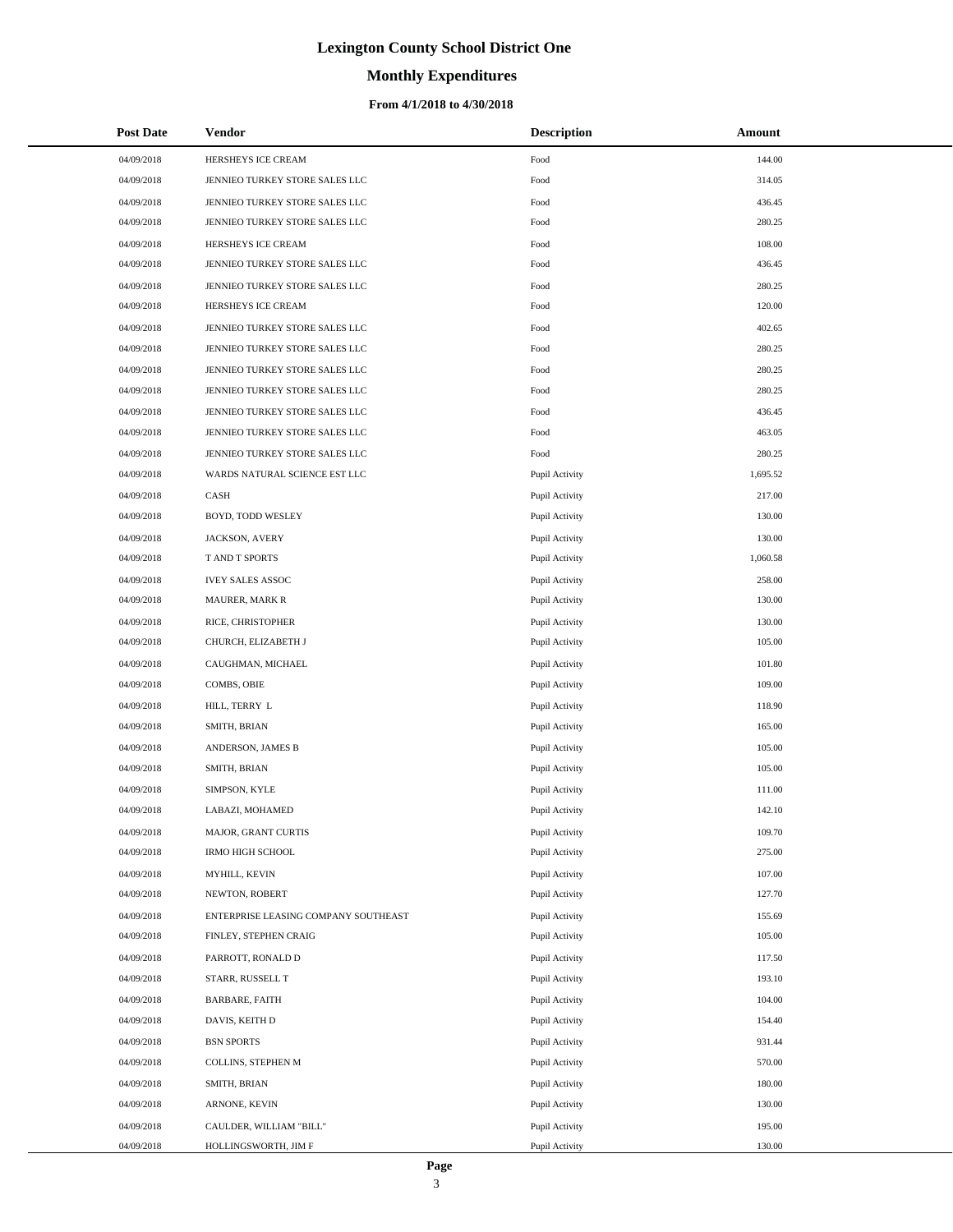# Lexington County School District One

## Monthly Expenditures

### From 4/1/2018 to 4/30/2018

| Post Date | Vendor | Description | Amount |
|---|---|---|---|
| 04/09/2018 | HERSHEYS ICE CREAM | Food | 144.00 |
| 04/09/2018 | JENNIEO TURKEY STORE SALES LLC | Food | 314.05 |
| 04/09/2018 | JENNIEO TURKEY STORE SALES LLC | Food | 436.45 |
| 04/09/2018 | JENNIEO TURKEY STORE SALES LLC | Food | 280.25 |
| 04/09/2018 | HERSHEYS ICE CREAM | Food | 108.00 |
| 04/09/2018 | JENNIEO TURKEY STORE SALES LLC | Food | 436.45 |
| 04/09/2018 | JENNIEO TURKEY STORE SALES LLC | Food | 280.25 |
| 04/09/2018 | HERSHEYS ICE CREAM | Food | 120.00 |
| 04/09/2018 | JENNIEO TURKEY STORE SALES LLC | Food | 402.65 |
| 04/09/2018 | JENNIEO TURKEY STORE SALES LLC | Food | 280.25 |
| 04/09/2018 | JENNIEO TURKEY STORE SALES LLC | Food | 280.25 |
| 04/09/2018 | JENNIEO TURKEY STORE SALES LLC | Food | 280.25 |
| 04/09/2018 | JENNIEO TURKEY STORE SALES LLC | Food | 436.45 |
| 04/09/2018 | JENNIEO TURKEY STORE SALES LLC | Food | 463.05 |
| 04/09/2018 | JENNIEO TURKEY STORE SALES LLC | Food | 280.25 |
| 04/09/2018 | WARDS NATURAL SCIENCE EST LLC | Pupil Activity | 1,695.52 |
| 04/09/2018 | CASH | Pupil Activity | 217.00 |
| 04/09/2018 | BOYD, TODD WESLEY | Pupil Activity | 130.00 |
| 04/09/2018 | JACKSON, AVERY | Pupil Activity | 130.00 |
| 04/09/2018 | T AND T SPORTS | Pupil Activity | 1,060.58 |
| 04/09/2018 | IVEY SALES ASSOC | Pupil Activity | 258.00 |
| 04/09/2018 | MAURER, MARK R | Pupil Activity | 130.00 |
| 04/09/2018 | RICE, CHRISTOPHER | Pupil Activity | 130.00 |
| 04/09/2018 | CHURCH, ELIZABETH J | Pupil Activity | 105.00 |
| 04/09/2018 | CAUGHMAN, MICHAEL | Pupil Activity | 101.80 |
| 04/09/2018 | COMBS, OBIE | Pupil Activity | 109.00 |
| 04/09/2018 | HILL, TERRY L | Pupil Activity | 118.90 |
| 04/09/2018 | SMITH, BRIAN | Pupil Activity | 165.00 |
| 04/09/2018 | ANDERSON, JAMES B | Pupil Activity | 105.00 |
| 04/09/2018 | SMITH, BRIAN | Pupil Activity | 105.00 |
| 04/09/2018 | SIMPSON, KYLE | Pupil Activity | 111.00 |
| 04/09/2018 | LABAZI, MOHAMED | Pupil Activity | 142.10 |
| 04/09/2018 | MAJOR, GRANT CURTIS | Pupil Activity | 109.70 |
| 04/09/2018 | IRMO HIGH SCHOOL | Pupil Activity | 275.00 |
| 04/09/2018 | MYHILL, KEVIN | Pupil Activity | 107.00 |
| 04/09/2018 | NEWTON, ROBERT | Pupil Activity | 127.70 |
| 04/09/2018 | ENTERPRISE LEASING COMPANY SOUTHEAST | Pupil Activity | 155.69 |
| 04/09/2018 | FINLEY, STEPHEN CRAIG | Pupil Activity | 105.00 |
| 04/09/2018 | PARROTT, RONALD D | Pupil Activity | 117.50 |
| 04/09/2018 | STARR, RUSSELL T | Pupil Activity | 193.10 |
| 04/09/2018 | BARBARE, FAITH | Pupil Activity | 104.00 |
| 04/09/2018 | DAVIS, KEITH D | Pupil Activity | 154.40 |
| 04/09/2018 | BSN SPORTS | Pupil Activity | 931.44 |
| 04/09/2018 | COLLINS, STEPHEN M | Pupil Activity | 570.00 |
| 04/09/2018 | SMITH, BRIAN | Pupil Activity | 180.00 |
| 04/09/2018 | ARNONE, KEVIN | Pupil Activity | 130.00 |
| 04/09/2018 | CAULDER, WILLIAM "BILL" | Pupil Activity | 195.00 |
| 04/09/2018 | HOLLINGSWORTH, JIM F | Pupil Activity | 130.00 |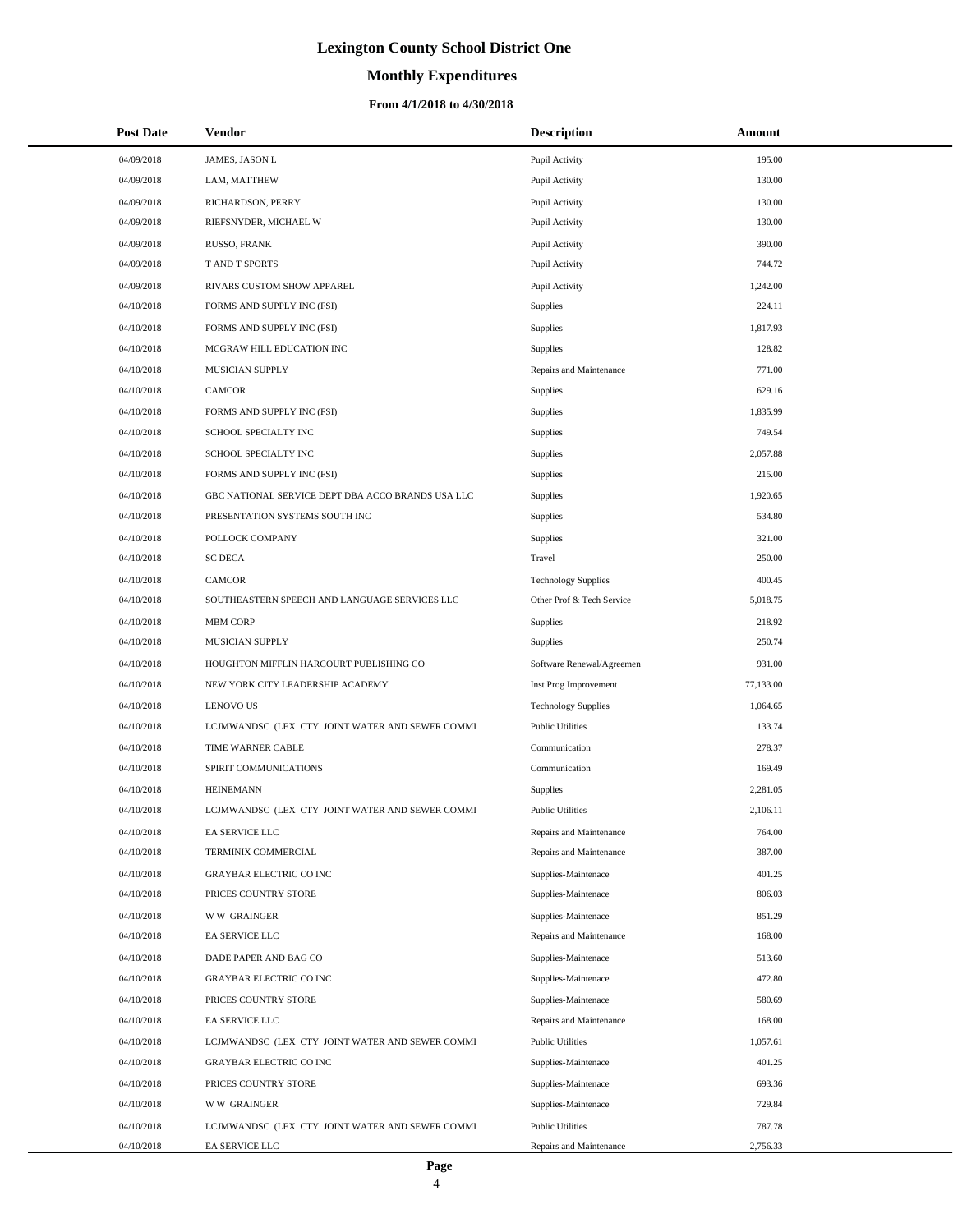# Lexington County School District One

## Monthly Expenditures

### From 4/1/2018 to 4/30/2018

| Post Date | Vendor | Description | Amount |
|---|---|---|---|
| 04/09/2018 | JAMES, JASON L | Pupil Activity | 195.00 |
| 04/09/2018 | LAM, MATTHEW | Pupil Activity | 130.00 |
| 04/09/2018 | RICHARDSON, PERRY | Pupil Activity | 130.00 |
| 04/09/2018 | RIEFSNYDER, MICHAEL W | Pupil Activity | 130.00 |
| 04/09/2018 | RUSSO, FRANK | Pupil Activity | 390.00 |
| 04/09/2018 | T AND T SPORTS | Pupil Activity | 744.72 |
| 04/09/2018 | RIVARS CUSTOM SHOW APPAREL | Pupil Activity | 1,242.00 |
| 04/10/2018 | FORMS AND SUPPLY INC (FSI) | Supplies | 224.11 |
| 04/10/2018 | FORMS AND SUPPLY INC (FSI) | Supplies | 1,817.93 |
| 04/10/2018 | MCGRAW HILL EDUCATION INC | Supplies | 128.82 |
| 04/10/2018 | MUSICIAN SUPPLY | Repairs and Maintenance | 771.00 |
| 04/10/2018 | CAMCOR | Supplies | 629.16 |
| 04/10/2018 | FORMS AND SUPPLY INC (FSI) | Supplies | 1,835.99 |
| 04/10/2018 | SCHOOL SPECIALTY INC | Supplies | 749.54 |
| 04/10/2018 | SCHOOL SPECIALTY INC | Supplies | 2,057.88 |
| 04/10/2018 | FORMS AND SUPPLY INC (FSI) | Supplies | 215.00 |
| 04/10/2018 | GBC NATIONAL SERVICE DEPT DBA ACCO BRANDS USA LLC | Supplies | 1,920.65 |
| 04/10/2018 | PRESENTATION SYSTEMS SOUTH INC | Supplies | 534.80 |
| 04/10/2018 | POLLOCK COMPANY | Supplies | 321.00 |
| 04/10/2018 | SC DECA | Travel | 250.00 |
| 04/10/2018 | CAMCOR | Technology Supplies | 400.45 |
| 04/10/2018 | SOUTHEASTERN SPEECH AND LANGUAGE SERVICES LLC | Other Prof & Tech Service | 5,018.75 |
| 04/10/2018 | MBM CORP | Supplies | 218.92 |
| 04/10/2018 | MUSICIAN SUPPLY | Supplies | 250.74 |
| 04/10/2018 | HOUGHTON MIFFLIN HARCOURT PUBLISHING CO | Software Renewal/Agreemen | 931.00 |
| 04/10/2018 | NEW YORK CITY LEADERSHIP ACADEMY | Inst Prog Improvement | 77,133.00 |
| 04/10/2018 | LENOVO US | Technology Supplies | 1,064.65 |
| 04/10/2018 | LCJMWANDSC (LEX CTY JOINT WATER AND SEWER COMMI | Public Utilities | 133.74 |
| 04/10/2018 | TIME WARNER CABLE | Communication | 278.37 |
| 04/10/2018 | SPIRIT COMMUNICATIONS | Communication | 169.49 |
| 04/10/2018 | HEINEMANN | Supplies | 2,281.05 |
| 04/10/2018 | LCJMWANDSC (LEX CTY JOINT WATER AND SEWER COMMI | Public Utilities | 2,106.11 |
| 04/10/2018 | EA SERVICE LLC | Repairs and Maintenance | 764.00 |
| 04/10/2018 | TERMINIX COMMERCIAL | Repairs and Maintenance | 387.00 |
| 04/10/2018 | GRAYBAR ELECTRIC CO INC | Supplies-Maintenace | 401.25 |
| 04/10/2018 | PRICES COUNTRY STORE | Supplies-Maintenace | 806.03 |
| 04/10/2018 | W W GRAINGER | Supplies-Maintenace | 851.29 |
| 04/10/2018 | EA SERVICE LLC | Repairs and Maintenance | 168.00 |
| 04/10/2018 | DADE PAPER AND BAG CO | Supplies-Maintenace | 513.60 |
| 04/10/2018 | GRAYBAR ELECTRIC CO INC | Supplies-Maintenace | 472.80 |
| 04/10/2018 | PRICES COUNTRY STORE | Supplies-Maintenace | 580.69 |
| 04/10/2018 | EA SERVICE LLC | Repairs and Maintenance | 168.00 |
| 04/10/2018 | LCJMWANDSC (LEX CTY JOINT WATER AND SEWER COMMI | Public Utilities | 1,057.61 |
| 04/10/2018 | GRAYBAR ELECTRIC CO INC | Supplies-Maintenace | 401.25 |
| 04/10/2018 | PRICES COUNTRY STORE | Supplies-Maintenace | 693.36 |
| 04/10/2018 | W W GRAINGER | Supplies-Maintenace | 729.84 |
| 04/10/2018 | LCJMWANDSC (LEX CTY JOINT WATER AND SEWER COMMI | Public Utilities | 787.78 |
| 04/10/2018 | EA SERVICE LLC | Repairs and Maintenance | 2,756.33 |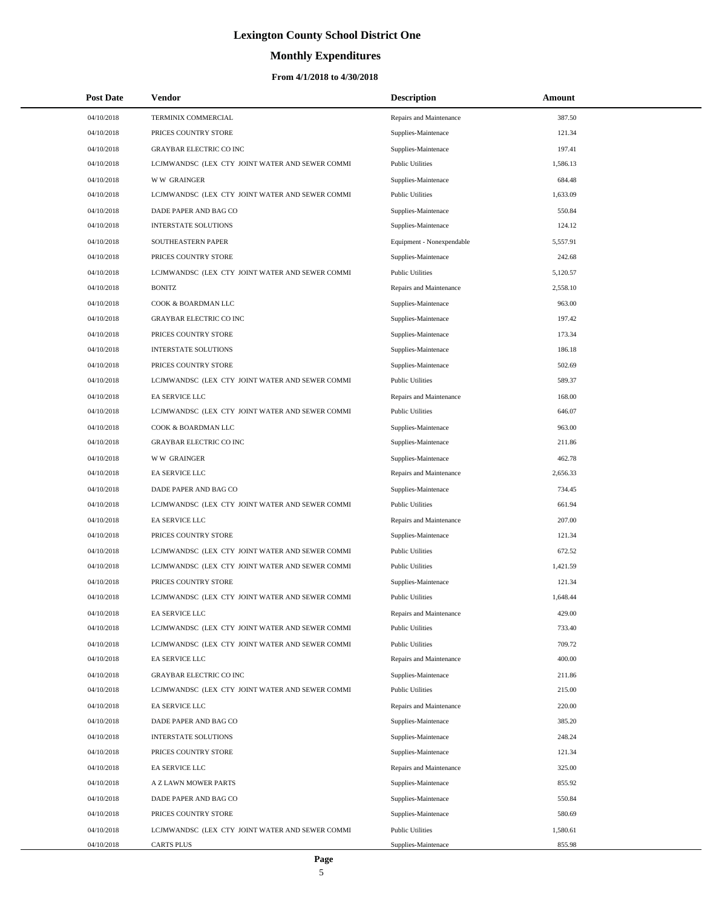# Lexington County School District One

## Monthly Expenditures

### From 4/1/2018 to 4/30/2018

| Post Date | Vendor | Description | Amount |
|---|---|---|---|
| 04/10/2018 | TERMINIX COMMERCIAL | Repairs and Maintenance | 387.50 |
| 04/10/2018 | PRICES COUNTRY STORE | Supplies-Maintenace | 121.34 |
| 04/10/2018 | GRAYBAR ELECTRIC CO INC | Supplies-Maintenace | 197.41 |
| 04/10/2018 | LCJMWANDSC (LEX CTY JOINT WATER AND SEWER COMMI | Public Utilities | 1,586.13 |
| 04/10/2018 | W W GRAINGER | Supplies-Maintenace | 684.48 |
| 04/10/2018 | LCJMWANDSC (LEX CTY JOINT WATER AND SEWER COMMI | Public Utilities | 1,633.09 |
| 04/10/2018 | DADE PAPER AND BAG CO | Supplies-Maintenace | 550.84 |
| 04/10/2018 | INTERSTATE SOLUTIONS | Supplies-Maintenace | 124.12 |
| 04/10/2018 | SOUTHEASTERN PAPER | Equipment - Nonexpendable | 5,557.91 |
| 04/10/2018 | PRICES COUNTRY STORE | Supplies-Maintenace | 242.68 |
| 04/10/2018 | LCJMWANDSC (LEX CTY JOINT WATER AND SEWER COMMI | Public Utilities | 5,120.57 |
| 04/10/2018 | BONITZ | Repairs and Maintenance | 2,558.10 |
| 04/10/2018 | COOK & BOARDMAN LLC | Supplies-Maintenace | 963.00 |
| 04/10/2018 | GRAYBAR ELECTRIC CO INC | Supplies-Maintenace | 197.42 |
| 04/10/2018 | PRICES COUNTRY STORE | Supplies-Maintenace | 173.34 |
| 04/10/2018 | INTERSTATE SOLUTIONS | Supplies-Maintenace | 186.18 |
| 04/10/2018 | PRICES COUNTRY STORE | Supplies-Maintenace | 502.69 |
| 04/10/2018 | LCJMWANDSC (LEX CTY JOINT WATER AND SEWER COMMI | Public Utilities | 589.37 |
| 04/10/2018 | EA SERVICE LLC | Repairs and Maintenance | 168.00 |
| 04/10/2018 | LCJMWANDSC (LEX CTY JOINT WATER AND SEWER COMMI | Public Utilities | 646.07 |
| 04/10/2018 | COOK & BOARDMAN LLC | Supplies-Maintenace | 963.00 |
| 04/10/2018 | GRAYBAR ELECTRIC CO INC | Supplies-Maintenace | 211.86 |
| 04/10/2018 | W W GRAINGER | Supplies-Maintenace | 462.78 |
| 04/10/2018 | EA SERVICE LLC | Repairs and Maintenance | 2,656.33 |
| 04/10/2018 | DADE PAPER AND BAG CO | Supplies-Maintenace | 734.45 |
| 04/10/2018 | LCJMWANDSC (LEX CTY JOINT WATER AND SEWER COMMI | Public Utilities | 661.94 |
| 04/10/2018 | EA SERVICE LLC | Repairs and Maintenance | 207.00 |
| 04/10/2018 | PRICES COUNTRY STORE | Supplies-Maintenace | 121.34 |
| 04/10/2018 | LCJMWANDSC (LEX CTY JOINT WATER AND SEWER COMMI | Public Utilities | 672.52 |
| 04/10/2018 | LCJMWANDSC (LEX CTY JOINT WATER AND SEWER COMMI | Public Utilities | 1,421.59 |
| 04/10/2018 | PRICES COUNTRY STORE | Supplies-Maintenace | 121.34 |
| 04/10/2018 | LCJMWANDSC (LEX CTY JOINT WATER AND SEWER COMMI | Public Utilities | 1,648.44 |
| 04/10/2018 | EA SERVICE LLC | Repairs and Maintenance | 429.00 |
| 04/10/2018 | LCJMWANDSC (LEX CTY JOINT WATER AND SEWER COMMI | Public Utilities | 733.40 |
| 04/10/2018 | LCJMWANDSC (LEX CTY JOINT WATER AND SEWER COMMI | Public Utilities | 709.72 |
| 04/10/2018 | EA SERVICE LLC | Repairs and Maintenance | 400.00 |
| 04/10/2018 | GRAYBAR ELECTRIC CO INC | Supplies-Maintenace | 211.86 |
| 04/10/2018 | LCJMWANDSC (LEX CTY JOINT WATER AND SEWER COMMI | Public Utilities | 215.00 |
| 04/10/2018 | EA SERVICE LLC | Repairs and Maintenance | 220.00 |
| 04/10/2018 | DADE PAPER AND BAG CO | Supplies-Maintenace | 385.20 |
| 04/10/2018 | INTERSTATE SOLUTIONS | Supplies-Maintenace | 248.24 |
| 04/10/2018 | PRICES COUNTRY STORE | Supplies-Maintenace | 121.34 |
| 04/10/2018 | EA SERVICE LLC | Repairs and Maintenance | 325.00 |
| 04/10/2018 | A Z LAWN MOWER PARTS | Supplies-Maintenace | 855.92 |
| 04/10/2018 | DADE PAPER AND BAG CO | Supplies-Maintenace | 550.84 |
| 04/10/2018 | PRICES COUNTRY STORE | Supplies-Maintenace | 580.69 |
| 04/10/2018 | LCJMWANDSC (LEX CTY JOINT WATER AND SEWER COMMI | Public Utilities | 1,580.61 |
| 04/10/2018 | CARTS PLUS | Supplies-Maintenace | 855.98 |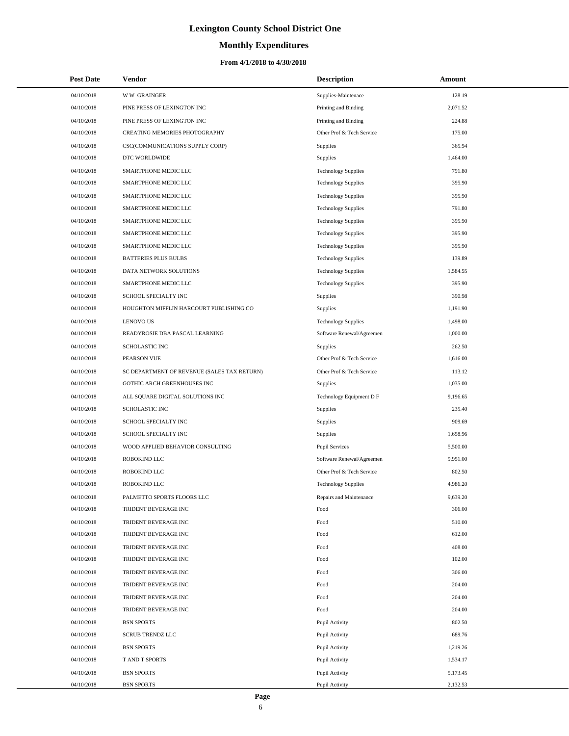# Lexington County School District One

## Monthly Expenditures

### From 4/1/2018 to 4/30/2018

| Post Date | Vendor | Description | Amount |
|---|---|---|---|
| 04/10/2018 | W W GRAINGER | Supplies-Maintenace | 128.19 |
| 04/10/2018 | PINE PRESS OF LEXINGTON INC | Printing and Binding | 2,071.52 |
| 04/10/2018 | PINE PRESS OF LEXINGTON INC | Printing and Binding | 224.88 |
| 04/10/2018 | CREATING MEMORIES PHOTOGRAPHY | Other Prof & Tech Service | 175.00 |
| 04/10/2018 | CSC(COMMUNICATIONS SUPPLY CORP) | Supplies | 365.94 |
| 04/10/2018 | DTC WORLDWIDE | Supplies | 1,464.00 |
| 04/10/2018 | SMARTPHONE MEDIC LLC | Technology Supplies | 791.80 |
| 04/10/2018 | SMARTPHONE MEDIC LLC | Technology Supplies | 395.90 |
| 04/10/2018 | SMARTPHONE MEDIC LLC | Technology Supplies | 395.90 |
| 04/10/2018 | SMARTPHONE MEDIC LLC | Technology Supplies | 791.80 |
| 04/10/2018 | SMARTPHONE MEDIC LLC | Technology Supplies | 395.90 |
| 04/10/2018 | SMARTPHONE MEDIC LLC | Technology Supplies | 395.90 |
| 04/10/2018 | SMARTPHONE MEDIC LLC | Technology Supplies | 395.90 |
| 04/10/2018 | BATTERIES PLUS BULBS | Technology Supplies | 139.89 |
| 04/10/2018 | DATA NETWORK SOLUTIONS | Technology Supplies | 1,584.55 |
| 04/10/2018 | SMARTPHONE MEDIC LLC | Technology Supplies | 395.90 |
| 04/10/2018 | SCHOOL SPECIALTY INC | Supplies | 390.98 |
| 04/10/2018 | HOUGHTON MIFFLIN HARCOURT PUBLISHING CO | Supplies | 1,191.90 |
| 04/10/2018 | LENOVO US | Technology Supplies | 1,498.00 |
| 04/10/2018 | READYROSIE DBA PASCAL LEARNING | Software Renewal/Agreemen | 1,000.00 |
| 04/10/2018 | SCHOLASTIC INC | Supplies | 262.50 |
| 04/10/2018 | PEARSON VUE | Other Prof & Tech Service | 1,616.00 |
| 04/10/2018 | SC DEPARTMENT OF REVENUE (SALES TAX RETURN) | Other Prof & Tech Service | 113.12 |
| 04/10/2018 | GOTHIC ARCH GREENHOUSES INC | Supplies | 1,035.00 |
| 04/10/2018 | ALL SQUARE DIGITAL SOLUTIONS INC | Technology Equipment D F | 9,196.65 |
| 04/10/2018 | SCHOLASTIC INC | Supplies | 235.40 |
| 04/10/2018 | SCHOOL SPECIALTY INC | Supplies | 909.69 |
| 04/10/2018 | SCHOOL SPECIALTY INC | Supplies | 1,658.96 |
| 04/10/2018 | WOOD APPLIED BEHAVIOR CONSULTING | Pupil Services | 5,500.00 |
| 04/10/2018 | ROBOKIND LLC | Software Renewal/Agreemen | 9,951.00 |
| 04/10/2018 | ROBOKIND LLC | Other Prof & Tech Service | 802.50 |
| 04/10/2018 | ROBOKIND LLC | Technology Supplies | 4,986.20 |
| 04/10/2018 | PALMETTO SPORTS FLOORS LLC | Repairs and Maintenance | 9,639.20 |
| 04/10/2018 | TRIDENT BEVERAGE INC | Food | 306.00 |
| 04/10/2018 | TRIDENT BEVERAGE INC | Food | 510.00 |
| 04/10/2018 | TRIDENT BEVERAGE INC | Food | 612.00 |
| 04/10/2018 | TRIDENT BEVERAGE INC | Food | 408.00 |
| 04/10/2018 | TRIDENT BEVERAGE INC | Food | 102.00 |
| 04/10/2018 | TRIDENT BEVERAGE INC | Food | 306.00 |
| 04/10/2018 | TRIDENT BEVERAGE INC | Food | 204.00 |
| 04/10/2018 | TRIDENT BEVERAGE INC | Food | 204.00 |
| 04/10/2018 | TRIDENT BEVERAGE INC | Food | 204.00 |
| 04/10/2018 | BSN SPORTS | Pupil Activity | 802.50 |
| 04/10/2018 | SCRUB TRENDZ LLC | Pupil Activity | 689.76 |
| 04/10/2018 | BSN SPORTS | Pupil Activity | 1,219.26 |
| 04/10/2018 | T AND T SPORTS | Pupil Activity | 1,534.17 |
| 04/10/2018 | BSN SPORTS | Pupil Activity | 5,173.45 |
| 04/10/2018 | BSN SPORTS | Pupil Activity | 2,132.53 |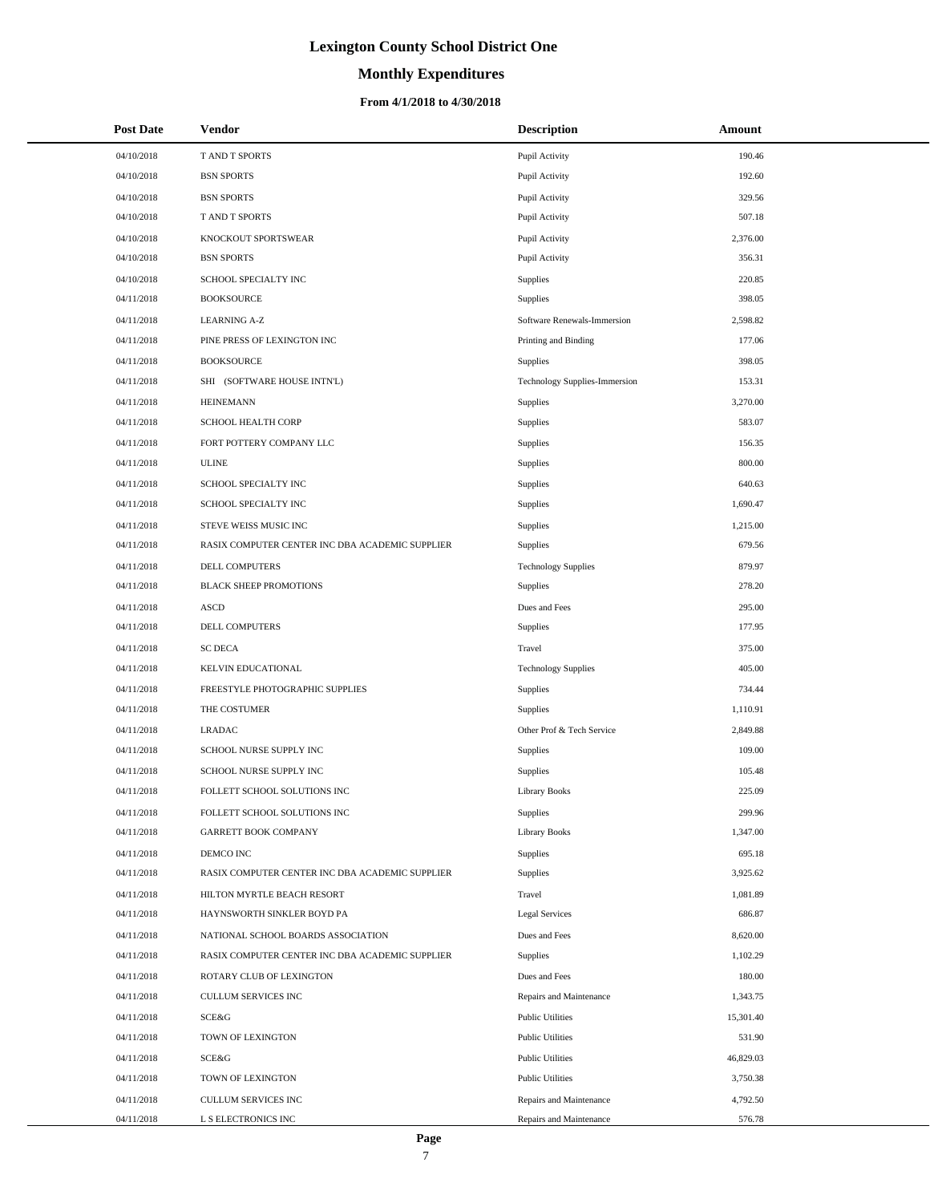# Lexington County School District One

## Monthly Expenditures

### From 4/1/2018 to 4/30/2018

| Post Date | Vendor | Description | Amount |
| --- | --- | --- | --- |
| 04/10/2018 | T AND T SPORTS | Pupil Activity | 190.46 |
| 04/10/2018 | BSN SPORTS | Pupil Activity | 192.60 |
| 04/10/2018 | BSN SPORTS | Pupil Activity | 329.56 |
| 04/10/2018 | T AND T SPORTS | Pupil Activity | 507.18 |
| 04/10/2018 | KNOCKOUT SPORTSWEAR | Pupil Activity | 2,376.00 |
| 04/10/2018 | BSN SPORTS | Pupil Activity | 356.31 |
| 04/10/2018 | SCHOOL SPECIALTY INC | Supplies | 220.85 |
| 04/11/2018 | BOOKSOURCE | Supplies | 398.05 |
| 04/11/2018 | LEARNING A-Z | Software Renewals-Immersion | 2,598.82 |
| 04/11/2018 | PINE PRESS OF LEXINGTON INC | Printing and Binding | 177.06 |
| 04/11/2018 | BOOKSOURCE | Supplies | 398.05 |
| 04/11/2018 | SHI (SOFTWARE HOUSE INTN'L) | Technology Supplies-Immersion | 153.31 |
| 04/11/2018 | HEINEMANN | Supplies | 3,270.00 |
| 04/11/2018 | SCHOOL HEALTH CORP | Supplies | 583.07 |
| 04/11/2018 | FORT POTTERY COMPANY LLC | Supplies | 156.35 |
| 04/11/2018 | ULINE | Supplies | 800.00 |
| 04/11/2018 | SCHOOL SPECIALTY INC | Supplies | 640.63 |
| 04/11/2018 | SCHOOL SPECIALTY INC | Supplies | 1,690.47 |
| 04/11/2018 | STEVE WEISS MUSIC INC | Supplies | 1,215.00 |
| 04/11/2018 | RASIX COMPUTER CENTER INC DBA ACADEMIC SUPPLIER | Supplies | 679.56 |
| 04/11/2018 | DELL COMPUTERS | Technology Supplies | 879.97 |
| 04/11/2018 | BLACK SHEEP PROMOTIONS | Supplies | 278.20 |
| 04/11/2018 | ASCD | Dues and Fees | 295.00 |
| 04/11/2018 | DELL COMPUTERS | Supplies | 177.95 |
| 04/11/2018 | SC DECA | Travel | 375.00 |
| 04/11/2018 | KELVIN EDUCATIONAL | Technology Supplies | 405.00 |
| 04/11/2018 | FREESTYLE PHOTOGRAPHIC SUPPLIES | Supplies | 734.44 |
| 04/11/2018 | THE COSTUMER | Supplies | 1,110.91 |
| 04/11/2018 | LRADAC | Other Prof & Tech Service | 2,849.88 |
| 04/11/2018 | SCHOOL NURSE SUPPLY INC | Supplies | 109.00 |
| 04/11/2018 | SCHOOL NURSE SUPPLY INC | Supplies | 105.48 |
| 04/11/2018 | FOLLETT SCHOOL SOLUTIONS INC | Library Books | 225.09 |
| 04/11/2018 | FOLLETT SCHOOL SOLUTIONS INC | Supplies | 299.96 |
| 04/11/2018 | GARRETT BOOK COMPANY | Library Books | 1,347.00 |
| 04/11/2018 | DEMCO INC | Supplies | 695.18 |
| 04/11/2018 | RASIX COMPUTER CENTER INC DBA ACADEMIC SUPPLIER | Supplies | 3,925.62 |
| 04/11/2018 | HILTON MYRTLE BEACH RESORT | Travel | 1,081.89 |
| 04/11/2018 | HAYNSWORTH SINKLER BOYD PA | Legal Services | 686.87 |
| 04/11/2018 | NATIONAL SCHOOL BOARDS ASSOCIATION | Dues and Fees | 8,620.00 |
| 04/11/2018 | RASIX COMPUTER CENTER INC DBA ACADEMIC SUPPLIER | Supplies | 1,102.29 |
| 04/11/2018 | ROTARY CLUB OF LEXINGTON | Dues and Fees | 180.00 |
| 04/11/2018 | CULLUM SERVICES INC | Repairs and Maintenance | 1,343.75 |
| 04/11/2018 | SCE&G | Public Utilities | 15,301.40 |
| 04/11/2018 | TOWN OF LEXINGTON | Public Utilities | 531.90 |
| 04/11/2018 | SCE&G | Public Utilities | 46,829.03 |
| 04/11/2018 | TOWN OF LEXINGTON | Public Utilities | 3,750.38 |
| 04/11/2018 | CULLUM SERVICES INC | Repairs and Maintenance | 4,792.50 |
| 04/11/2018 | L S ELECTRONICS INC | Repairs and Maintenance | 576.78 |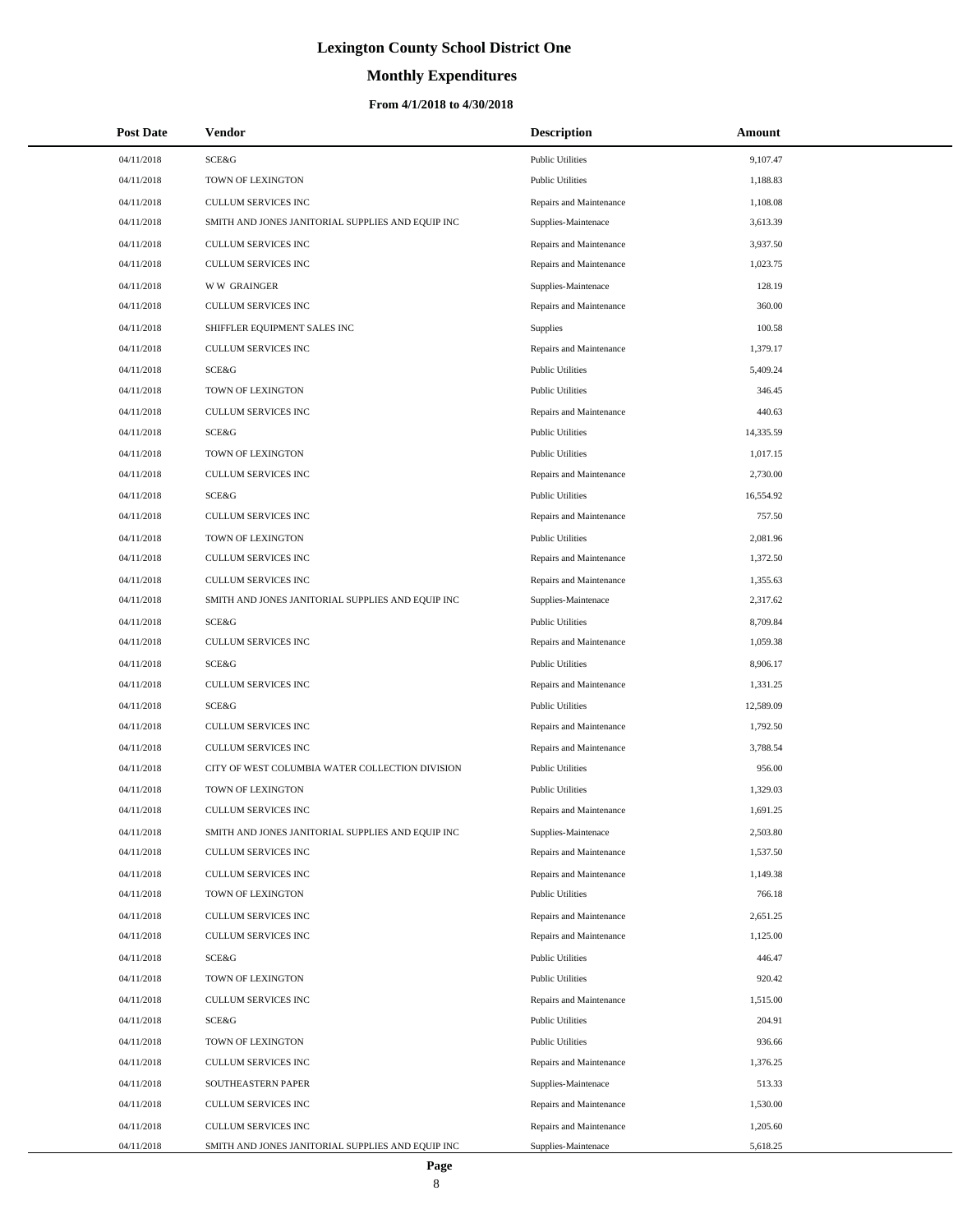# Lexington County School District One

## Monthly Expenditures

### From 4/1/2018 to 4/30/2018

| Post Date | Vendor | Description | Amount |
|---|---|---|---|
| 04/11/2018 | SCE&G | Public Utilities | 9,107.47 |
| 04/11/2018 | TOWN OF LEXINGTON | Public Utilities | 1,188.83 |
| 04/11/2018 | CULLUM SERVICES INC | Repairs and Maintenance | 1,108.08 |
| 04/11/2018 | SMITH AND JONES JANITORIAL SUPPLIES AND EQUIP INC | Supplies-Maintenace | 3,613.39 |
| 04/11/2018 | CULLUM SERVICES INC | Repairs and Maintenance | 3,937.50 |
| 04/11/2018 | CULLUM SERVICES INC | Repairs and Maintenance | 1,023.75 |
| 04/11/2018 | W W GRAINGER | Supplies-Maintenace | 128.19 |
| 04/11/2018 | CULLUM SERVICES INC | Repairs and Maintenance | 360.00 |
| 04/11/2018 | SHIFFLER EQUIPMENT SALES INC | Supplies | 100.58 |
| 04/11/2018 | CULLUM SERVICES INC | Repairs and Maintenance | 1,379.17 |
| 04/11/2018 | SCE&G | Public Utilities | 5,409.24 |
| 04/11/2018 | TOWN OF LEXINGTON | Public Utilities | 346.45 |
| 04/11/2018 | CULLUM SERVICES INC | Repairs and Maintenance | 440.63 |
| 04/11/2018 | SCE&G | Public Utilities | 14,335.59 |
| 04/11/2018 | TOWN OF LEXINGTON | Public Utilities | 1,017.15 |
| 04/11/2018 | CULLUM SERVICES INC | Repairs and Maintenance | 2,730.00 |
| 04/11/2018 | SCE&G | Public Utilities | 16,554.92 |
| 04/11/2018 | CULLUM SERVICES INC | Repairs and Maintenance | 757.50 |
| 04/11/2018 | TOWN OF LEXINGTON | Public Utilities | 2,081.96 |
| 04/11/2018 | CULLUM SERVICES INC | Repairs and Maintenance | 1,372.50 |
| 04/11/2018 | CULLUM SERVICES INC | Repairs and Maintenance | 1,355.63 |
| 04/11/2018 | SMITH AND JONES JANITORIAL SUPPLIES AND EQUIP INC | Supplies-Maintenace | 2,317.62 |
| 04/11/2018 | SCE&G | Public Utilities | 8,709.84 |
| 04/11/2018 | CULLUM SERVICES INC | Repairs and Maintenance | 1,059.38 |
| 04/11/2018 | SCE&G | Public Utilities | 8,906.17 |
| 04/11/2018 | CULLUM SERVICES INC | Repairs and Maintenance | 1,331.25 |
| 04/11/2018 | SCE&G | Public Utilities | 12,589.09 |
| 04/11/2018 | CULLUM SERVICES INC | Repairs and Maintenance | 1,792.50 |
| 04/11/2018 | CULLUM SERVICES INC | Repairs and Maintenance | 3,788.54 |
| 04/11/2018 | CITY OF WEST COLUMBIA WATER COLLECTION DIVISION | Public Utilities | 956.00 |
| 04/11/2018 | TOWN OF LEXINGTON | Public Utilities | 1,329.03 |
| 04/11/2018 | CULLUM SERVICES INC | Repairs and Maintenance | 1,691.25 |
| 04/11/2018 | SMITH AND JONES JANITORIAL SUPPLIES AND EQUIP INC | Supplies-Maintenace | 2,503.80 |
| 04/11/2018 | CULLUM SERVICES INC | Repairs and Maintenance | 1,537.50 |
| 04/11/2018 | CULLUM SERVICES INC | Repairs and Maintenance | 1,149.38 |
| 04/11/2018 | TOWN OF LEXINGTON | Public Utilities | 766.18 |
| 04/11/2018 | CULLUM SERVICES INC | Repairs and Maintenance | 2,651.25 |
| 04/11/2018 | CULLUM SERVICES INC | Repairs and Maintenance | 1,125.00 |
| 04/11/2018 | SCE&G | Public Utilities | 446.47 |
| 04/11/2018 | TOWN OF LEXINGTON | Public Utilities | 920.42 |
| 04/11/2018 | CULLUM SERVICES INC | Repairs and Maintenance | 1,515.00 |
| 04/11/2018 | SCE&G | Public Utilities | 204.91 |
| 04/11/2018 | TOWN OF LEXINGTON | Public Utilities | 936.66 |
| 04/11/2018 | CULLUM SERVICES INC | Repairs and Maintenance | 1,376.25 |
| 04/11/2018 | SOUTHEASTERN PAPER | Supplies-Maintenace | 513.33 |
| 04/11/2018 | CULLUM SERVICES INC | Repairs and Maintenance | 1,530.00 |
| 04/11/2018 | CULLUM SERVICES INC | Repairs and Maintenance | 1,205.60 |
| 04/11/2018 | SMITH AND JONES JANITORIAL SUPPLIES AND EQUIP INC | Supplies-Maintenace | 5,618.25 |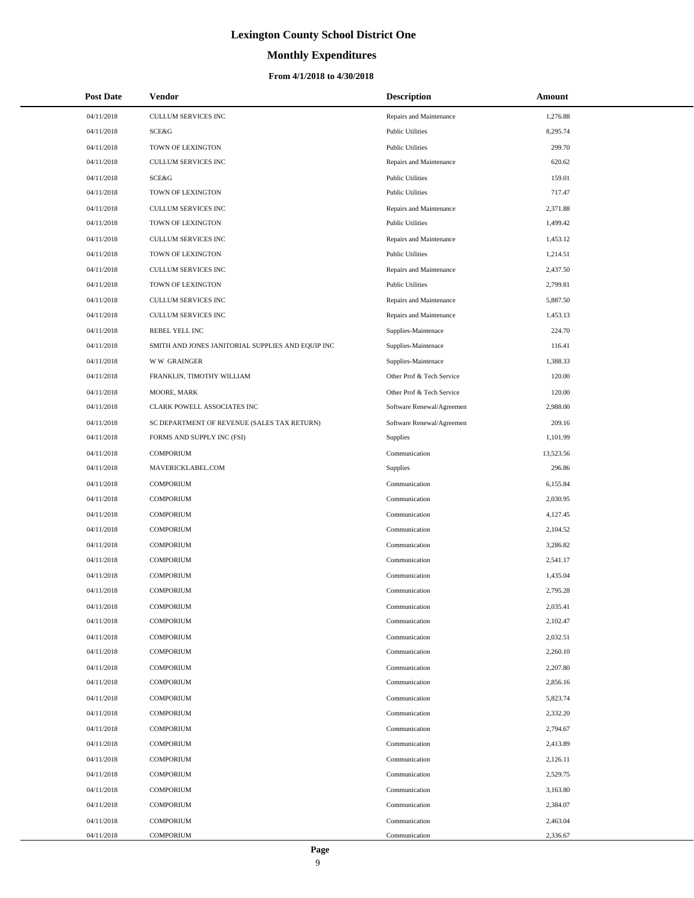# Lexington County School District One

## Monthly Expenditures

### From 4/1/2018 to 4/30/2018

| Post Date | Vendor | Description | Amount |
|---|---|---|---|
| 04/11/2018 | CULLUM SERVICES INC | Repairs and Maintenance | 1,276.88 |
| 04/11/2018 | SCE&G | Public Utilities | 8,295.74 |
| 04/11/2018 | TOWN OF LEXINGTON | Public Utilities | 299.70 |
| 04/11/2018 | CULLUM SERVICES INC | Repairs and Maintenance | 620.62 |
| 04/11/2018 | SCE&G | Public Utilities | 159.01 |
| 04/11/2018 | TOWN OF LEXINGTON | Public Utilities | 717.47 |
| 04/11/2018 | CULLUM SERVICES INC | Repairs and Maintenance | 2,371.88 |
| 04/11/2018 | TOWN OF LEXINGTON | Public Utilities | 1,499.42 |
| 04/11/2018 | CULLUM SERVICES INC | Repairs and Maintenance | 1,453.12 |
| 04/11/2018 | TOWN OF LEXINGTON | Public Utilities | 1,214.51 |
| 04/11/2018 | CULLUM SERVICES INC | Repairs and Maintenance | 2,437.50 |
| 04/11/2018 | TOWN OF LEXINGTON | Public Utilities | 2,799.81 |
| 04/11/2018 | CULLUM SERVICES INC | Repairs and Maintenance | 5,887.50 |
| 04/11/2018 | CULLUM SERVICES INC | Repairs and Maintenance | 1,453.13 |
| 04/11/2018 | REBEL YELL INC | Supplies-Maintenace | 224.70 |
| 04/11/2018 | SMITH AND JONES JANITORIAL SUPPLIES AND EQUIP INC | Supplies-Maintenace | 116.41 |
| 04/11/2018 | W W GRAINGER | Supplies-Maintenace | 1,388.33 |
| 04/11/2018 | FRANKLIN, TIMOTHY WILLIAM | Other Prof & Tech Service | 120.00 |
| 04/11/2018 | MOORE, MARK | Other Prof & Tech Service | 120.00 |
| 04/11/2018 | CLARK POWELL ASSOCIATES INC | Software Renewal/Agreemen | 2,988.00 |
| 04/11/2018 | SC DEPARTMENT OF REVENUE (SALES TAX RETURN) | Software Renewal/Agreemen | 209.16 |
| 04/11/2018 | FORMS AND SUPPLY INC (FSI) | Supplies | 1,101.99 |
| 04/11/2018 | COMPORIUM | Communication | 13,523.56 |
| 04/11/2018 | MAVERICKLABEL.COM | Supplies | 296.86 |
| 04/11/2018 | COMPORIUM | Communication | 6,155.84 |
| 04/11/2018 | COMPORIUM | Communication | 2,030.95 |
| 04/11/2018 | COMPORIUM | Communication | 4,127.45 |
| 04/11/2018 | COMPORIUM | Communication | 2,104.52 |
| 04/11/2018 | COMPORIUM | Communication | 3,286.82 |
| 04/11/2018 | COMPORIUM | Communication | 2,541.17 |
| 04/11/2018 | COMPORIUM | Communication | 1,435.04 |
| 04/11/2018 | COMPORIUM | Communication | 2,795.28 |
| 04/11/2018 | COMPORIUM | Communication | 2,035.41 |
| 04/11/2018 | COMPORIUM | Communication | 2,102.47 |
| 04/11/2018 | COMPORIUM | Communication | 2,032.51 |
| 04/11/2018 | COMPORIUM | Communication | 2,260.10 |
| 04/11/2018 | COMPORIUM | Communication | 2,207.80 |
| 04/11/2018 | COMPORIUM | Communication | 2,856.16 |
| 04/11/2018 | COMPORIUM | Communication | 5,823.74 |
| 04/11/2018 | COMPORIUM | Communication | 2,332.20 |
| 04/11/2018 | COMPORIUM | Communication | 2,794.67 |
| 04/11/2018 | COMPORIUM | Communication | 2,413.89 |
| 04/11/2018 | COMPORIUM | Communication | 2,126.11 |
| 04/11/2018 | COMPORIUM | Communication | 2,529.75 |
| 04/11/2018 | COMPORIUM | Communication | 3,163.80 |
| 04/11/2018 | COMPORIUM | Communication | 2,384.07 |
| 04/11/2018 | COMPORIUM | Communication | 2,463.04 |
| 04/11/2018 | COMPORIUM | Communication | 2,336.67 |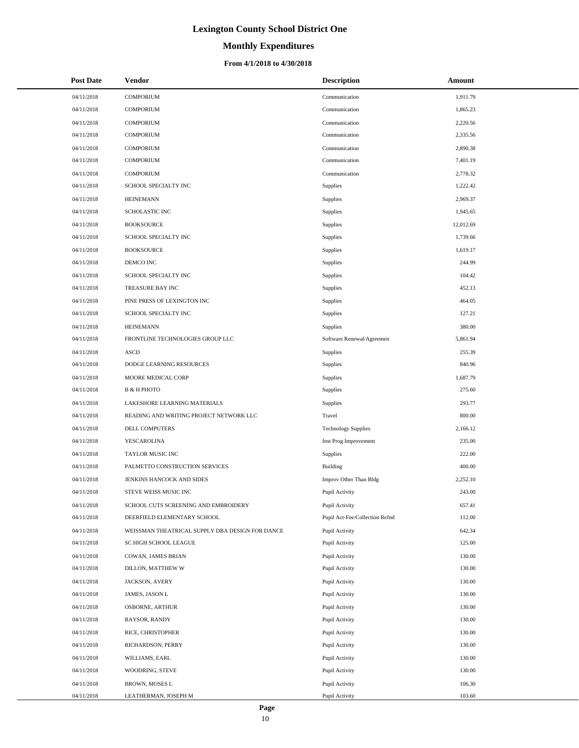# Lexington County School District One

## Monthly Expenditures

### From 4/1/2018 to 4/30/2018

| Post Date | Vendor | Description | Amount |
|---|---|---|---|
| 04/11/2018 | COMPORIUM | Communication | 1,911.79 |
| 04/11/2018 | COMPORIUM | Communication | 1,865.23 |
| 04/11/2018 | COMPORIUM | Communication | 2,220.56 |
| 04/11/2018 | COMPORIUM | Communication | 2,335.56 |
| 04/11/2018 | COMPORIUM | Communication | 2,890.38 |
| 04/11/2018 | COMPORIUM | Communication | 7,401.19 |
| 04/11/2018 | COMPORIUM | Communication | 2,778.32 |
| 04/11/2018 | SCHOOL SPECIALTY INC | Supplies | 1,222.42 |
| 04/11/2018 | HEINEMANN | Supplies | 2,969.37 |
| 04/11/2018 | SCHOLASTIC INC | Supplies | 1,945.65 |
| 04/11/2018 | BOOKSOURCE | Supplies | 12,012.69 |
| 04/11/2018 | SCHOOL SPECIALTY INC | Supplies | 1,739.66 |
| 04/11/2018 | BOOKSOURCE | Supplies | 1,619.17 |
| 04/11/2018 | DEMCO INC | Supplies | 244.99 |
| 04/11/2018 | SCHOOL SPECIALTY INC | Supplies | 104.42 |
| 04/11/2018 | TREASURE BAY INC | Supplies | 452.13 |
| 04/11/2018 | PINE PRESS OF LEXINGTON INC | Supplies | 464.05 |
| 04/11/2018 | SCHOOL SPECIALTY INC | Supplies | 127.21 |
| 04/11/2018 | HEINEMANN | Supplies | 380.00 |
| 04/11/2018 | FRONTLINE TECHNOLOGIES GROUP LLC | Software Renewal/Agreemen | 5,861.94 |
| 04/11/2018 | ASCD | Supplies | 255.39 |
| 04/11/2018 | DODGE LEARNING RESOURCES | Supplies | 840.96 |
| 04/11/2018 | MOORE MEDICAL CORP | Supplies | 1,687.79 |
| 04/11/2018 | B & H PHOTO | Supplies | 275.60 |
| 04/11/2018 | LAKESHORE LEARNING MATERIALS | Supplies | 293.77 |
| 04/11/2018 | READING AND WRITING PROJECT NETWORK LLC | Travel | 800.00 |
| 04/11/2018 | DELL COMPUTERS | Technology Supplies | 2,166.12 |
| 04/11/2018 | YESCAROLINA | Inst Prog Improvement | 235.00 |
| 04/11/2018 | TAYLOR MUSIC INC | Supplies | 222.00 |
| 04/11/2018 | PALMETTO CONSTRUCTION SERVICES | Building | 400.00 |
| 04/11/2018 | JENKINS HANCOCK AND SIDES | Improv Other Than Bldg | 2,252.10 |
| 04/11/2018 | STEVE WEISS MUSIC INC | Pupil Activity | 243.00 |
| 04/11/2018 | SCHOOL CUTS SCREENING AND EMBROIDERY | Pupil Activity | 657.41 |
| 04/11/2018 | DEERFIELD ELEMENTARY SCHOOL | Pupil Act-Fee/Collection Refnd | 112.00 |
| 04/11/2018 | WEISSMAN THEATRICAL SUPPLY DBA DESIGN FOR DANCE | Pupil Activity | 642.34 |
| 04/11/2018 | SC HIGH SCHOOL LEAGUE | Pupil Activity | 125.00 |
| 04/11/2018 | COWAN, JAMES BRIAN | Pupil Activity | 130.00 |
| 04/11/2018 | DILLON, MATTHEW W | Pupil Activity | 130.00 |
| 04/11/2018 | JACKSON, AVERY | Pupil Activity | 130.00 |
| 04/11/2018 | JAMES, JASON L | Pupil Activity | 130.00 |
| 04/11/2018 | OSBORNE, ARTHUR | Pupil Activity | 130.00 |
| 04/11/2018 | RAYSOR, RANDY | Pupil Activity | 130.00 |
| 04/11/2018 | RICE, CHRISTOPHER | Pupil Activity | 130.00 |
| 04/11/2018 | RICHARDSON, PERRY | Pupil Activity | 130.00 |
| 04/11/2018 | WILLIAMS, EARL | Pupil Activity | 130.00 |
| 04/11/2018 | WOODRING, STEVE | Pupil Activity | 130.00 |
| 04/11/2018 | BROWN, MOSES L | Pupil Activity | 106.30 |
| 04/11/2018 | LEATHERMAN, JOSEPH M | Pupil Activity | 103.60 |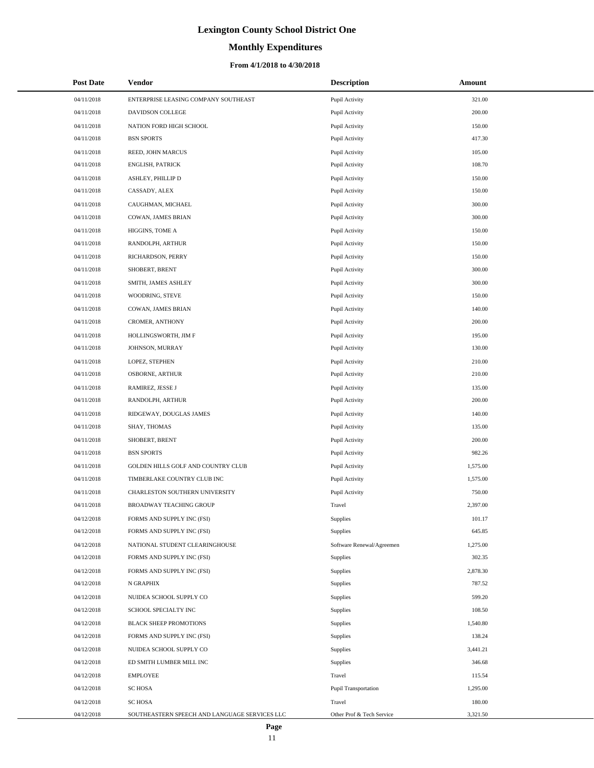# Lexington County School District One

## Monthly Expenditures

### From 4/1/2018 to 4/30/2018

| Post Date | Vendor | Description | Amount |
|---|---|---|---|
| 04/11/2018 | ENTERPRISE LEASING COMPANY SOUTHEAST | Pupil Activity | 321.00 |
| 04/11/2018 | DAVIDSON COLLEGE | Pupil Activity | 200.00 |
| 04/11/2018 | NATION FORD HIGH SCHOOL | Pupil Activity | 150.00 |
| 04/11/2018 | BSN SPORTS | Pupil Activity | 417.30 |
| 04/11/2018 | REED, JOHN MARCUS | Pupil Activity | 105.00 |
| 04/11/2018 | ENGLISH, PATRICK | Pupil Activity | 108.70 |
| 04/11/2018 | ASHLEY, PHILLIP D | Pupil Activity | 150.00 |
| 04/11/2018 | CASSADY, ALEX | Pupil Activity | 150.00 |
| 04/11/2018 | CAUGHMAN, MICHAEL | Pupil Activity | 300.00 |
| 04/11/2018 | COWAN, JAMES BRIAN | Pupil Activity | 300.00 |
| 04/11/2018 | HIGGINS, TOME A | Pupil Activity | 150.00 |
| 04/11/2018 | RANDOLPH, ARTHUR | Pupil Activity | 150.00 |
| 04/11/2018 | RICHARDSON, PERRY | Pupil Activity | 150.00 |
| 04/11/2018 | SHOBERT, BRENT | Pupil Activity | 300.00 |
| 04/11/2018 | SMITH, JAMES ASHLEY | Pupil Activity | 300.00 |
| 04/11/2018 | WOODRING, STEVE | Pupil Activity | 150.00 |
| 04/11/2018 | COWAN, JAMES BRIAN | Pupil Activity | 140.00 |
| 04/11/2018 | CROMER, ANTHONY | Pupil Activity | 200.00 |
| 04/11/2018 | HOLLINGSWORTH, JIM F | Pupil Activity | 195.00 |
| 04/11/2018 | JOHNSON, MURRAY | Pupil Activity | 130.00 |
| 04/11/2018 | LOPEZ, STEPHEN | Pupil Activity | 210.00 |
| 04/11/2018 | OSBORNE, ARTHUR | Pupil Activity | 210.00 |
| 04/11/2018 | RAMIREZ, JESSE J | Pupil Activity | 135.00 |
| 04/11/2018 | RANDOLPH, ARTHUR | Pupil Activity | 200.00 |
| 04/11/2018 | RIDGEWAY, DOUGLAS JAMES | Pupil Activity | 140.00 |
| 04/11/2018 | SHAY, THOMAS | Pupil Activity | 135.00 |
| 04/11/2018 | SHOBERT, BRENT | Pupil Activity | 200.00 |
| 04/11/2018 | BSN SPORTS | Pupil Activity | 982.26 |
| 04/11/2018 | GOLDEN HILLS GOLF AND COUNTRY CLUB | Pupil Activity | 1,575.00 |
| 04/11/2018 | TIMBERLAKE COUNTRY CLUB INC | Pupil Activity | 1,575.00 |
| 04/11/2018 | CHARLESTON SOUTHERN UNIVERSITY | Pupil Activity | 750.00 |
| 04/11/2018 | BROADWAY TEACHING GROUP | Travel | 2,397.00 |
| 04/12/2018 | FORMS AND SUPPLY INC (FSI) | Supplies | 101.17 |
| 04/12/2018 | FORMS AND SUPPLY INC (FSI) | Supplies | 645.85 |
| 04/12/2018 | NATIONAL STUDENT CLEARINGHOUSE | Software Renewal/Agreemen | 1,275.00 |
| 04/12/2018 | FORMS AND SUPPLY INC (FSI) | Supplies | 302.35 |
| 04/12/2018 | FORMS AND SUPPLY INC (FSI) | Supplies | 2,878.30 |
| 04/12/2018 | N GRAPHIX | Supplies | 787.52 |
| 04/12/2018 | NUIDEA SCHOOL SUPPLY CO | Supplies | 599.20 |
| 04/12/2018 | SCHOOL SPECIALTY INC | Supplies | 108.50 |
| 04/12/2018 | BLACK SHEEP PROMOTIONS | Supplies | 1,540.80 |
| 04/12/2018 | FORMS AND SUPPLY INC (FSI) | Supplies | 138.24 |
| 04/12/2018 | NUIDEA SCHOOL SUPPLY CO | Supplies | 3,441.21 |
| 04/12/2018 | ED SMITH LUMBER MILL INC | Supplies | 346.68 |
| 04/12/2018 | EMPLOYEE | Travel | 115.54 |
| 04/12/2018 | SC HOSA | Pupil Transportation | 1,295.00 |
| 04/12/2018 | SC HOSA | Travel | 180.00 |
| 04/12/2018 | SOUTHEASTERN SPEECH AND LANGUAGE SERVICES LLC | Other Prof & Tech Service | 3,321.50 |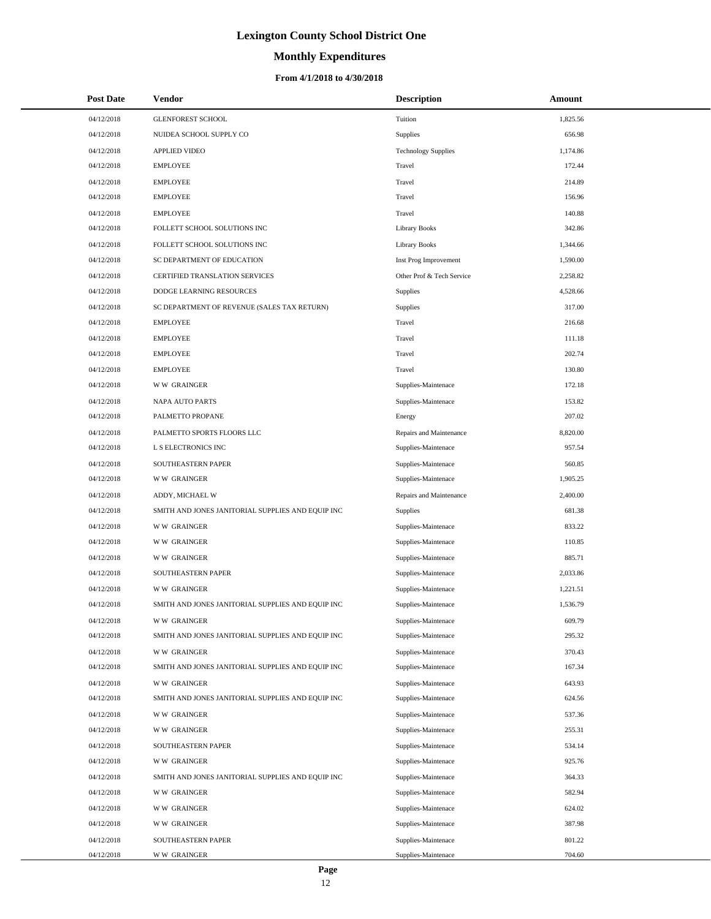# Lexington County School District One

## Monthly Expenditures

### From 4/1/2018 to 4/30/2018

| Post Date | Vendor | Description | Amount |
|---|---|---|---|
| 04/12/2018 | GLENFOREST SCHOOL | Tuition | 1,825.56 |
| 04/12/2018 | NUIDEA SCHOOL SUPPLY CO | Supplies | 656.98 |
| 04/12/2018 | APPLIED VIDEO | Technology Supplies | 1,174.86 |
| 04/12/2018 | EMPLOYEE | Travel | 172.44 |
| 04/12/2018 | EMPLOYEE | Travel | 214.89 |
| 04/12/2018 | EMPLOYEE | Travel | 156.96 |
| 04/12/2018 | EMPLOYEE | Travel | 140.88 |
| 04/12/2018 | FOLLETT SCHOOL SOLUTIONS INC | Library Books | 342.86 |
| 04/12/2018 | FOLLETT SCHOOL SOLUTIONS INC | Library Books | 1,344.66 |
| 04/12/2018 | SC DEPARTMENT OF EDUCATION | Inst Prog Improvement | 1,590.00 |
| 04/12/2018 | CERTIFIED TRANSLATION SERVICES | Other Prof & Tech Service | 2,258.82 |
| 04/12/2018 | DODGE LEARNING RESOURCES | Supplies | 4,528.66 |
| 04/12/2018 | SC DEPARTMENT OF REVENUE (SALES TAX RETURN) | Supplies | 317.00 |
| 04/12/2018 | EMPLOYEE | Travel | 216.68 |
| 04/12/2018 | EMPLOYEE | Travel | 111.18 |
| 04/12/2018 | EMPLOYEE | Travel | 202.74 |
| 04/12/2018 | EMPLOYEE | Travel | 130.80 |
| 04/12/2018 | W W GRAINGER | Supplies-Maintenace | 172.18 |
| 04/12/2018 | NAPA AUTO PARTS | Supplies-Maintenace | 153.82 |
| 04/12/2018 | PALMETTO PROPANE | Energy | 207.02 |
| 04/12/2018 | PALMETTO SPORTS FLOORS LLC | Repairs and Maintenance | 8,820.00 |
| 04/12/2018 | L S ELECTRONICS INC | Supplies-Maintenace | 957.54 |
| 04/12/2018 | SOUTHEASTERN PAPER | Supplies-Maintenace | 560.85 |
| 04/12/2018 | W W GRAINGER | Supplies-Maintenace | 1,905.25 |
| 04/12/2018 | ADDY, MICHAEL W | Repairs and Maintenance | 2,400.00 |
| 04/12/2018 | SMITH AND JONES JANITORIAL SUPPLIES AND EQUIP INC | Supplies | 681.38 |
| 04/12/2018 | W W GRAINGER | Supplies-Maintenace | 833.22 |
| 04/12/2018 | W W GRAINGER | Supplies-Maintenace | 110.85 |
| 04/12/2018 | W W GRAINGER | Supplies-Maintenace | 885.71 |
| 04/12/2018 | SOUTHEASTERN PAPER | Supplies-Maintenace | 2,033.86 |
| 04/12/2018 | W W GRAINGER | Supplies-Maintenace | 1,221.51 |
| 04/12/2018 | SMITH AND JONES JANITORIAL SUPPLIES AND EQUIP INC | Supplies-Maintenace | 1,536.79 |
| 04/12/2018 | W W GRAINGER | Supplies-Maintenace | 609.79 |
| 04/12/2018 | SMITH AND JONES JANITORIAL SUPPLIES AND EQUIP INC | Supplies-Maintenace | 295.32 |
| 04/12/2018 | W W GRAINGER | Supplies-Maintenace | 370.43 |
| 04/12/2018 | SMITH AND JONES JANITORIAL SUPPLIES AND EQUIP INC | Supplies-Maintenace | 167.34 |
| 04/12/2018 | W W GRAINGER | Supplies-Maintenace | 643.93 |
| 04/12/2018 | SMITH AND JONES JANITORIAL SUPPLIES AND EQUIP INC | Supplies-Maintenace | 624.56 |
| 04/12/2018 | W W GRAINGER | Supplies-Maintenace | 537.36 |
| 04/12/2018 | W W GRAINGER | Supplies-Maintenace | 255.31 |
| 04/12/2018 | SOUTHEASTERN PAPER | Supplies-Maintenace | 534.14 |
| 04/12/2018 | W W GRAINGER | Supplies-Maintenace | 925.76 |
| 04/12/2018 | SMITH AND JONES JANITORIAL SUPPLIES AND EQUIP INC | Supplies-Maintenace | 364.33 |
| 04/12/2018 | W W GRAINGER | Supplies-Maintenace | 582.94 |
| 04/12/2018 | W W GRAINGER | Supplies-Maintenace | 624.02 |
| 04/12/2018 | W W GRAINGER | Supplies-Maintenace | 387.98 |
| 04/12/2018 | SOUTHEASTERN PAPER | Supplies-Maintenace | 801.22 |
| 04/12/2018 | W W GRAINGER | Supplies-Maintenace | 704.60 |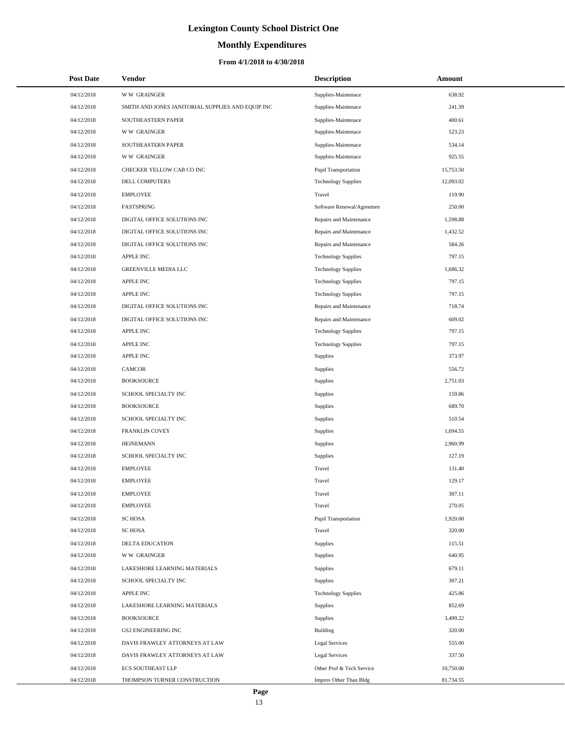# Lexington County School District One

## Monthly Expenditures

### From 4/1/2018 to 4/30/2018

| Post Date | Vendor | Description | Amount |
|---|---|---|---|
| 04/12/2018 | W W GRAINGER | Supplies-Maintenace | 638.92 |
| 04/12/2018 | SMITH AND JONES JANITORIAL SUPPLIES AND EQUIP INC | Supplies-Maintenace | 241.39 |
| 04/12/2018 | SOUTHEASTERN PAPER | Supplies-Maintenace | 400.61 |
| 04/12/2018 | W W GRAINGER | Supplies-Maintenace | 523.23 |
| 04/12/2018 | SOUTHEASTERN PAPER | Supplies-Maintenace | 534.14 |
| 04/12/2018 | W W GRAINGER | Supplies-Maintenace | 925.55 |
| 04/12/2018 | CHECKER YELLOW CAB CO INC | Pupil Transportation | 15,753.50 |
| 04/12/2018 | DELL COMPUTERS | Technology Supplies | 12,093.02 |
| 04/12/2018 | EMPLOYEE | Travel | 119.90 |
| 04/12/2018 | FASTSPRING | Software Renewal/Agreemen | 250.00 |
| 04/12/2018 | DIGITAL OFFICE SOLUTIONS INC | Repairs and Maintenance | 1,598.88 |
| 04/12/2018 | DIGITAL OFFICE SOLUTIONS INC | Repairs and Maintenance | 1,432.52 |
| 04/12/2018 | DIGITAL OFFICE SOLUTIONS INC | Repairs and Maintenance | 584.26 |
| 04/12/2018 | APPLE INC | Technology Supplies | 797.15 |
| 04/12/2018 | GREENVILLE MEDIA LLC | Technology Supplies | 1,686.32 |
| 04/12/2018 | APPLE INC | Technology Supplies | 797.15 |
| 04/12/2018 | APPLE INC | Technology Supplies | 797.15 |
| 04/12/2018 | DIGITAL OFFICE SOLUTIONS INC | Repairs and Maintenance | 718.74 |
| 04/12/2018 | DIGITAL OFFICE SOLUTIONS INC | Repairs and Maintenance | 609.02 |
| 04/12/2018 | APPLE INC | Technology Supplies | 797.15 |
| 04/12/2018 | APPLE INC | Technology Supplies | 797.15 |
| 04/12/2018 | APPLE INC | Supplies | 373.97 |
| 04/12/2018 | CAMCOR | Supplies | 556.72 |
| 04/12/2018 | BOOKSOURCE | Supplies | 2,751.03 |
| 04/12/2018 | SCHOOL SPECIALTY INC | Supplies | 159.86 |
| 04/12/2018 | BOOKSOURCE | Supplies | 689.70 |
| 04/12/2018 | SCHOOL SPECIALTY INC | Supplies | 510.54 |
| 04/12/2018 | FRANKLIN COVEY | Supplies | 1,694.55 |
| 04/12/2018 | HEINEMANN | Supplies | 2,960.99 |
| 04/12/2018 | SCHOOL SPECIALTY INC | Supplies | 127.19 |
| 04/12/2018 | EMPLOYEE | Travel | 131.40 |
| 04/12/2018 | EMPLOYEE | Travel | 129.17 |
| 04/12/2018 | EMPLOYEE | Travel | 307.11 |
| 04/12/2018 | EMPLOYEE | Travel | 270.05 |
| 04/12/2018 | SC HOSA | Pupil Transportation | 1,920.00 |
| 04/12/2018 | SC HOSA | Travel | 320.00 |
| 04/12/2018 | DELTA EDUCATION | Supplies | 115.51 |
| 04/12/2018 | W W GRAINGER | Supplies | 640.95 |
| 04/12/2018 | LAKESHORE LEARNING MATERIALS | Supplies | 679.11 |
| 04/12/2018 | SCHOOL SPECIALTY INC | Supplies | 307.21 |
| 04/12/2018 | APPLE INC | Technology Supplies | 425.86 |
| 04/12/2018 | LAKESHORE LEARNING MATERIALS | Supplies | 852.69 |
| 04/12/2018 | BOOKSOURCE | Supplies | 3,499.22 |
| 04/12/2018 | GS2 ENGINEERING INC | Building | 320.00 |
| 04/12/2018 | DAVIS FRAWLEY ATTORNEYS AT LAW | Legal Services | 555.00 |
| 04/12/2018 | DAVIS FRAWLEY ATTORNEYS AT LAW | Legal Services | 337.50 |
| 04/12/2018 | ECS SOUTHEAST LLP | Other Prof & Tech Service | 10,750.00 |
| 04/12/2018 | THOMPSON TURNER CONSTRUCTION | Improv Other Than Bldg | 81,734.55 |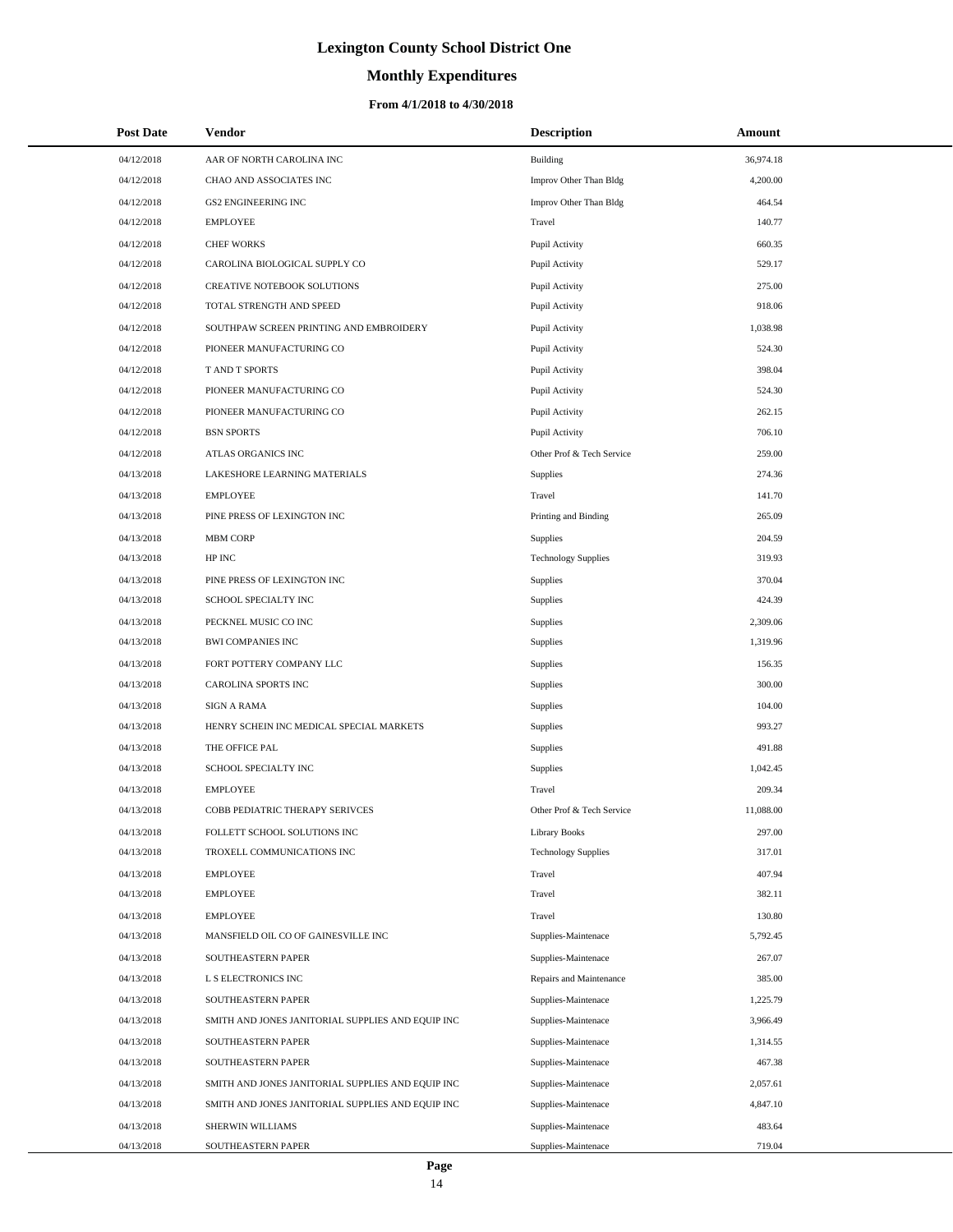# Lexington County School District One

## Monthly Expenditures

### From 4/1/2018 to 4/30/2018

| Post Date | Vendor | Description | Amount |
|---|---|---|---|
| 04/12/2018 | AAR OF NORTH CAROLINA INC | Building | 36,974.18 |
| 04/12/2018 | CHAO AND ASSOCIATES INC | Improv Other Than Bldg | 4,200.00 |
| 04/12/2018 | GS2 ENGINEERING INC | Improv Other Than Bldg | 464.54 |
| 04/12/2018 | EMPLOYEE | Travel | 140.77 |
| 04/12/2018 | CHEF WORKS | Pupil Activity | 660.35 |
| 04/12/2018 | CAROLINA BIOLOGICAL SUPPLY CO | Pupil Activity | 529.17 |
| 04/12/2018 | CREATIVE NOTEBOOK SOLUTIONS | Pupil Activity | 275.00 |
| 04/12/2018 | TOTAL STRENGTH AND SPEED | Pupil Activity | 918.06 |
| 04/12/2018 | SOUTHPAW SCREEN PRINTING AND EMBROIDERY | Pupil Activity | 1,038.98 |
| 04/12/2018 | PIONEER MANUFACTURING CO | Pupil Activity | 524.30 |
| 04/12/2018 | T AND T SPORTS | Pupil Activity | 398.04 |
| 04/12/2018 | PIONEER MANUFACTURING CO | Pupil Activity | 524.30 |
| 04/12/2018 | PIONEER MANUFACTURING CO | Pupil Activity | 262.15 |
| 04/12/2018 | BSN SPORTS | Pupil Activity | 706.10 |
| 04/12/2018 | ATLAS ORGANICS INC | Other Prof & Tech Service | 259.00 |
| 04/13/2018 | LAKESHORE LEARNING MATERIALS | Supplies | 274.36 |
| 04/13/2018 | EMPLOYEE | Travel | 141.70 |
| 04/13/2018 | PINE PRESS OF LEXINGTON INC | Printing and Binding | 265.09 |
| 04/13/2018 | MBM CORP | Supplies | 204.59 |
| 04/13/2018 | HP INC | Technology Supplies | 319.93 |
| 04/13/2018 | PINE PRESS OF LEXINGTON INC | Supplies | 370.04 |
| 04/13/2018 | SCHOOL SPECIALTY INC | Supplies | 424.39 |
| 04/13/2018 | PECKNEL MUSIC CO INC | Supplies | 2,309.06 |
| 04/13/2018 | BWI COMPANIES INC | Supplies | 1,319.96 |
| 04/13/2018 | FORT POTTERY COMPANY LLC | Supplies | 156.35 |
| 04/13/2018 | CAROLINA SPORTS INC | Supplies | 300.00 |
| 04/13/2018 | SIGN A RAMA | Supplies | 104.00 |
| 04/13/2018 | HENRY SCHEIN INC MEDICAL SPECIAL MARKETS | Supplies | 993.27 |
| 04/13/2018 | THE OFFICE PAL | Supplies | 491.88 |
| 04/13/2018 | SCHOOL SPECIALTY INC | Supplies | 1,042.45 |
| 04/13/2018 | EMPLOYEE | Travel | 209.34 |
| 04/13/2018 | COBB PEDIATRIC THERAPY SERIVCES | Other Prof & Tech Service | 11,088.00 |
| 04/13/2018 | FOLLETT SCHOOL SOLUTIONS INC | Library Books | 297.00 |
| 04/13/2018 | TROXELL COMMUNICATIONS INC | Technology Supplies | 317.01 |
| 04/13/2018 | EMPLOYEE | Travel | 407.94 |
| 04/13/2018 | EMPLOYEE | Travel | 382.11 |
| 04/13/2018 | EMPLOYEE | Travel | 130.80 |
| 04/13/2018 | MANSFIELD OIL CO OF GAINESVILLE INC | Supplies-Maintenace | 5,792.45 |
| 04/13/2018 | SOUTHEASTERN PAPER | Supplies-Maintenace | 267.07 |
| 04/13/2018 | L S ELECTRONICS INC | Repairs and Maintenance | 385.00 |
| 04/13/2018 | SOUTHEASTERN PAPER | Supplies-Maintenace | 1,225.79 |
| 04/13/2018 | SMITH AND JONES JANITORIAL SUPPLIES AND EQUIP INC | Supplies-Maintenace | 3,966.49 |
| 04/13/2018 | SOUTHEASTERN PAPER | Supplies-Maintenace | 1,314.55 |
| 04/13/2018 | SOUTHEASTERN PAPER | Supplies-Maintenace | 467.38 |
| 04/13/2018 | SMITH AND JONES JANITORIAL SUPPLIES AND EQUIP INC | Supplies-Maintenace | 2,057.61 |
| 04/13/2018 | SMITH AND JONES JANITORIAL SUPPLIES AND EQUIP INC | Supplies-Maintenace | 4,847.10 |
| 04/13/2018 | SHERWIN WILLIAMS | Supplies-Maintenace | 483.64 |
| 04/13/2018 | SOUTHEASTERN PAPER | Supplies-Maintenace | 719.04 |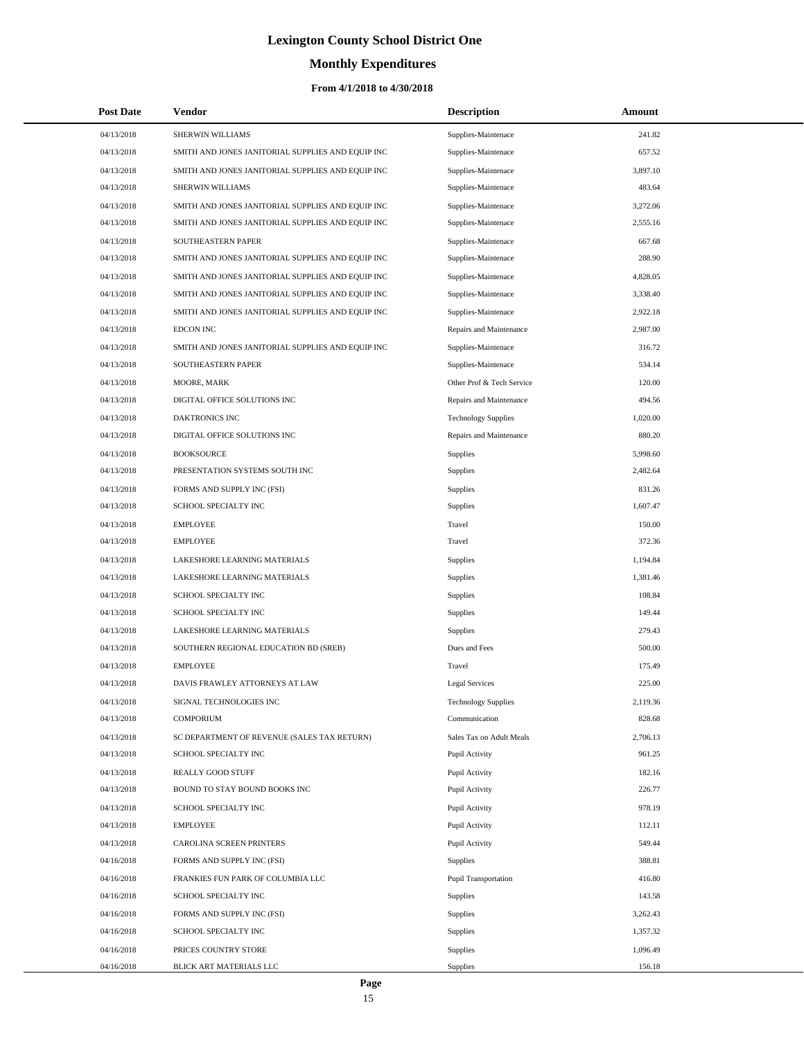# Lexington County School District One

## Monthly Expenditures

### From 4/1/2018 to 4/30/2018

| Post Date | Vendor | Description | Amount |
|---|---|---|---|
| 04/13/2018 | SHERWIN WILLIAMS | Supplies-Maintenace | 241.82 |
| 04/13/2018 | SMITH AND JONES JANITORIAL SUPPLIES AND EQUIP INC | Supplies-Maintenace | 657.52 |
| 04/13/2018 | SMITH AND JONES JANITORIAL SUPPLIES AND EQUIP INC | Supplies-Maintenace | 3,897.10 |
| 04/13/2018 | SHERWIN WILLIAMS | Supplies-Maintenace | 483.64 |
| 04/13/2018 | SMITH AND JONES JANITORIAL SUPPLIES AND EQUIP INC | Supplies-Maintenace | 3,272.06 |
| 04/13/2018 | SMITH AND JONES JANITORIAL SUPPLIES AND EQUIP INC | Supplies-Maintenace | 2,555.16 |
| 04/13/2018 | SOUTHEASTERN PAPER | Supplies-Maintenace | 667.68 |
| 04/13/2018 | SMITH AND JONES JANITORIAL SUPPLIES AND EQUIP INC | Supplies-Maintenace | 288.90 |
| 04/13/2018 | SMITH AND JONES JANITORIAL SUPPLIES AND EQUIP INC | Supplies-Maintenace | 4,828.05 |
| 04/13/2018 | SMITH AND JONES JANITORIAL SUPPLIES AND EQUIP INC | Supplies-Maintenace | 3,338.40 |
| 04/13/2018 | SMITH AND JONES JANITORIAL SUPPLIES AND EQUIP INC | Supplies-Maintenace | 2,922.18 |
| 04/13/2018 | EDCON INC | Repairs and Maintenance | 2,987.00 |
| 04/13/2018 | SMITH AND JONES JANITORIAL SUPPLIES AND EQUIP INC | Supplies-Maintenace | 316.72 |
| 04/13/2018 | SOUTHEASTERN PAPER | Supplies-Maintenace | 534.14 |
| 04/13/2018 | MOORE, MARK | Other Prof & Tech Service | 120.00 |
| 04/13/2018 | DIGITAL OFFICE SOLUTIONS INC | Repairs and Maintenance | 494.56 |
| 04/13/2018 | DAKTRONICS INC | Technology Supplies | 1,020.00 |
| 04/13/2018 | DIGITAL OFFICE SOLUTIONS INC | Repairs and Maintenance | 880.20 |
| 04/13/2018 | BOOKSOURCE | Supplies | 5,998.60 |
| 04/13/2018 | PRESENTATION SYSTEMS SOUTH INC | Supplies | 2,482.64 |
| 04/13/2018 | FORMS AND SUPPLY INC (FSI) | Supplies | 831.26 |
| 04/13/2018 | SCHOOL SPECIALTY INC | Supplies | 1,607.47 |
| 04/13/2018 | EMPLOYEE | Travel | 150.00 |
| 04/13/2018 | EMPLOYEE | Travel | 372.36 |
| 04/13/2018 | LAKESHORE LEARNING MATERIALS | Supplies | 1,194.84 |
| 04/13/2018 | LAKESHORE LEARNING MATERIALS | Supplies | 1,381.46 |
| 04/13/2018 | SCHOOL SPECIALTY INC | Supplies | 108.84 |
| 04/13/2018 | SCHOOL SPECIALTY INC | Supplies | 149.44 |
| 04/13/2018 | LAKESHORE LEARNING MATERIALS | Supplies | 279.43 |
| 04/13/2018 | SOUTHERN REGIONAL EDUCATION BD (SREB) | Dues and Fees | 500.00 |
| 04/13/2018 | EMPLOYEE | Travel | 175.49 |
| 04/13/2018 | DAVIS FRAWLEY ATTORNEYS AT LAW | Legal Services | 225.00 |
| 04/13/2018 | SIGNAL TECHNOLOGIES INC | Technology Supplies | 2,119.36 |
| 04/13/2018 | COMPORIUM | Communication | 828.68 |
| 04/13/2018 | SC DEPARTMENT OF REVENUE (SALES TAX RETURN) | Sales Tax on Adult Meals | 2,706.13 |
| 04/13/2018 | SCHOOL SPECIALTY INC | Pupil Activity | 961.25 |
| 04/13/2018 | REALLY GOOD STUFF | Pupil Activity | 182.16 |
| 04/13/2018 | BOUND TO STAY BOUND BOOKS INC | Pupil Activity | 226.77 |
| 04/13/2018 | SCHOOL SPECIALTY INC | Pupil Activity | 978.19 |
| 04/13/2018 | EMPLOYEE | Pupil Activity | 112.11 |
| 04/13/2018 | CAROLINA SCREEN PRINTERS | Pupil Activity | 549.44 |
| 04/16/2018 | FORMS AND SUPPLY INC (FSI) | Supplies | 388.81 |
| 04/16/2018 | FRANKIES FUN PARK OF COLUMBIA LLC | Pupil Transportation | 416.80 |
| 04/16/2018 | SCHOOL SPECIALTY INC | Supplies | 143.58 |
| 04/16/2018 | FORMS AND SUPPLY INC (FSI) | Supplies | 3,262.43 |
| 04/16/2018 | SCHOOL SPECIALTY INC | Supplies | 1,357.32 |
| 04/16/2018 | PRICES COUNTRY STORE | Supplies | 1,096.49 |
| 04/16/2018 | BLICK ART MATERIALS LLC | Supplies | 156.18 |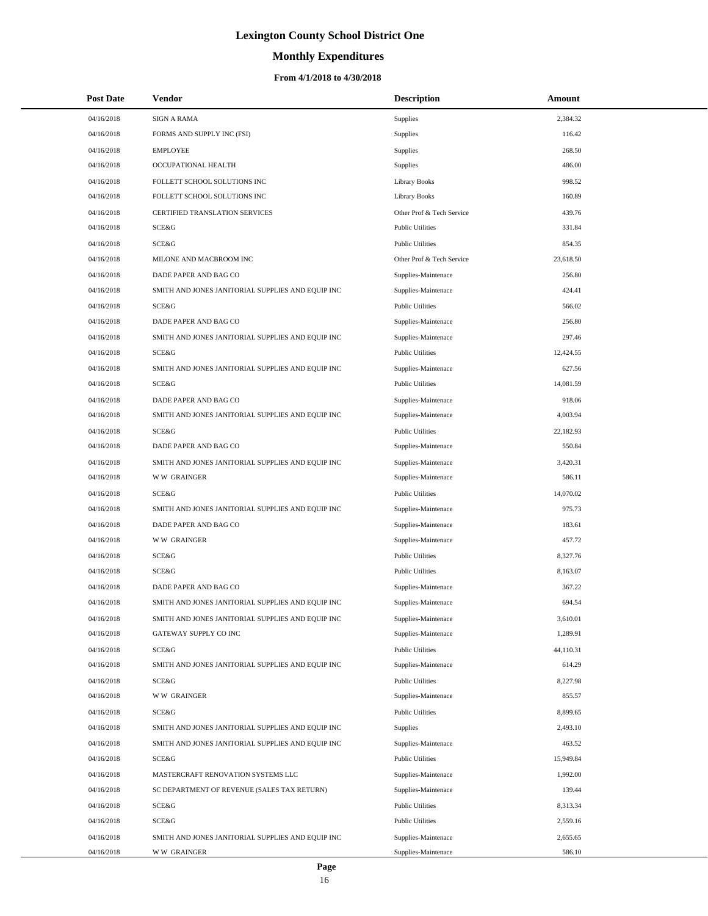# Lexington County School District One

## Monthly Expenditures

### From 4/1/2018 to 4/30/2018

| Post Date | Vendor | Description | Amount |
|---|---|---|---|
| 04/16/2018 | SIGN A RAMA | Supplies | 2,384.32 |
| 04/16/2018 | FORMS AND SUPPLY INC (FSI) | Supplies | 116.42 |
| 04/16/2018 | EMPLOYEE | Supplies | 268.50 |
| 04/16/2018 | OCCUPATIONAL HEALTH | Supplies | 486.00 |
| 04/16/2018 | FOLLETT SCHOOL SOLUTIONS INC | Library Books | 998.52 |
| 04/16/2018 | FOLLETT SCHOOL SOLUTIONS INC | Library Books | 160.89 |
| 04/16/2018 | CERTIFIED TRANSLATION SERVICES | Other Prof & Tech Service | 439.76 |
| 04/16/2018 | SCE&G | Public Utilities | 331.84 |
| 04/16/2018 | SCE&G | Public Utilities | 854.35 |
| 04/16/2018 | MILONE AND MACBROOM INC | Other Prof & Tech Service | 23,618.50 |
| 04/16/2018 | DADE PAPER AND BAG CO | Supplies-Maintenace | 256.80 |
| 04/16/2018 | SMITH AND JONES JANITORIAL SUPPLIES AND EQUIP INC | Supplies-Maintenace | 424.41 |
| 04/16/2018 | SCE&G | Public Utilities | 566.02 |
| 04/16/2018 | DADE PAPER AND BAG CO | Supplies-Maintenace | 256.80 |
| 04/16/2018 | SMITH AND JONES JANITORIAL SUPPLIES AND EQUIP INC | Supplies-Maintenace | 297.46 |
| 04/16/2018 | SCE&G | Public Utilities | 12,424.55 |
| 04/16/2018 | SMITH AND JONES JANITORIAL SUPPLIES AND EQUIP INC | Supplies-Maintenace | 627.56 |
| 04/16/2018 | SCE&G | Public Utilities | 14,081.59 |
| 04/16/2018 | DADE PAPER AND BAG CO | Supplies-Maintenace | 918.06 |
| 04/16/2018 | SMITH AND JONES JANITORIAL SUPPLIES AND EQUIP INC | Supplies-Maintenace | 4,003.94 |
| 04/16/2018 | SCE&G | Public Utilities | 22,182.93 |
| 04/16/2018 | DADE PAPER AND BAG CO | Supplies-Maintenace | 550.84 |
| 04/16/2018 | SMITH AND JONES JANITORIAL SUPPLIES AND EQUIP INC | Supplies-Maintenace | 3,420.31 |
| 04/16/2018 | W W GRAINGER | Supplies-Maintenace | 586.11 |
| 04/16/2018 | SCE&G | Public Utilities | 14,070.02 |
| 04/16/2018 | SMITH AND JONES JANITORIAL SUPPLIES AND EQUIP INC | Supplies-Maintenace | 975.73 |
| 04/16/2018 | DADE PAPER AND BAG CO | Supplies-Maintenace | 183.61 |
| 04/16/2018 | W W GRAINGER | Supplies-Maintenace | 457.72 |
| 04/16/2018 | SCE&G | Public Utilities | 8,327.76 |
| 04/16/2018 | SCE&G | Public Utilities | 8,163.07 |
| 04/16/2018 | DADE PAPER AND BAG CO | Supplies-Maintenace | 367.22 |
| 04/16/2018 | SMITH AND JONES JANITORIAL SUPPLIES AND EQUIP INC | Supplies-Maintenace | 694.54 |
| 04/16/2018 | SMITH AND JONES JANITORIAL SUPPLIES AND EQUIP INC | Supplies-Maintenace | 3,610.01 |
| 04/16/2018 | GATEWAY SUPPLY CO INC | Supplies-Maintenace | 1,289.91 |
| 04/16/2018 | SCE&G | Public Utilities | 44,110.31 |
| 04/16/2018 | SMITH AND JONES JANITORIAL SUPPLIES AND EQUIP INC | Supplies-Maintenace | 614.29 |
| 04/16/2018 | SCE&G | Public Utilities | 8,227.98 |
| 04/16/2018 | W W GRAINGER | Supplies-Maintenace | 855.57 |
| 04/16/2018 | SCE&G | Public Utilities | 8,899.65 |
| 04/16/2018 | SMITH AND JONES JANITORIAL SUPPLIES AND EQUIP INC | Supplies | 2,493.10 |
| 04/16/2018 | SMITH AND JONES JANITORIAL SUPPLIES AND EQUIP INC | Supplies-Maintenace | 463.52 |
| 04/16/2018 | SCE&G | Public Utilities | 15,949.84 |
| 04/16/2018 | MASTERCRAFT RENOVATION SYSTEMS LLC | Supplies-Maintenace | 1,992.00 |
| 04/16/2018 | SC DEPARTMENT OF REVENUE (SALES TAX RETURN) | Supplies-Maintenace | 139.44 |
| 04/16/2018 | SCE&G | Public Utilities | 8,313.34 |
| 04/16/2018 | SCE&G | Public Utilities | 2,559.16 |
| 04/16/2018 | SMITH AND JONES JANITORIAL SUPPLIES AND EQUIP INC | Supplies-Maintenace | 2,655.65 |
| 04/16/2018 | W W GRAINGER | Supplies-Maintenace | 586.10 |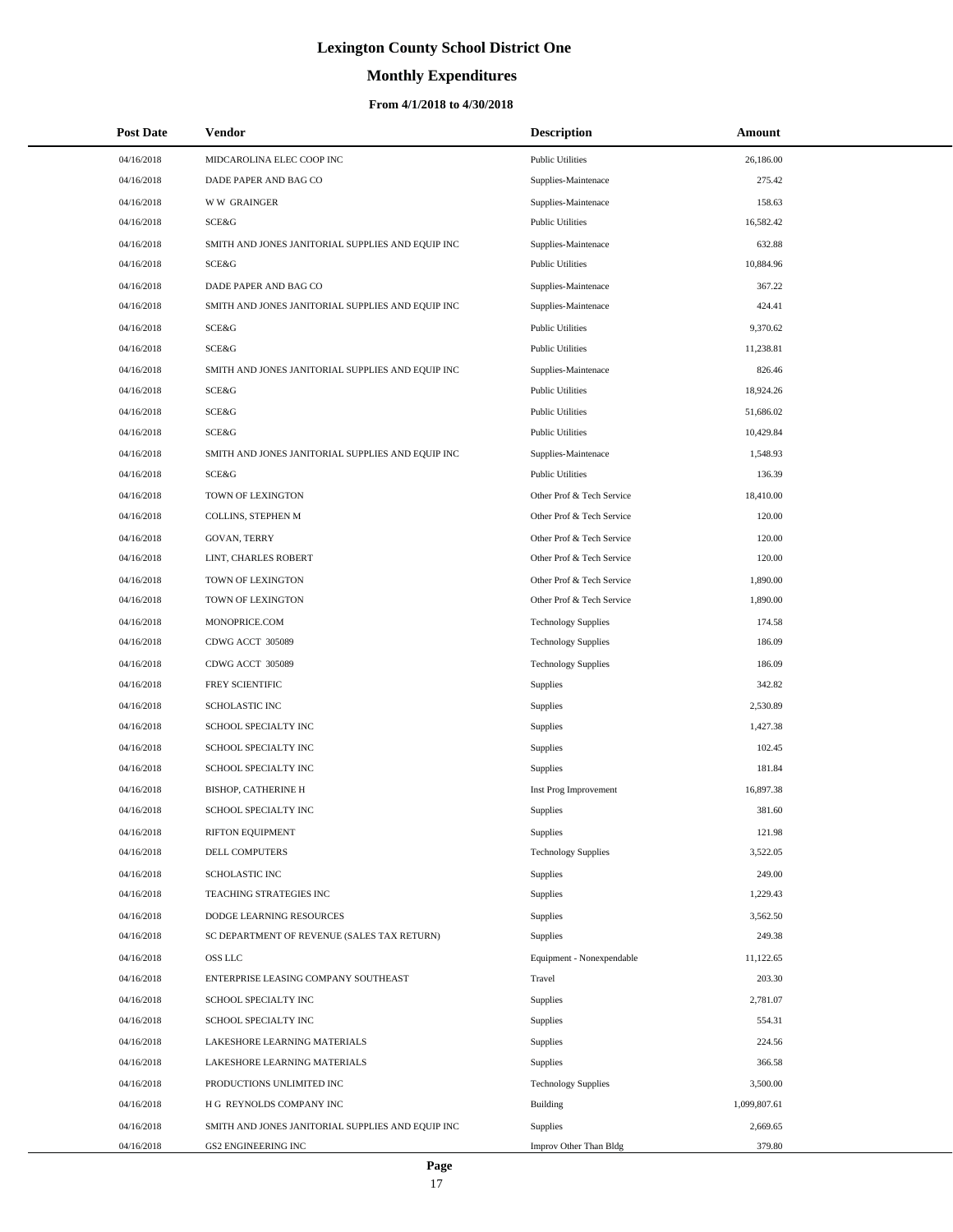# Lexington County School District One

## Monthly Expenditures

### From 4/1/2018 to 4/30/2018

| Post Date | Vendor | Description | Amount |
|---|---|---|---|
| 04/16/2018 | MIDCAROLINA ELEC COOP INC | Public Utilities | 26,186.00 |
| 04/16/2018 | DADE PAPER AND BAG CO | Supplies-Maintenace | 275.42 |
| 04/16/2018 | W W GRAINGER | Supplies-Maintenace | 158.63 |
| 04/16/2018 | SCE&G | Public Utilities | 16,582.42 |
| 04/16/2018 | SMITH AND JONES JANITORIAL SUPPLIES AND EQUIP INC | Supplies-Maintenace | 632.88 |
| 04/16/2018 | SCE&G | Public Utilities | 10,884.96 |
| 04/16/2018 | DADE PAPER AND BAG CO | Supplies-Maintenace | 367.22 |
| 04/16/2018 | SMITH AND JONES JANITORIAL SUPPLIES AND EQUIP INC | Supplies-Maintenace | 424.41 |
| 04/16/2018 | SCE&G | Public Utilities | 9,370.62 |
| 04/16/2018 | SCE&G | Public Utilities | 11,238.81 |
| 04/16/2018 | SMITH AND JONES JANITORIAL SUPPLIES AND EQUIP INC | Supplies-Maintenace | 826.46 |
| 04/16/2018 | SCE&G | Public Utilities | 18,924.26 |
| 04/16/2018 | SCE&G | Public Utilities | 51,686.02 |
| 04/16/2018 | SCE&G | Public Utilities | 10,429.84 |
| 04/16/2018 | SMITH AND JONES JANITORIAL SUPPLIES AND EQUIP INC | Supplies-Maintenace | 1,548.93 |
| 04/16/2018 | SCE&G | Public Utilities | 136.39 |
| 04/16/2018 | TOWN OF LEXINGTON | Other Prof & Tech Service | 18,410.00 |
| 04/16/2018 | COLLINS, STEPHEN M | Other Prof & Tech Service | 120.00 |
| 04/16/2018 | GOVAN, TERRY | Other Prof & Tech Service | 120.00 |
| 04/16/2018 | LINT, CHARLES ROBERT | Other Prof & Tech Service | 120.00 |
| 04/16/2018 | TOWN OF LEXINGTON | Other Prof & Tech Service | 1,890.00 |
| 04/16/2018 | TOWN OF LEXINGTON | Other Prof & Tech Service | 1,890.00 |
| 04/16/2018 | MONOPRICE.COM | Technology Supplies | 174.58 |
| 04/16/2018 | CDWG ACCT 305089 | Technology Supplies | 186.09 |
| 04/16/2018 | CDWG ACCT 305089 | Technology Supplies | 186.09 |
| 04/16/2018 | FREY SCIENTIFIC | Supplies | 342.82 |
| 04/16/2018 | SCHOLASTIC INC | Supplies | 2,530.89 |
| 04/16/2018 | SCHOOL SPECIALTY INC | Supplies | 1,427.38 |
| 04/16/2018 | SCHOOL SPECIALTY INC | Supplies | 102.45 |
| 04/16/2018 | SCHOOL SPECIALTY INC | Supplies | 181.84 |
| 04/16/2018 | BISHOP, CATHERINE H | Inst Prog Improvement | 16,897.38 |
| 04/16/2018 | SCHOOL SPECIALTY INC | Supplies | 381.60 |
| 04/16/2018 | RIFTON EQUIPMENT | Supplies | 121.98 |
| 04/16/2018 | DELL COMPUTERS | Technology Supplies | 3,522.05 |
| 04/16/2018 | SCHOLASTIC INC | Supplies | 249.00 |
| 04/16/2018 | TEACHING STRATEGIES INC | Supplies | 1,229.43 |
| 04/16/2018 | DODGE LEARNING RESOURCES | Supplies | 3,562.50 |
| 04/16/2018 | SC DEPARTMENT OF REVENUE (SALES TAX RETURN) | Supplies | 249.38 |
| 04/16/2018 | OSS LLC | Equipment - Nonexpendable | 11,122.65 |
| 04/16/2018 | ENTERPRISE LEASING COMPANY SOUTHEAST | Travel | 203.30 |
| 04/16/2018 | SCHOOL SPECIALTY INC | Supplies | 2,781.07 |
| 04/16/2018 | SCHOOL SPECIALTY INC | Supplies | 554.31 |
| 04/16/2018 | LAKESHORE LEARNING MATERIALS | Supplies | 224.56 |
| 04/16/2018 | LAKESHORE LEARNING MATERIALS | Supplies | 366.58 |
| 04/16/2018 | PRODUCTIONS UNLIMITED INC | Technology Supplies | 3,500.00 |
| 04/16/2018 | H G REYNOLDS COMPANY INC | Building | 1,099,807.61 |
| 04/16/2018 | SMITH AND JONES JANITORIAL SUPPLIES AND EQUIP INC | Supplies | 2,669.65 |
| 04/16/2018 | GS2 ENGINEERING INC | Improv Other Than Bldg | 379.80 |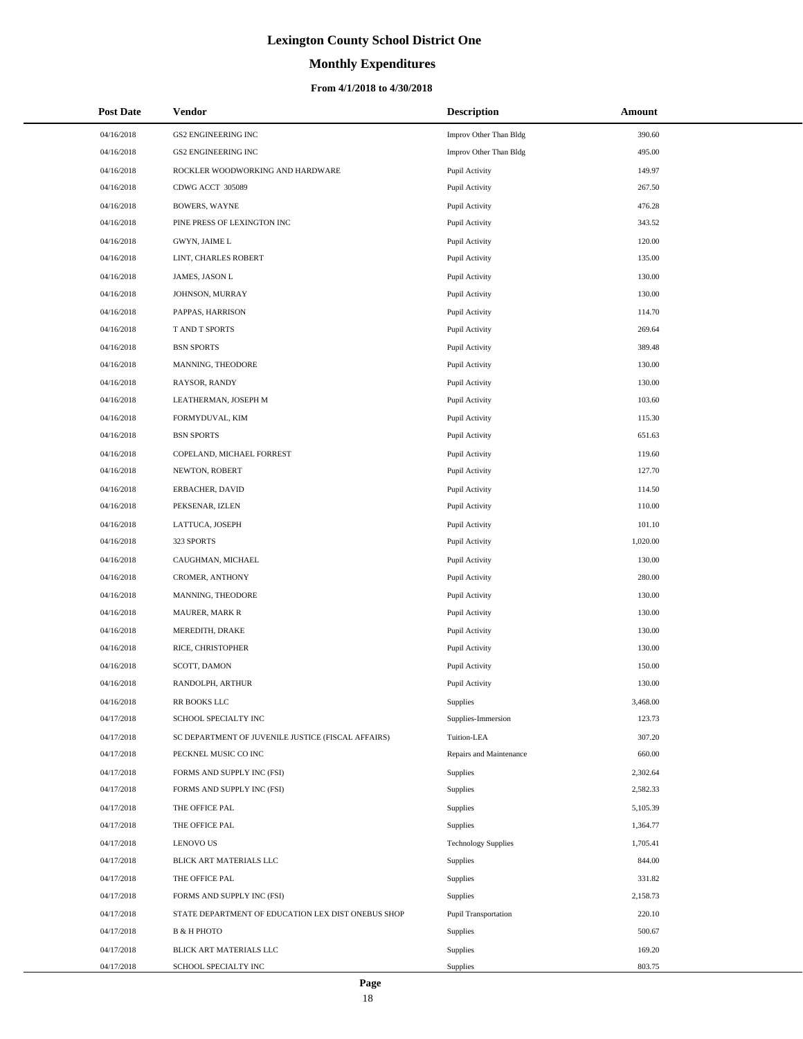# Lexington County School District One

## Monthly Expenditures

### From 4/1/2018 to 4/30/2018

| Post Date | Vendor | Description | Amount |
|---|---|---|---|
| 04/16/2018 | GS2 ENGINEERING INC | Improv Other Than Bldg | 390.60 |
| 04/16/2018 | GS2 ENGINEERING INC | Improv Other Than Bldg | 495.00 |
| 04/16/2018 | ROCKLER WOODWORKING AND HARDWARE | Pupil Activity | 149.97 |
| 04/16/2018 | CDWG ACCT 305089 | Pupil Activity | 267.50 |
| 04/16/2018 | BOWERS, WAYNE | Pupil Activity | 476.28 |
| 04/16/2018 | PINE PRESS OF LEXINGTON INC | Pupil Activity | 343.52 |
| 04/16/2018 | GWYN, JAIME L | Pupil Activity | 120.00 |
| 04/16/2018 | LINT, CHARLES ROBERT | Pupil Activity | 135.00 |
| 04/16/2018 | JAMES, JASON L | Pupil Activity | 130.00 |
| 04/16/2018 | JOHNSON, MURRAY | Pupil Activity | 130.00 |
| 04/16/2018 | PAPPAS, HARRISON | Pupil Activity | 114.70 |
| 04/16/2018 | T AND T SPORTS | Pupil Activity | 269.64 |
| 04/16/2018 | BSN SPORTS | Pupil Activity | 389.48 |
| 04/16/2018 | MANNING, THEODORE | Pupil Activity | 130.00 |
| 04/16/2018 | RAYSOR, RANDY | Pupil Activity | 130.00 |
| 04/16/2018 | LEATHERMAN, JOSEPH M | Pupil Activity | 103.60 |
| 04/16/2018 | FORMYDUVAL, KIM | Pupil Activity | 115.30 |
| 04/16/2018 | BSN SPORTS | Pupil Activity | 651.63 |
| 04/16/2018 | COPELAND, MICHAEL FORREST | Pupil Activity | 119.60 |
| 04/16/2018 | NEWTON, ROBERT | Pupil Activity | 127.70 |
| 04/16/2018 | ERBACHER, DAVID | Pupil Activity | 114.50 |
| 04/16/2018 | PEKSENAR, IZLEN | Pupil Activity | 110.00 |
| 04/16/2018 | LATTUCA, JOSEPH | Pupil Activity | 101.10 |
| 04/16/2018 | 323 SPORTS | Pupil Activity | 1,020.00 |
| 04/16/2018 | CAUGHMAN, MICHAEL | Pupil Activity | 130.00 |
| 04/16/2018 | CROMER, ANTHONY | Pupil Activity | 280.00 |
| 04/16/2018 | MANNING, THEODORE | Pupil Activity | 130.00 |
| 04/16/2018 | MAURER, MARK R | Pupil Activity | 130.00 |
| 04/16/2018 | MEREDITH, DRAKE | Pupil Activity | 130.00 |
| 04/16/2018 | RICE, CHRISTOPHER | Pupil Activity | 130.00 |
| 04/16/2018 | SCOTT, DAMON | Pupil Activity | 150.00 |
| 04/16/2018 | RANDOLPH, ARTHUR | Pupil Activity | 130.00 |
| 04/16/2018 | RR BOOKS LLC | Supplies | 3,468.00 |
| 04/17/2018 | SCHOOL SPECIALTY INC | Supplies-Immersion | 123.73 |
| 04/17/2018 | SC DEPARTMENT OF JUVENILE JUSTICE (FISCAL AFFAIRS) | Tuition-LEA | 307.20 |
| 04/17/2018 | PECKNEL MUSIC CO INC | Repairs and Maintenance | 660.00 |
| 04/17/2018 | FORMS AND SUPPLY INC (FSI) | Supplies | 2,302.64 |
| 04/17/2018 | FORMS AND SUPPLY INC (FSI) | Supplies | 2,582.33 |
| 04/17/2018 | THE OFFICE PAL | Supplies | 5,105.39 |
| 04/17/2018 | THE OFFICE PAL | Supplies | 1,364.77 |
| 04/17/2018 | LENOVO US | Technology Supplies | 1,705.41 |
| 04/17/2018 | BLICK ART MATERIALS LLC | Supplies | 844.00 |
| 04/17/2018 | THE OFFICE PAL | Supplies | 331.82 |
| 04/17/2018 | FORMS AND SUPPLY INC (FSI) | Supplies | 2,158.73 |
| 04/17/2018 | STATE DEPARTMENT OF EDUCATION LEX DIST ONEBUS SHOP | Pupil Transportation | 220.10 |
| 04/17/2018 | B & H PHOTO | Supplies | 500.67 |
| 04/17/2018 | BLICK ART MATERIALS LLC | Supplies | 169.20 |
| 04/17/2018 | SCHOOL SPECIALTY INC | Supplies | 803.75 |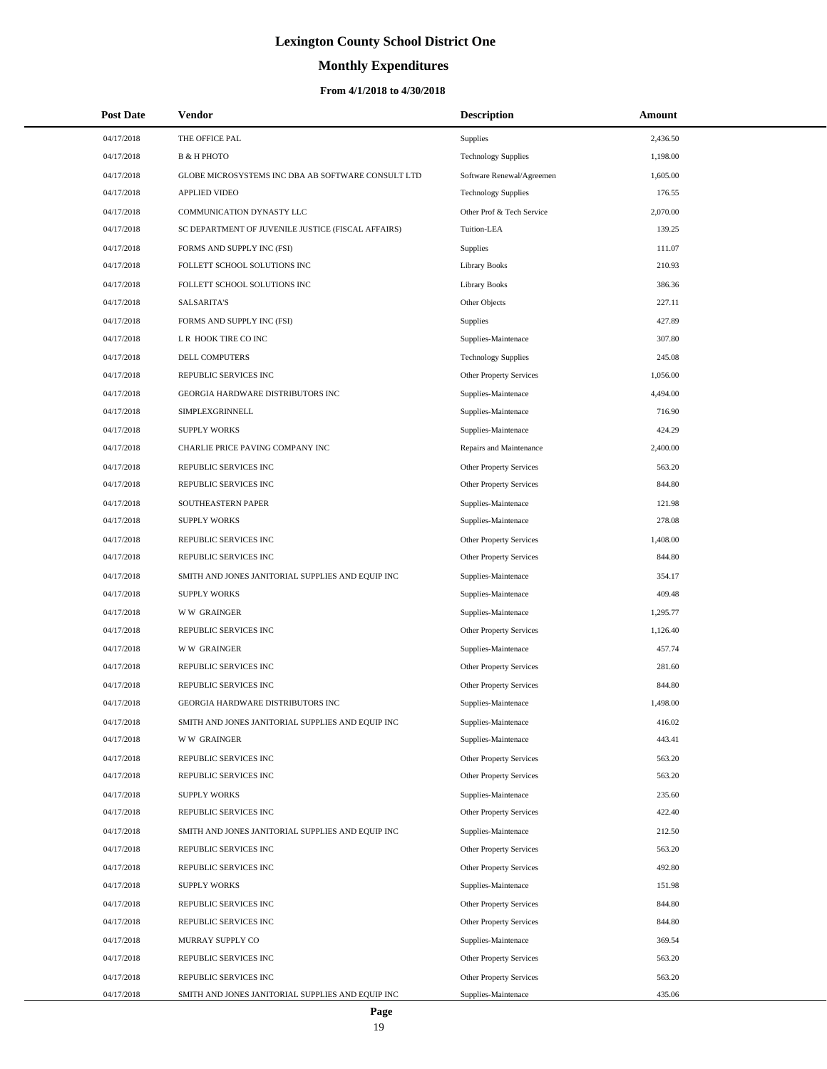# Lexington County School District One

## Monthly Expenditures

### From 4/1/2018 to 4/30/2018

| Post Date | Vendor | Description | Amount |
|---|---|---|---|
| 04/17/2018 | THE OFFICE PAL | Supplies | 2,436.50 |
| 04/17/2018 | B & H PHOTO | Technology Supplies | 1,198.00 |
| 04/17/2018 | GLOBE MICROSYSTEMS INC DBA AB SOFTWARE CONSULT LTD | Software Renewal/Agreemen | 1,605.00 |
| 04/17/2018 | APPLIED VIDEO | Technology Supplies | 176.55 |
| 04/17/2018 | COMMUNICATION DYNASTY LLC | Other Prof & Tech Service | 2,070.00 |
| 04/17/2018 | SC DEPARTMENT OF JUVENILE JUSTICE (FISCAL AFFAIRS) | Tuition-LEA | 139.25 |
| 04/17/2018 | FORMS AND SUPPLY INC (FSI) | Supplies | 111.07 |
| 04/17/2018 | FOLLETT SCHOOL SOLUTIONS INC | Library Books | 210.93 |
| 04/17/2018 | FOLLETT SCHOOL SOLUTIONS INC | Library Books | 386.36 |
| 04/17/2018 | SALSARITA'S | Other Objects | 227.11 |
| 04/17/2018 | FORMS AND SUPPLY INC (FSI) | Supplies | 427.89 |
| 04/17/2018 | L R HOOK TIRE CO INC | Supplies-Maintenace | 307.80 |
| 04/17/2018 | DELL COMPUTERS | Technology Supplies | 245.08 |
| 04/17/2018 | REPUBLIC SERVICES INC | Other Property Services | 1,056.00 |
| 04/17/2018 | GEORGIA HARDWARE DISTRIBUTORS INC | Supplies-Maintenace | 4,494.00 |
| 04/17/2018 | SIMPLEXGRINNELL | Supplies-Maintenace | 716.90 |
| 04/17/2018 | SUPPLY WORKS | Supplies-Maintenace | 424.29 |
| 04/17/2018 | CHARLIE PRICE PAVING COMPANY INC | Repairs and Maintenance | 2,400.00 |
| 04/17/2018 | REPUBLIC SERVICES INC | Other Property Services | 563.20 |
| 04/17/2018 | REPUBLIC SERVICES INC | Other Property Services | 844.80 |
| 04/17/2018 | SOUTHEASTERN PAPER | Supplies-Maintenace | 121.98 |
| 04/17/2018 | SUPPLY WORKS | Supplies-Maintenace | 278.08 |
| 04/17/2018 | REPUBLIC SERVICES INC | Other Property Services | 1,408.00 |
| 04/17/2018 | REPUBLIC SERVICES INC | Other Property Services | 844.80 |
| 04/17/2018 | SMITH AND JONES JANITORIAL SUPPLIES AND EQUIP INC | Supplies-Maintenace | 354.17 |
| 04/17/2018 | SUPPLY WORKS | Supplies-Maintenace | 409.48 |
| 04/17/2018 | W W GRAINGER | Supplies-Maintenace | 1,295.77 |
| 04/17/2018 | REPUBLIC SERVICES INC | Other Property Services | 1,126.40 |
| 04/17/2018 | W W GRAINGER | Supplies-Maintenace | 457.74 |
| 04/17/2018 | REPUBLIC SERVICES INC | Other Property Services | 281.60 |
| 04/17/2018 | REPUBLIC SERVICES INC | Other Property Services | 844.80 |
| 04/17/2018 | GEORGIA HARDWARE DISTRIBUTORS INC | Supplies-Maintenace | 1,498.00 |
| 04/17/2018 | SMITH AND JONES JANITORIAL SUPPLIES AND EQUIP INC | Supplies-Maintenace | 416.02 |
| 04/17/2018 | W W GRAINGER | Supplies-Maintenace | 443.41 |
| 04/17/2018 | REPUBLIC SERVICES INC | Other Property Services | 563.20 |
| 04/17/2018 | REPUBLIC SERVICES INC | Other Property Services | 563.20 |
| 04/17/2018 | SUPPLY WORKS | Supplies-Maintenace | 235.60 |
| 04/17/2018 | REPUBLIC SERVICES INC | Other Property Services | 422.40 |
| 04/17/2018 | SMITH AND JONES JANITORIAL SUPPLIES AND EQUIP INC | Supplies-Maintenace | 212.50 |
| 04/17/2018 | REPUBLIC SERVICES INC | Other Property Services | 563.20 |
| 04/17/2018 | REPUBLIC SERVICES INC | Other Property Services | 492.80 |
| 04/17/2018 | SUPPLY WORKS | Supplies-Maintenace | 151.98 |
| 04/17/2018 | REPUBLIC SERVICES INC | Other Property Services | 844.80 |
| 04/17/2018 | REPUBLIC SERVICES INC | Other Property Services | 844.80 |
| 04/17/2018 | MURRAY SUPPLY CO | Supplies-Maintenace | 369.54 |
| 04/17/2018 | REPUBLIC SERVICES INC | Other Property Services | 563.20 |
| 04/17/2018 | REPUBLIC SERVICES INC | Other Property Services | 563.20 |
| 04/17/2018 | SMITH AND JONES JANITORIAL SUPPLIES AND EQUIP INC | Supplies-Maintenace | 435.06 |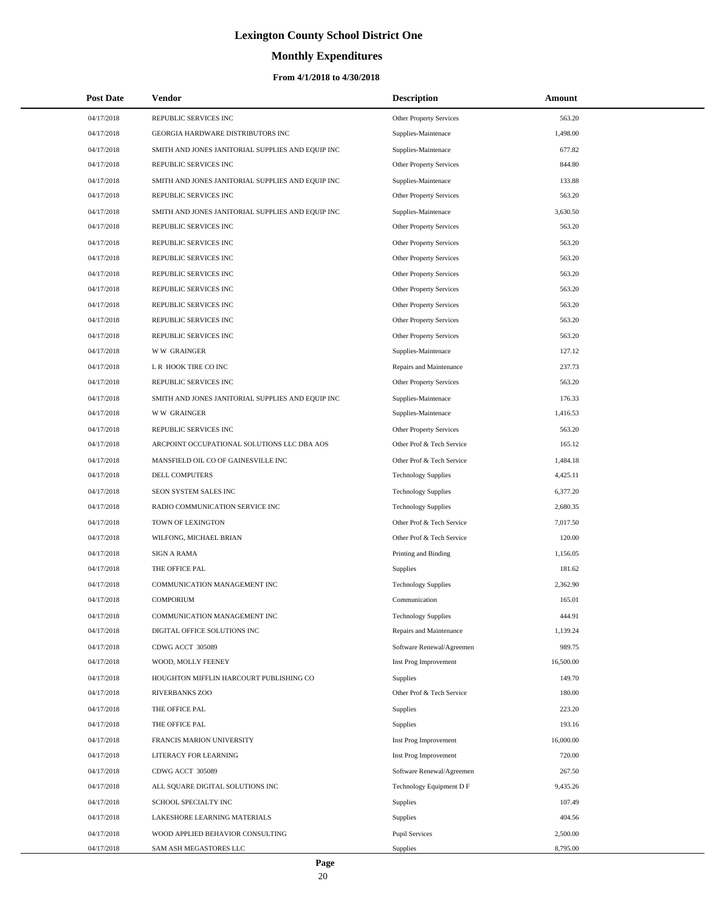# Lexington County School District One

## Monthly Expenditures

### From 4/1/2018 to 4/30/2018

| Post Date | Vendor | Description | Amount |
|---|---|---|---|
| 04/17/2018 | REPUBLIC SERVICES INC | Other Property Services | 563.20 |
| 04/17/2018 | GEORGIA HARDWARE DISTRIBUTORS INC | Supplies-Maintenace | 1,498.00 |
| 04/17/2018 | SMITH AND JONES JANITORIAL SUPPLIES AND EQUIP INC | Supplies-Maintenace | 677.82 |
| 04/17/2018 | REPUBLIC SERVICES INC | Other Property Services | 844.80 |
| 04/17/2018 | SMITH AND JONES JANITORIAL SUPPLIES AND EQUIP INC | Supplies-Maintenace | 133.88 |
| 04/17/2018 | REPUBLIC SERVICES INC | Other Property Services | 563.20 |
| 04/17/2018 | SMITH AND JONES JANITORIAL SUPPLIES AND EQUIP INC | Supplies-Maintenace | 3,630.50 |
| 04/17/2018 | REPUBLIC SERVICES INC | Other Property Services | 563.20 |
| 04/17/2018 | REPUBLIC SERVICES INC | Other Property Services | 563.20 |
| 04/17/2018 | REPUBLIC SERVICES INC | Other Property Services | 563.20 |
| 04/17/2018 | REPUBLIC SERVICES INC | Other Property Services | 563.20 |
| 04/17/2018 | REPUBLIC SERVICES INC | Other Property Services | 563.20 |
| 04/17/2018 | REPUBLIC SERVICES INC | Other Property Services | 563.20 |
| 04/17/2018 | REPUBLIC SERVICES INC | Other Property Services | 563.20 |
| 04/17/2018 | REPUBLIC SERVICES INC | Other Property Services | 563.20 |
| 04/17/2018 | W W GRAINGER | Supplies-Maintenace | 127.12 |
| 04/17/2018 | L R HOOK TIRE CO INC | Repairs and Maintenance | 237.73 |
| 04/17/2018 | REPUBLIC SERVICES INC | Other Property Services | 563.20 |
| 04/17/2018 | SMITH AND JONES JANITORIAL SUPPLIES AND EQUIP INC | Supplies-Maintenace | 176.33 |
| 04/17/2018 | W W GRAINGER | Supplies-Maintenace | 1,416.53 |
| 04/17/2018 | REPUBLIC SERVICES INC | Other Property Services | 563.20 |
| 04/17/2018 | ARCPOINT OCCUPATIONAL SOLUTIONS LLC DBA AOS | Other Prof & Tech Service | 165.12 |
| 04/17/2018 | MANSFIELD OIL CO OF GAINESVILLE INC | Other Prof & Tech Service | 1,484.18 |
| 04/17/2018 | DELL COMPUTERS | Technology Supplies | 4,425.11 |
| 04/17/2018 | SEON SYSTEM SALES INC | Technology Supplies | 6,377.20 |
| 04/17/2018 | RADIO COMMUNICATION SERVICE INC | Technology Supplies | 2,680.35 |
| 04/17/2018 | TOWN OF LEXINGTON | Other Prof & Tech Service | 7,017.50 |
| 04/17/2018 | WILFONG, MICHAEL BRIAN | Other Prof & Tech Service | 120.00 |
| 04/17/2018 | SIGN A RAMA | Printing and Binding | 1,156.05 |
| 04/17/2018 | THE OFFICE PAL | Supplies | 181.62 |
| 04/17/2018 | COMMUNICATION MANAGEMENT INC | Technology Supplies | 2,362.90 |
| 04/17/2018 | COMPORIUM | Communication | 165.01 |
| 04/17/2018 | COMMUNICATION MANAGEMENT INC | Technology Supplies | 444.91 |
| 04/17/2018 | DIGITAL OFFICE SOLUTIONS INC | Repairs and Maintenance | 1,139.24 |
| 04/17/2018 | CDWG ACCT 305089 | Software Renewal/Agreemen | 989.75 |
| 04/17/2018 | WOOD, MOLLY FEENEY | Inst Prog Improvement | 16,500.00 |
| 04/17/2018 | HOUGHTON MIFFLIN HARCOURT PUBLISHING CO | Supplies | 149.70 |
| 04/17/2018 | RIVERBANKS ZOO | Other Prof & Tech Service | 180.00 |
| 04/17/2018 | THE OFFICE PAL | Supplies | 223.20 |
| 04/17/2018 | THE OFFICE PAL | Supplies | 193.16 |
| 04/17/2018 | FRANCIS MARION UNIVERSITY | Inst Prog Improvement | 16,000.00 |
| 04/17/2018 | LITERACY FOR LEARNING | Inst Prog Improvement | 720.00 |
| 04/17/2018 | CDWG ACCT 305089 | Software Renewal/Agreemen | 267.50 |
| 04/17/2018 | ALL SQUARE DIGITAL SOLUTIONS INC | Technology Equipment D F | 9,435.26 |
| 04/17/2018 | SCHOOL SPECIALTY INC | Supplies | 107.49 |
| 04/17/2018 | LAKESHORE LEARNING MATERIALS | Supplies | 404.56 |
| 04/17/2018 | WOOD APPLIED BEHAVIOR CONSULTING | Pupil Services | 2,500.00 |
| 04/17/2018 | SAM ASH MEGASTORES LLC | Supplies | 8,795.00 |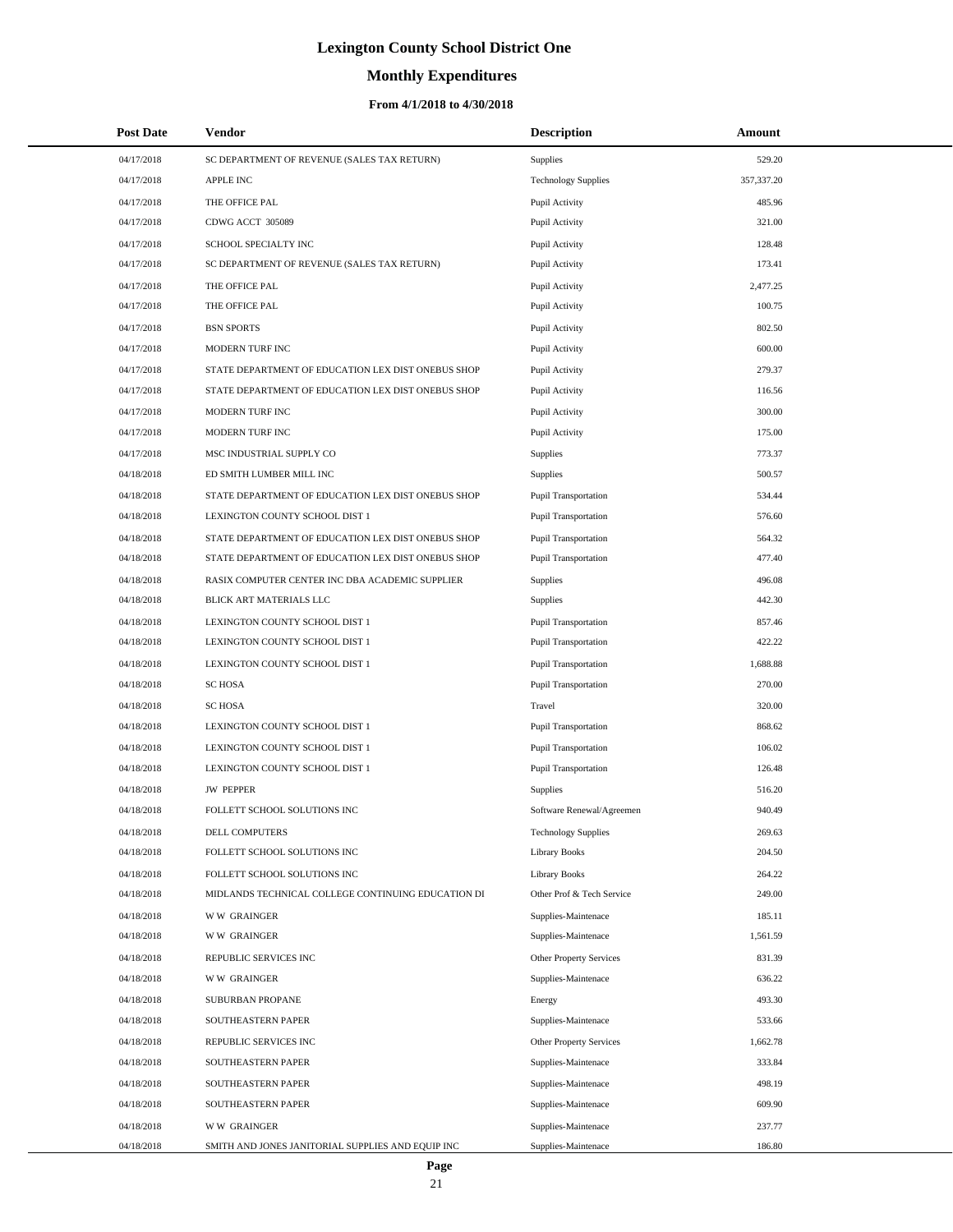# Lexington County School District One

## Monthly Expenditures

### From 4/1/2018 to 4/30/2018

| Post Date | Vendor | Description | Amount |
|---|---|---|---|
| 04/17/2018 | SC DEPARTMENT OF REVENUE (SALES TAX RETURN) | Supplies | 529.20 |
| 04/17/2018 | APPLE INC | Technology Supplies | 357,337.20 |
| 04/17/2018 | THE OFFICE PAL | Pupil Activity | 485.96 |
| 04/17/2018 | CDWG ACCT 305089 | Pupil Activity | 321.00 |
| 04/17/2018 | SCHOOL SPECIALTY INC | Pupil Activity | 128.48 |
| 04/17/2018 | SC DEPARTMENT OF REVENUE (SALES TAX RETURN) | Pupil Activity | 173.41 |
| 04/17/2018 | THE OFFICE PAL | Pupil Activity | 2,477.25 |
| 04/17/2018 | THE OFFICE PAL | Pupil Activity | 100.75 |
| 04/17/2018 | BSN SPORTS | Pupil Activity | 802.50 |
| 04/17/2018 | MODERN TURF INC | Pupil Activity | 600.00 |
| 04/17/2018 | STATE DEPARTMENT OF EDUCATION LEX DIST ONEBUS SHOP | Pupil Activity | 279.37 |
| 04/17/2018 | STATE DEPARTMENT OF EDUCATION LEX DIST ONEBUS SHOP | Pupil Activity | 116.56 |
| 04/17/2018 | MODERN TURF INC | Pupil Activity | 300.00 |
| 04/17/2018 | MODERN TURF INC | Pupil Activity | 175.00 |
| 04/17/2018 | MSC INDUSTRIAL SUPPLY CO | Supplies | 773.37 |
| 04/18/2018 | ED SMITH LUMBER MILL INC | Supplies | 500.57 |
| 04/18/2018 | STATE DEPARTMENT OF EDUCATION LEX DIST ONEBUS SHOP | Pupil Transportation | 534.44 |
| 04/18/2018 | LEXINGTON COUNTY SCHOOL DIST 1 | Pupil Transportation | 576.60 |
| 04/18/2018 | STATE DEPARTMENT OF EDUCATION LEX DIST ONEBUS SHOP | Pupil Transportation | 564.32 |
| 04/18/2018 | STATE DEPARTMENT OF EDUCATION LEX DIST ONEBUS SHOP | Pupil Transportation | 477.40 |
| 04/18/2018 | RASIX COMPUTER CENTER INC DBA ACADEMIC SUPPLIER | Supplies | 496.08 |
| 04/18/2018 | BLICK ART MATERIALS LLC | Supplies | 442.30 |
| 04/18/2018 | LEXINGTON COUNTY SCHOOL DIST 1 | Pupil Transportation | 857.46 |
| 04/18/2018 | LEXINGTON COUNTY SCHOOL DIST 1 | Pupil Transportation | 422.22 |
| 04/18/2018 | LEXINGTON COUNTY SCHOOL DIST 1 | Pupil Transportation | 1,688.88 |
| 04/18/2018 | SC HOSA | Pupil Transportation | 270.00 |
| 04/18/2018 | SC HOSA | Travel | 320.00 |
| 04/18/2018 | LEXINGTON COUNTY SCHOOL DIST 1 | Pupil Transportation | 868.62 |
| 04/18/2018 | LEXINGTON COUNTY SCHOOL DIST 1 | Pupil Transportation | 106.02 |
| 04/18/2018 | LEXINGTON COUNTY SCHOOL DIST 1 | Pupil Transportation | 126.48 |
| 04/18/2018 | JW PEPPER | Supplies | 516.20 |
| 04/18/2018 | FOLLETT SCHOOL SOLUTIONS INC | Software Renewal/Agreemen | 940.49 |
| 04/18/2018 | DELL COMPUTERS | Technology Supplies | 269.63 |
| 04/18/2018 | FOLLETT SCHOOL SOLUTIONS INC | Library Books | 204.50 |
| 04/18/2018 | FOLLETT SCHOOL SOLUTIONS INC | Library Books | 264.22 |
| 04/18/2018 | MIDLANDS TECHNICAL COLLEGE CONTINUING EDUCATION DI | Other Prof & Tech Service | 249.00 |
| 04/18/2018 | W W GRAINGER | Supplies-Maintenace | 185.11 |
| 04/18/2018 | W W GRAINGER | Supplies-Maintenace | 1,561.59 |
| 04/18/2018 | REPUBLIC SERVICES INC | Other Property Services | 831.39 |
| 04/18/2018 | W W GRAINGER | Supplies-Maintenace | 636.22 |
| 04/18/2018 | SUBURBAN PROPANE | Energy | 493.30 |
| 04/18/2018 | SOUTHEASTERN PAPER | Supplies-Maintenace | 533.66 |
| 04/18/2018 | REPUBLIC SERVICES INC | Other Property Services | 1,662.78 |
| 04/18/2018 | SOUTHEASTERN PAPER | Supplies-Maintenace | 333.84 |
| 04/18/2018 | SOUTHEASTERN PAPER | Supplies-Maintenace | 498.19 |
| 04/18/2018 | SOUTHEASTERN PAPER | Supplies-Maintenace | 609.90 |
| 04/18/2018 | W W GRAINGER | Supplies-Maintenace | 237.77 |
| 04/18/2018 | SMITH AND JONES JANITORIAL SUPPLIES AND EQUIP INC | Supplies-Maintenace | 186.80 |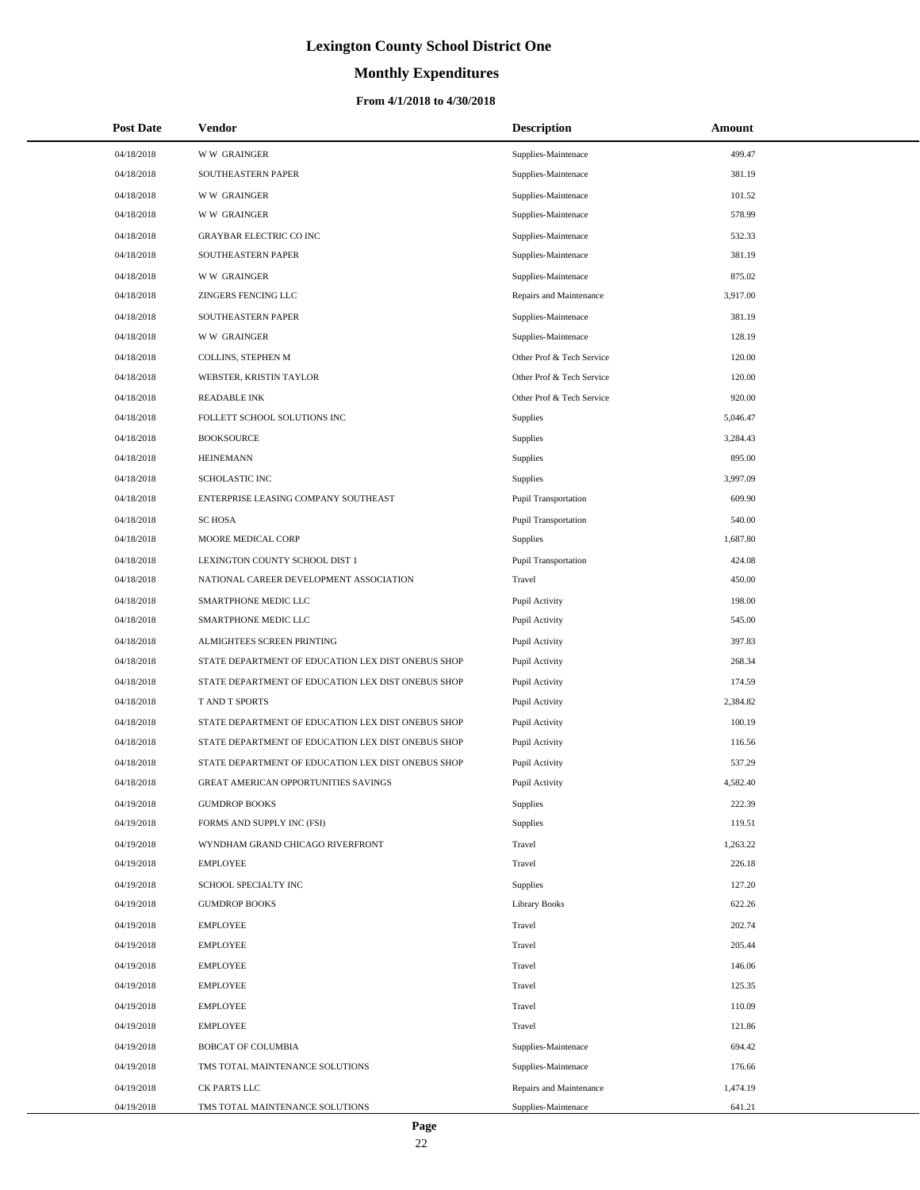# Lexington County School District One

## Monthly Expenditures

### From 4/1/2018 to 4/30/2018

| Post Date | Vendor | Description | Amount |
|---|---|---|---|
| 04/18/2018 | W W GRAINGER | Supplies-Maintenace | 499.47 |
| 04/18/2018 | SOUTHEASTERN PAPER | Supplies-Maintenace | 381.19 |
| 04/18/2018 | W W GRAINGER | Supplies-Maintenace | 101.52 |
| 04/18/2018 | W W GRAINGER | Supplies-Maintenace | 578.99 |
| 04/18/2018 | GRAYBAR ELECTRIC CO INC | Supplies-Maintenace | 532.33 |
| 04/18/2018 | SOUTHEASTERN PAPER | Supplies-Maintenace | 381.19 |
| 04/18/2018 | W W GRAINGER | Supplies-Maintenace | 875.02 |
| 04/18/2018 | ZINGERS FENCING LLC | Repairs and Maintenance | 3,917.00 |
| 04/18/2018 | SOUTHEASTERN PAPER | Supplies-Maintenace | 381.19 |
| 04/18/2018 | W W GRAINGER | Supplies-Maintenace | 128.19 |
| 04/18/2018 | COLLINS, STEPHEN M | Other Prof & Tech Service | 120.00 |
| 04/18/2018 | WEBSTER, KRISTIN TAYLOR | Other Prof & Tech Service | 120.00 |
| 04/18/2018 | READABLE INK | Other Prof & Tech Service | 920.00 |
| 04/18/2018 | FOLLETT SCHOOL SOLUTIONS INC | Supplies | 5,046.47 |
| 04/18/2018 | BOOKSOURCE | Supplies | 3,284.43 |
| 04/18/2018 | HEINEMANN | Supplies | 895.00 |
| 04/18/2018 | SCHOLASTIC INC | Supplies | 3,997.09 |
| 04/18/2018 | ENTERPRISE LEASING COMPANY SOUTHEAST | Pupil Transportation | 609.90 |
| 04/18/2018 | SC HOSA | Pupil Transportation | 540.00 |
| 04/18/2018 | MOORE MEDICAL CORP | Supplies | 1,687.80 |
| 04/18/2018 | LEXINGTON COUNTY SCHOOL DIST 1 | Pupil Transportation | 424.08 |
| 04/18/2018 | NATIONAL CAREER DEVELOPMENT ASSOCIATION | Travel | 450.00 |
| 04/18/2018 | SMARTPHONE MEDIC LLC | Pupil Activity | 198.00 |
| 04/18/2018 | SMARTPHONE MEDIC LLC | Pupil Activity | 545.00 |
| 04/18/2018 | ALMIGHTEES SCREEN PRINTING | Pupil Activity | 397.83 |
| 04/18/2018 | STATE DEPARTMENT OF EDUCATION LEX DIST ONEBUS SHOP | Pupil Activity | 268.34 |
| 04/18/2018 | STATE DEPARTMENT OF EDUCATION LEX DIST ONEBUS SHOP | Pupil Activity | 174.59 |
| 04/18/2018 | T AND T SPORTS | Pupil Activity | 2,384.82 |
| 04/18/2018 | STATE DEPARTMENT OF EDUCATION LEX DIST ONEBUS SHOP | Pupil Activity | 100.19 |
| 04/18/2018 | STATE DEPARTMENT OF EDUCATION LEX DIST ONEBUS SHOP | Pupil Activity | 116.56 |
| 04/18/2018 | STATE DEPARTMENT OF EDUCATION LEX DIST ONEBUS SHOP | Pupil Activity | 537.29 |
| 04/18/2018 | GREAT AMERICAN OPPORTUNITIES SAVINGS | Pupil Activity | 4,582.40 |
| 04/19/2018 | GUMDROP BOOKS | Supplies | 222.39 |
| 04/19/2018 | FORMS AND SUPPLY INC (FSI) | Supplies | 119.51 |
| 04/19/2018 | WYNDHAM GRAND CHICAGO RIVERFRONT | Travel | 1,263.22 |
| 04/19/2018 | EMPLOYEE | Travel | 226.18 |
| 04/19/2018 | SCHOOL SPECIALTY INC | Supplies | 127.20 |
| 04/19/2018 | GUMDROP BOOKS | Library Books | 622.26 |
| 04/19/2018 | EMPLOYEE | Travel | 202.74 |
| 04/19/2018 | EMPLOYEE | Travel | 205.44 |
| 04/19/2018 | EMPLOYEE | Travel | 146.06 |
| 04/19/2018 | EMPLOYEE | Travel | 125.35 |
| 04/19/2018 | EMPLOYEE | Travel | 110.09 |
| 04/19/2018 | EMPLOYEE | Travel | 121.86 |
| 04/19/2018 | BOBCAT OF COLUMBIA | Supplies-Maintenace | 694.42 |
| 04/19/2018 | TMS TOTAL MAINTENANCE SOLUTIONS | Supplies-Maintenace | 176.66 |
| 04/19/2018 | CK PARTS LLC | Repairs and Maintenance | 1,474.19 |
| 04/19/2018 | TMS TOTAL MAINTENANCE SOLUTIONS | Supplies-Maintenace | 641.21 |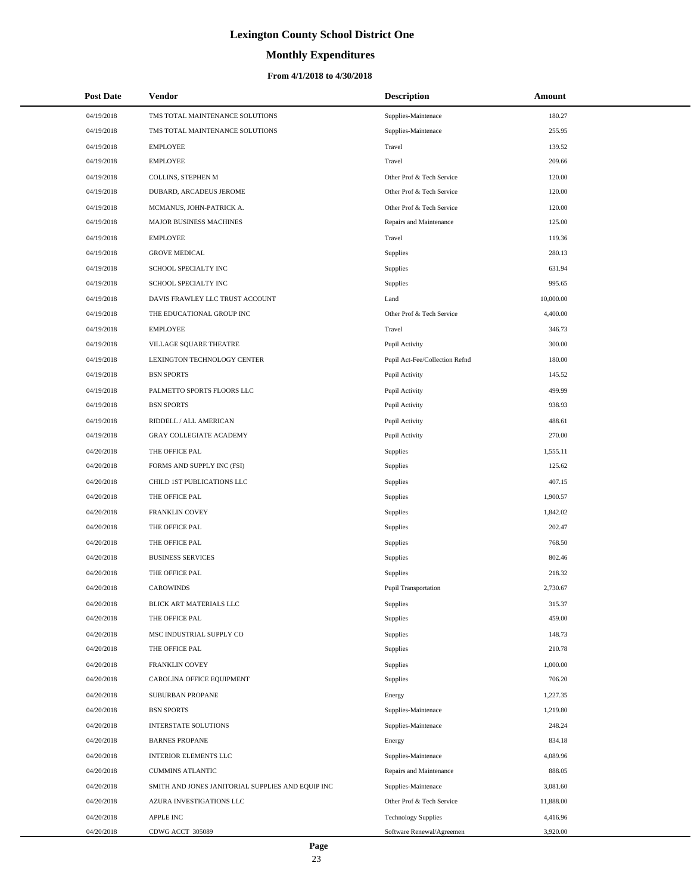# Lexington County School District One

## Monthly Expenditures

### From 4/1/2018 to 4/30/2018

| Post Date | Vendor | Description | Amount |
|---|---|---|---|
| 04/19/2018 | TMS TOTAL MAINTENANCE SOLUTIONS | Supplies-Maintenace | 180.27 |
| 04/19/2018 | TMS TOTAL MAINTENANCE SOLUTIONS | Supplies-Maintenace | 255.95 |
| 04/19/2018 | EMPLOYEE | Travel | 139.52 |
| 04/19/2018 | EMPLOYEE | Travel | 209.66 |
| 04/19/2018 | COLLINS, STEPHEN M | Other Prof & Tech Service | 120.00 |
| 04/19/2018 | DUBARD, ARCADEUS JEROME | Other Prof & Tech Service | 120.00 |
| 04/19/2018 | MCMANUS, JOHN-PATRICK A. | Other Prof & Tech Service | 120.00 |
| 04/19/2018 | MAJOR BUSINESS MACHINES | Repairs and Maintenance | 125.00 |
| 04/19/2018 | EMPLOYEE | Travel | 119.36 |
| 04/19/2018 | GROVE MEDICAL | Supplies | 280.13 |
| 04/19/2018 | SCHOOL SPECIALTY INC | Supplies | 631.94 |
| 04/19/2018 | SCHOOL SPECIALTY INC | Supplies | 995.65 |
| 04/19/2018 | DAVIS FRAWLEY LLC TRUST ACCOUNT | Land | 10,000.00 |
| 04/19/2018 | THE EDUCATIONAL GROUP INC | Other Prof & Tech Service | 4,400.00 |
| 04/19/2018 | EMPLOYEE | Travel | 346.73 |
| 04/19/2018 | VILLAGE SQUARE THEATRE | Pupil Activity | 300.00 |
| 04/19/2018 | LEXINGTON TECHNOLOGY CENTER | Pupil Act-Fee/Collection Refnd | 180.00 |
| 04/19/2018 | BSN SPORTS | Pupil Activity | 145.52 |
| 04/19/2018 | PALMETTO SPORTS FLOORS LLC | Pupil Activity | 499.99 |
| 04/19/2018 | BSN SPORTS | Pupil Activity | 938.93 |
| 04/19/2018 | RIDDELL / ALL AMERICAN | Pupil Activity | 488.61 |
| 04/19/2018 | GRAY COLLEGIATE ACADEMY | Pupil Activity | 270.00 |
| 04/20/2018 | THE OFFICE PAL | Supplies | 1,555.11 |
| 04/20/2018 | FORMS AND SUPPLY INC (FSI) | Supplies | 125.62 |
| 04/20/2018 | CHILD 1ST PUBLICATIONS LLC | Supplies | 407.15 |
| 04/20/2018 | THE OFFICE PAL | Supplies | 1,900.57 |
| 04/20/2018 | FRANKLIN COVEY | Supplies | 1,842.02 |
| 04/20/2018 | THE OFFICE PAL | Supplies | 202.47 |
| 04/20/2018 | THE OFFICE PAL | Supplies | 768.50 |
| 04/20/2018 | BUSINESS SERVICES | Supplies | 802.46 |
| 04/20/2018 | THE OFFICE PAL | Supplies | 218.32 |
| 04/20/2018 | CAROWINDS | Pupil Transportation | 2,730.67 |
| 04/20/2018 | BLICK ART MATERIALS LLC | Supplies | 315.37 |
| 04/20/2018 | THE OFFICE PAL | Supplies | 459.00 |
| 04/20/2018 | MSC INDUSTRIAL SUPPLY CO | Supplies | 148.73 |
| 04/20/2018 | THE OFFICE PAL | Supplies | 210.78 |
| 04/20/2018 | FRANKLIN COVEY | Supplies | 1,000.00 |
| 04/20/2018 | CAROLINA OFFICE EQUIPMENT | Supplies | 706.20 |
| 04/20/2018 | SUBURBAN PROPANE | Energy | 1,227.35 |
| 04/20/2018 | BSN SPORTS | Supplies-Maintenace | 1,219.80 |
| 04/20/2018 | INTERSTATE SOLUTIONS | Supplies-Maintenace | 248.24 |
| 04/20/2018 | BARNES PROPANE | Energy | 834.18 |
| 04/20/2018 | INTERIOR ELEMENTS LLC | Supplies-Maintenace | 4,089.96 |
| 04/20/2018 | CUMMINS ATLANTIC | Repairs and Maintenance | 888.05 |
| 04/20/2018 | SMITH AND JONES JANITORIAL SUPPLIES AND EQUIP INC | Supplies-Maintenace | 3,081.60 |
| 04/20/2018 | AZURA INVESTIGATIONS LLC | Other Prof & Tech Service | 11,888.00 |
| 04/20/2018 | APPLE INC | Technology Supplies | 4,416.96 |
| 04/20/2018 | CDWG ACCT 305089 | Software Renewal/Agreemen | 3,920.00 |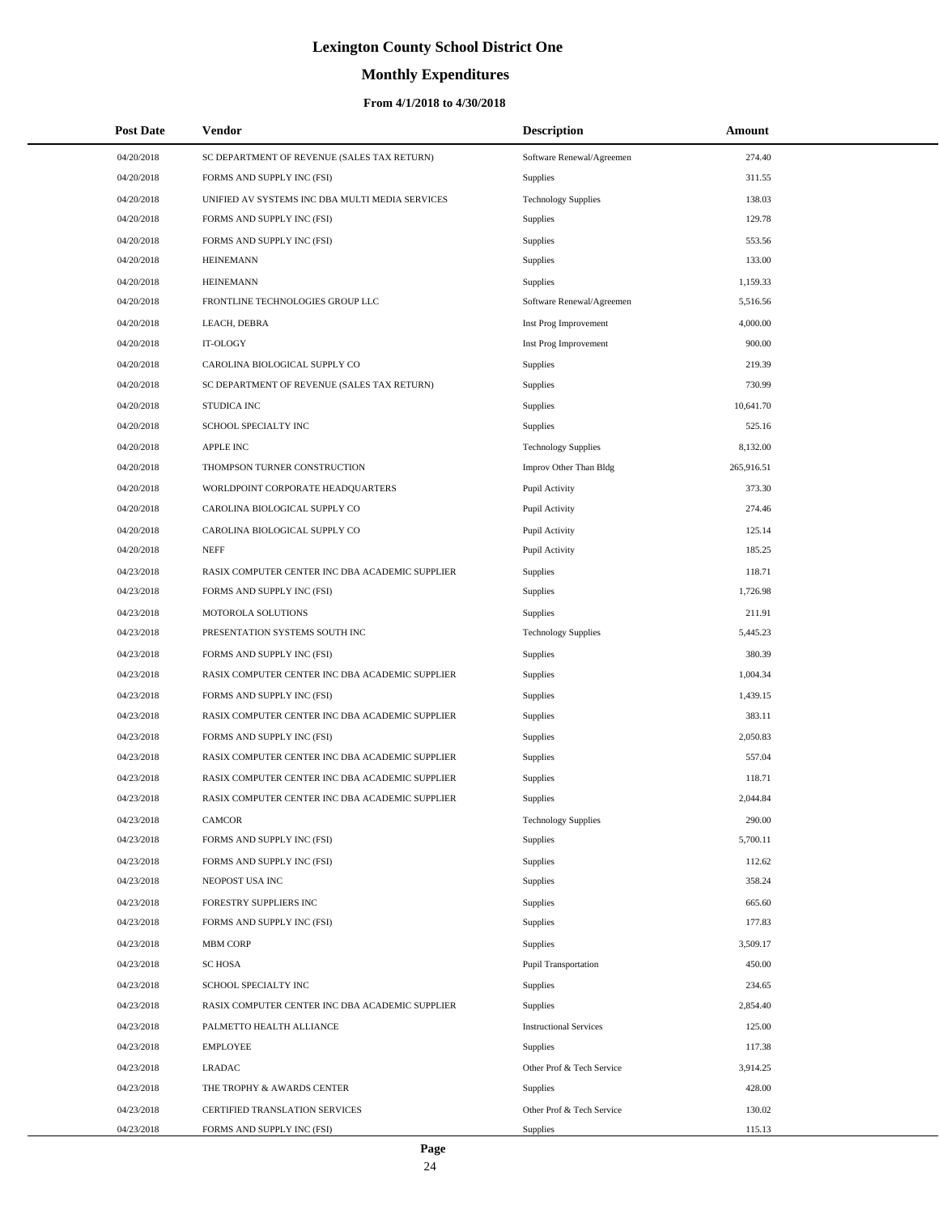# Lexington County School District One

## Monthly Expenditures

### From 4/1/2018 to 4/30/2018

| Post Date | Vendor | Description | Amount |
|---|---|---|---|
| 04/20/2018 | SC DEPARTMENT OF REVENUE (SALES TAX RETURN) | Software Renewal/Agreemen | 274.40 |
| 04/20/2018 | FORMS AND SUPPLY INC (FSI) | Supplies | 311.55 |
| 04/20/2018 | UNIFIED AV SYSTEMS INC DBA MULTI MEDIA SERVICES | Technology Supplies | 138.03 |
| 04/20/2018 | FORMS AND SUPPLY INC (FSI) | Supplies | 129.78 |
| 04/20/2018 | FORMS AND SUPPLY INC (FSI) | Supplies | 553.56 |
| 04/20/2018 | HEINEMANN | Supplies | 133.00 |
| 04/20/2018 | HEINEMANN | Supplies | 1,159.33 |
| 04/20/2018 | FRONTLINE TECHNOLOGIES GROUP LLC | Software Renewal/Agreemen | 5,516.56 |
| 04/20/2018 | LEACH, DEBRA | Inst Prog Improvement | 4,000.00 |
| 04/20/2018 | IT-OLOGY | Inst Prog Improvement | 900.00 |
| 04/20/2018 | CAROLINA BIOLOGICAL SUPPLY CO | Supplies | 219.39 |
| 04/20/2018 | SC DEPARTMENT OF REVENUE (SALES TAX RETURN) | Supplies | 730.99 |
| 04/20/2018 | STUDICA INC | Supplies | 10,641.70 |
| 04/20/2018 | SCHOOL SPECIALTY INC | Supplies | 525.16 |
| 04/20/2018 | APPLE INC | Technology Supplies | 8,132.00 |
| 04/20/2018 | THOMPSON TURNER CONSTRUCTION | Improv Other Than Bldg | 265,916.51 |
| 04/20/2018 | WORLDPOINT CORPORATE HEADQUARTERS | Pupil Activity | 373.30 |
| 04/20/2018 | CAROLINA BIOLOGICAL SUPPLY CO | Pupil Activity | 274.46 |
| 04/20/2018 | CAROLINA BIOLOGICAL SUPPLY CO | Pupil Activity | 125.14 |
| 04/20/2018 | NEFF | Pupil Activity | 185.25 |
| 04/23/2018 | RASIX COMPUTER CENTER INC DBA ACADEMIC SUPPLIER | Supplies | 118.71 |
| 04/23/2018 | FORMS AND SUPPLY INC (FSI) | Supplies | 1,726.98 |
| 04/23/2018 | MOTOROLA SOLUTIONS | Supplies | 211.91 |
| 04/23/2018 | PRESENTATION SYSTEMS SOUTH INC | Technology Supplies | 5,445.23 |
| 04/23/2018 | FORMS AND SUPPLY INC (FSI) | Supplies | 380.39 |
| 04/23/2018 | RASIX COMPUTER CENTER INC DBA ACADEMIC SUPPLIER | Supplies | 1,004.34 |
| 04/23/2018 | FORMS AND SUPPLY INC (FSI) | Supplies | 1,439.15 |
| 04/23/2018 | RASIX COMPUTER CENTER INC DBA ACADEMIC SUPPLIER | Supplies | 383.11 |
| 04/23/2018 | FORMS AND SUPPLY INC (FSI) | Supplies | 2,050.83 |
| 04/23/2018 | RASIX COMPUTER CENTER INC DBA ACADEMIC SUPPLIER | Supplies | 557.04 |
| 04/23/2018 | RASIX COMPUTER CENTER INC DBA ACADEMIC SUPPLIER | Supplies | 118.71 |
| 04/23/2018 | RASIX COMPUTER CENTER INC DBA ACADEMIC SUPPLIER | Supplies | 2,044.84 |
| 04/23/2018 | CAMCOR | Technology Supplies | 290.00 |
| 04/23/2018 | FORMS AND SUPPLY INC (FSI) | Supplies | 5,700.11 |
| 04/23/2018 | FORMS AND SUPPLY INC (FSI) | Supplies | 112.62 |
| 04/23/2018 | NEOPOST USA INC | Supplies | 358.24 |
| 04/23/2018 | FORESTRY SUPPLIERS INC | Supplies | 665.60 |
| 04/23/2018 | FORMS AND SUPPLY INC (FSI) | Supplies | 177.83 |
| 04/23/2018 | MBM CORP | Supplies | 3,509.17 |
| 04/23/2018 | SC HOSA | Pupil Transportation | 450.00 |
| 04/23/2018 | SCHOOL SPECIALTY INC | Supplies | 234.65 |
| 04/23/2018 | RASIX COMPUTER CENTER INC DBA ACADEMIC SUPPLIER | Supplies | 2,854.40 |
| 04/23/2018 | PALMETTO HEALTH ALLIANCE | Instructional Services | 125.00 |
| 04/23/2018 | EMPLOYEE | Supplies | 117.38 |
| 04/23/2018 | LRADAC | Other Prof & Tech Service | 3,914.25 |
| 04/23/2018 | THE TROPHY & AWARDS CENTER | Supplies | 428.00 |
| 04/23/2018 | CERTIFIED TRANSLATION SERVICES | Other Prof & Tech Service | 130.02 |
| 04/23/2018 | FORMS AND SUPPLY INC (FSI) | Supplies | 115.13 |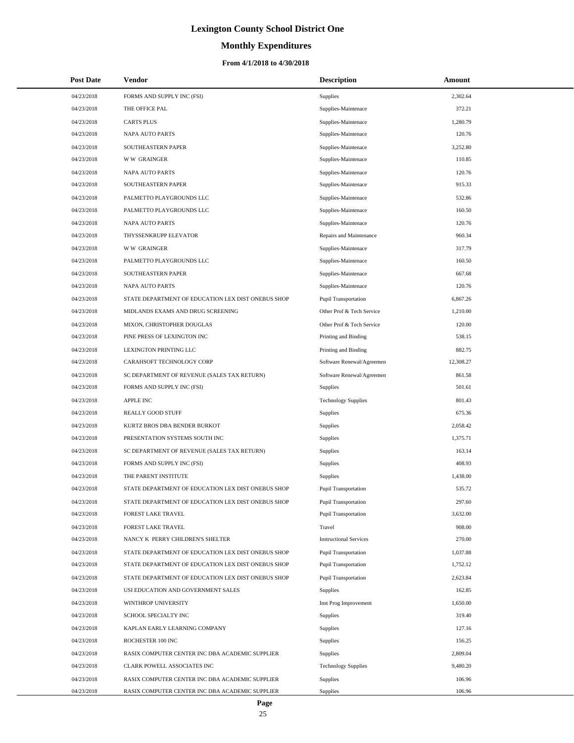# Lexington County School District One

## Monthly Expenditures

### From 4/1/2018 to 4/30/2018

| Post Date | Vendor | Description | Amount |
|---|---|---|---|
| 04/23/2018 | FORMS AND SUPPLY INC (FSI) | Supplies | 2,302.64 |
| 04/23/2018 | THE OFFICE PAL | Supplies-Maintenace | 372.21 |
| 04/23/2018 | CARTS PLUS | Supplies-Maintenace | 1,280.79 |
| 04/23/2018 | NAPA AUTO PARTS | Supplies-Maintenace | 120.76 |
| 04/23/2018 | SOUTHEASTERN PAPER | Supplies-Maintenace | 3,252.80 |
| 04/23/2018 | W W GRAINGER | Supplies-Maintenace | 110.85 |
| 04/23/2018 | NAPA AUTO PARTS | Supplies-Maintenace | 120.76 |
| 04/23/2018 | SOUTHEASTERN PAPER | Supplies-Maintenace | 915.33 |
| 04/23/2018 | PALMETTO PLAYGROUNDS LLC | Supplies-Maintenace | 532.86 |
| 04/23/2018 | PALMETTO PLAYGROUNDS LLC | Supplies-Maintenace | 160.50 |
| 04/23/2018 | NAPA AUTO PARTS | Supplies-Maintenace | 120.76 |
| 04/23/2018 | THYSSENKRUPP ELEVATOR | Repairs and Maintenance | 960.34 |
| 04/23/2018 | W W GRAINGER | Supplies-Maintenace | 317.79 |
| 04/23/2018 | PALMETTO PLAYGROUNDS LLC | Supplies-Maintenace | 160.50 |
| 04/23/2018 | SOUTHEASTERN PAPER | Supplies-Maintenace | 667.68 |
| 04/23/2018 | NAPA AUTO PARTS | Supplies-Maintenace | 120.76 |
| 04/23/2018 | STATE DEPARTMENT OF EDUCATION LEX DIST ONEBUS SHOP | Pupil Transportation | 6,867.26 |
| 04/23/2018 | MIDLANDS EXAMS AND DRUG SCREENING | Other Prof & Tech Service | 1,210.00 |
| 04/23/2018 | MIXON, CHRISTOPHER DOUGLAS | Other Prof & Tech Service | 120.00 |
| 04/23/2018 | PINE PRESS OF LEXINGTON INC | Printing and Binding | 538.15 |
| 04/23/2018 | LEXINGTON PRINTING LLC | Printing and Binding | 882.75 |
| 04/23/2018 | CARAHSOFT TECHNOLOGY CORP | Software Renewal/Agreemen | 12,308.27 |
| 04/23/2018 | SC DEPARTMENT OF REVENUE (SALES TAX RETURN) | Software Renewal/Agreemen | 861.58 |
| 04/23/2018 | FORMS AND SUPPLY INC (FSI) | Supplies | 501.61 |
| 04/23/2018 | APPLE INC | Technology Supplies | 801.43 |
| 04/23/2018 | REALLY GOOD STUFF | Supplies | 675.36 |
| 04/23/2018 | KURTZ BROS DBA BENDER BURKOT | Supplies | 2,058.42 |
| 04/23/2018 | PRESENTATION SYSTEMS SOUTH INC | Supplies | 1,375.71 |
| 04/23/2018 | SC DEPARTMENT OF REVENUE (SALES TAX RETURN) | Supplies | 163.14 |
| 04/23/2018 | FORMS AND SUPPLY INC (FSI) | Supplies | 408.93 |
| 04/23/2018 | THE PARENT INSTITUTE | Supplies | 1,438.00 |
| 04/23/2018 | STATE DEPARTMENT OF EDUCATION LEX DIST ONEBUS SHOP | Pupil Transportation | 535.72 |
| 04/23/2018 | STATE DEPARTMENT OF EDUCATION LEX DIST ONEBUS SHOP | Pupil Transportation | 297.60 |
| 04/23/2018 | FOREST LAKE TRAVEL | Pupil Transportation | 3,632.00 |
| 04/23/2018 | FOREST LAKE TRAVEL | Travel | 908.00 |
| 04/23/2018 | NANCY K PERRY CHILDREN'S SHELTER | Instructional Services | 270.00 |
| 04/23/2018 | STATE DEPARTMENT OF EDUCATION LEX DIST ONEBUS SHOP | Pupil Transportation | 1,037.88 |
| 04/23/2018 | STATE DEPARTMENT OF EDUCATION LEX DIST ONEBUS SHOP | Pupil Transportation | 1,752.12 |
| 04/23/2018 | STATE DEPARTMENT OF EDUCATION LEX DIST ONEBUS SHOP | Pupil Transportation | 2,623.84 |
| 04/23/2018 | USI EDUCATION AND GOVERNMENT SALES | Supplies | 162.85 |
| 04/23/2018 | WINTHROP UNIVERSITY | Inst Prog Improvement | 1,650.00 |
| 04/23/2018 | SCHOOL SPECIALTY INC | Supplies | 319.40 |
| 04/23/2018 | KAPLAN EARLY LEARNING COMPANY | Supplies | 127.16 |
| 04/23/2018 | ROCHESTER 100 INC | Supplies | 156.25 |
| 04/23/2018 | RASIX COMPUTER CENTER INC DBA ACADEMIC SUPPLIER | Supplies | 2,809.04 |
| 04/23/2018 | CLARK POWELL ASSOCIATES INC | Technology Supplies | 9,480.20 |
| 04/23/2018 | RASIX COMPUTER CENTER INC DBA ACADEMIC SUPPLIER | Supplies | 106.96 |
| 04/23/2018 | RASIX COMPUTER CENTER INC DBA ACADEMIC SUPPLIER | Supplies | 106.96 |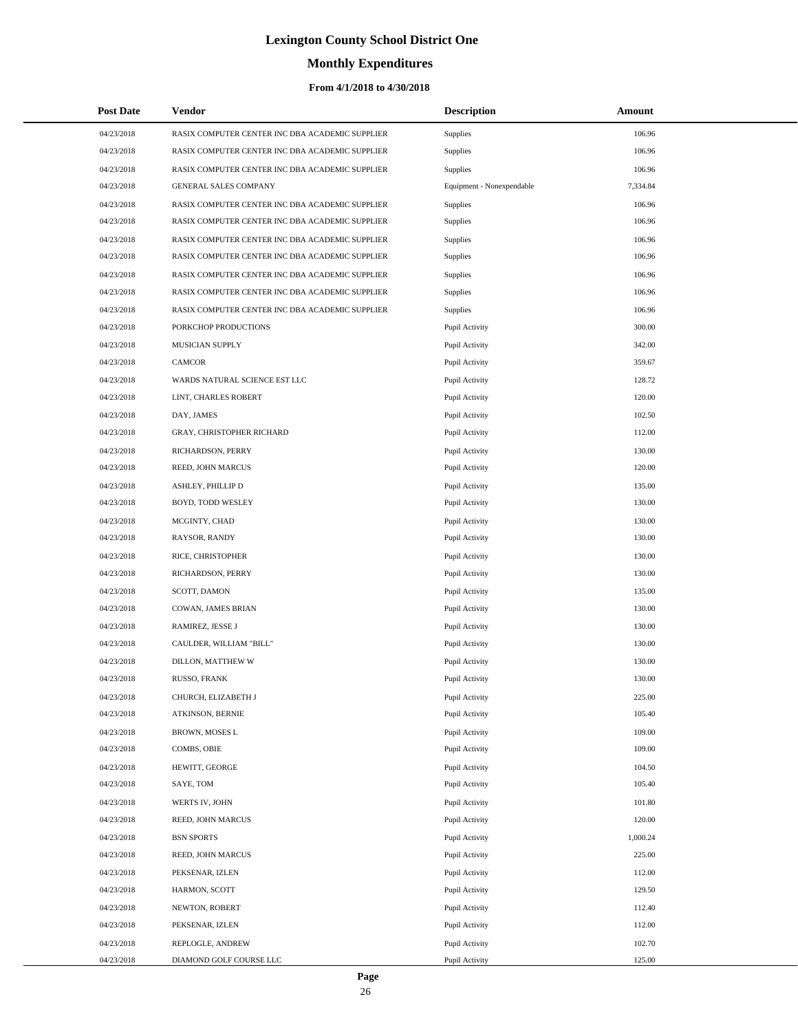# Lexington County School District One

## Monthly Expenditures

### From 4/1/2018 to 4/30/2018

| Post Date | Vendor | Description | Amount |
|---|---|---|---|
| 04/23/2018 | RASIX COMPUTER CENTER INC DBA ACADEMIC SUPPLIER | Supplies | 106.96 |
| 04/23/2018 | RASIX COMPUTER CENTER INC DBA ACADEMIC SUPPLIER | Supplies | 106.96 |
| 04/23/2018 | RASIX COMPUTER CENTER INC DBA ACADEMIC SUPPLIER | Supplies | 106.96 |
| 04/23/2018 | GENERAL SALES COMPANY | Equipment - Nonexpendable | 7,334.84 |
| 04/23/2018 | RASIX COMPUTER CENTER INC DBA ACADEMIC SUPPLIER | Supplies | 106.96 |
| 04/23/2018 | RASIX COMPUTER CENTER INC DBA ACADEMIC SUPPLIER | Supplies | 106.96 |
| 04/23/2018 | RASIX COMPUTER CENTER INC DBA ACADEMIC SUPPLIER | Supplies | 106.96 |
| 04/23/2018 | RASIX COMPUTER CENTER INC DBA ACADEMIC SUPPLIER | Supplies | 106.96 |
| 04/23/2018 | RASIX COMPUTER CENTER INC DBA ACADEMIC SUPPLIER | Supplies | 106.96 |
| 04/23/2018 | RASIX COMPUTER CENTER INC DBA ACADEMIC SUPPLIER | Supplies | 106.96 |
| 04/23/2018 | RASIX COMPUTER CENTER INC DBA ACADEMIC SUPPLIER | Supplies | 106.96 |
| 04/23/2018 | PORKCHOP PRODUCTIONS | Pupil Activity | 300.00 |
| 04/23/2018 | MUSICIAN SUPPLY | Pupil Activity | 342.00 |
| 04/23/2018 | CAMCOR | Pupil Activity | 359.67 |
| 04/23/2018 | WARDS NATURAL SCIENCE EST LLC | Pupil Activity | 128.72 |
| 04/23/2018 | LINT, CHARLES ROBERT | Pupil Activity | 120.00 |
| 04/23/2018 | DAY, JAMES | Pupil Activity | 102.50 |
| 04/23/2018 | GRAY, CHRISTOPHER RICHARD | Pupil Activity | 112.00 |
| 04/23/2018 | RICHARDSON, PERRY | Pupil Activity | 130.00 |
| 04/23/2018 | REED, JOHN MARCUS | Pupil Activity | 120.00 |
| 04/23/2018 | ASHLEY, PHILLIP D | Pupil Activity | 135.00 |
| 04/23/2018 | BOYD, TODD WESLEY | Pupil Activity | 130.00 |
| 04/23/2018 | MCGINTY, CHAD | Pupil Activity | 130.00 |
| 04/23/2018 | RAYSOR, RANDY | Pupil Activity | 130.00 |
| 04/23/2018 | RICE, CHRISTOPHER | Pupil Activity | 130.00 |
| 04/23/2018 | RICHARDSON, PERRY | Pupil Activity | 130.00 |
| 04/23/2018 | SCOTT, DAMON | Pupil Activity | 135.00 |
| 04/23/2018 | COWAN, JAMES BRIAN | Pupil Activity | 130.00 |
| 04/23/2018 | RAMIREZ, JESSE J | Pupil Activity | 130.00 |
| 04/23/2018 | CAULDER, WILLIAM "BILL" | Pupil Activity | 130.00 |
| 04/23/2018 | DILLON, MATTHEW W | Pupil Activity | 130.00 |
| 04/23/2018 | RUSSO, FRANK | Pupil Activity | 130.00 |
| 04/23/2018 | CHURCH, ELIZABETH J | Pupil Activity | 225.00 |
| 04/23/2018 | ATKINSON, BERNIE | Pupil Activity | 105.40 |
| 04/23/2018 | BROWN, MOSES L | Pupil Activity | 109.00 |
| 04/23/2018 | COMBS, OBIE | Pupil Activity | 109.00 |
| 04/23/2018 | HEWITT, GEORGE | Pupil Activity | 104.50 |
| 04/23/2018 | SAYE, TOM | Pupil Activity | 105.40 |
| 04/23/2018 | WERTS IV, JOHN | Pupil Activity | 101.80 |
| 04/23/2018 | REED, JOHN MARCUS | Pupil Activity | 120.00 |
| 04/23/2018 | BSN SPORTS | Pupil Activity | 1,000.24 |
| 04/23/2018 | REED, JOHN MARCUS | Pupil Activity | 225.00 |
| 04/23/2018 | PEKSENAR, IZLEN | Pupil Activity | 112.00 |
| 04/23/2018 | HARMON, SCOTT | Pupil Activity | 129.50 |
| 04/23/2018 | NEWTON, ROBERT | Pupil Activity | 112.40 |
| 04/23/2018 | PEKSENAR, IZLEN | Pupil Activity | 112.00 |
| 04/23/2018 | REPLOGLE, ANDREW | Pupil Activity | 102.70 |
| 04/23/2018 | DIAMOND GOLF COURSE LLC | Pupil Activity | 125.00 |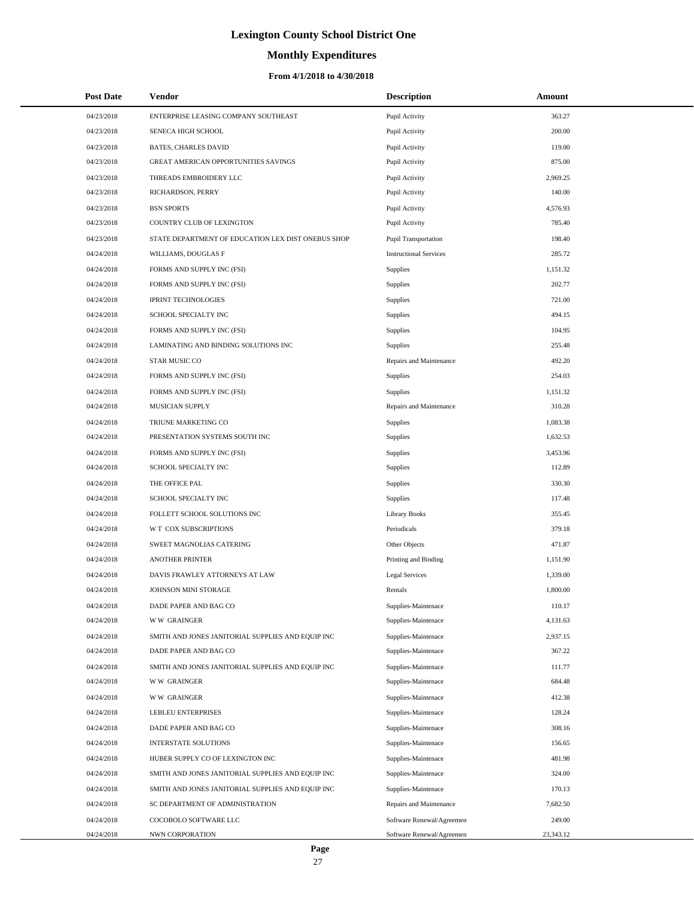# Lexington County School District One

## Monthly Expenditures

### From 4/1/2018 to 4/30/2018

| Post Date | Vendor | Description | Amount |
|---|---|---|---|
| 04/23/2018 | ENTERPRISE LEASING COMPANY SOUTHEAST | Pupil Activity | 363.27 |
| 04/23/2018 | SENECA HIGH SCHOOL | Pupil Activity | 200.00 |
| 04/23/2018 | BATES, CHARLES DAVID | Pupil Activity | 119.00 |
| 04/23/2018 | GREAT AMERICAN OPPORTUNITIES SAVINGS | Pupil Activity | 875.00 |
| 04/23/2018 | THREADS EMBROIDERY LLC | Pupil Activity | 2,969.25 |
| 04/23/2018 | RICHARDSON, PERRY | Pupil Activity | 140.00 |
| 04/23/2018 | BSN SPORTS | Pupil Activity | 4,576.93 |
| 04/23/2018 | COUNTRY CLUB OF LEXINGTON | Pupil Activity | 785.40 |
| 04/23/2018 | STATE DEPARTMENT OF EDUCATION LEX DIST ONEBUS SHOP | Pupil Transportation | 198.40 |
| 04/24/2018 | WILLIAMS, DOUGLAS F | Instructional Services | 285.72 |
| 04/24/2018 | FORMS AND SUPPLY INC (FSI) | Supplies | 1,151.32 |
| 04/24/2018 | FORMS AND SUPPLY INC (FSI) | Supplies | 202.77 |
| 04/24/2018 | IPRINT TECHNOLOGIES | Supplies | 721.00 |
| 04/24/2018 | SCHOOL SPECIALTY INC | Supplies | 494.15 |
| 04/24/2018 | FORMS AND SUPPLY INC (FSI) | Supplies | 104.95 |
| 04/24/2018 | LAMINATING AND BINDING SOLUTIONS INC | Supplies | 255.48 |
| 04/24/2018 | STAR MUSIC CO | Repairs and Maintenance | 492.20 |
| 04/24/2018 | FORMS AND SUPPLY INC (FSI) | Supplies | 254.03 |
| 04/24/2018 | FORMS AND SUPPLY INC (FSI) | Supplies | 1,151.32 |
| 04/24/2018 | MUSICIAN SUPPLY | Repairs and Maintenance | 310.28 |
| 04/24/2018 | TRIUNE MARKETING CO | Supplies | 1,083.38 |
| 04/24/2018 | PRESENTATION SYSTEMS SOUTH INC | Supplies | 1,632.53 |
| 04/24/2018 | FORMS AND SUPPLY INC (FSI) | Supplies | 3,453.96 |
| 04/24/2018 | SCHOOL SPECIALTY INC | Supplies | 112.89 |
| 04/24/2018 | THE OFFICE PAL | Supplies | 330.30 |
| 04/24/2018 | SCHOOL SPECIALTY INC | Supplies | 117.48 |
| 04/24/2018 | FOLLETT SCHOOL SOLUTIONS INC | Library Books | 355.45 |
| 04/24/2018 | W T COX SUBSCRIPTIONS | Periodicals | 379.18 |
| 04/24/2018 | SWEET MAGNOLIAS CATERING | Other Objects | 471.87 |
| 04/24/2018 | ANOTHER PRINTER | Printing and Binding | 1,151.90 |
| 04/24/2018 | DAVIS FRAWLEY ATTORNEYS AT LAW | Legal Services | 1,339.00 |
| 04/24/2018 | JOHNSON MINI STORAGE | Rentals | 1,800.00 |
| 04/24/2018 | DADE PAPER AND BAG CO | Supplies-Maintenace | 110.17 |
| 04/24/2018 | W W GRAINGER | Supplies-Maintenace | 4,131.63 |
| 04/24/2018 | SMITH AND JONES JANITORIAL SUPPLIES AND EQUIP INC | Supplies-Maintenace | 2,937.15 |
| 04/24/2018 | DADE PAPER AND BAG CO | Supplies-Maintenace | 367.22 |
| 04/24/2018 | SMITH AND JONES JANITORIAL SUPPLIES AND EQUIP INC | Supplies-Maintenace | 111.77 |
| 04/24/2018 | W W GRAINGER | Supplies-Maintenace | 684.48 |
| 04/24/2018 | W W GRAINGER | Supplies-Maintenace | 412.38 |
| 04/24/2018 | LEBLEU ENTERPRISES | Supplies-Maintenace | 128.24 |
| 04/24/2018 | DADE PAPER AND BAG CO | Supplies-Maintenace | 308.16 |
| 04/24/2018 | INTERSTATE SOLUTIONS | Supplies-Maintenace | 156.65 |
| 04/24/2018 | HUBER SUPPLY CO OF LEXINGTON INC | Supplies-Maintenace | 481.98 |
| 04/24/2018 | SMITH AND JONES JANITORIAL SUPPLIES AND EQUIP INC | Supplies-Maintenace | 324.00 |
| 04/24/2018 | SMITH AND JONES JANITORIAL SUPPLIES AND EQUIP INC | Supplies-Maintenace | 170.13 |
| 04/24/2018 | SC DEPARTMENT OF ADMINISTRATION | Repairs and Maintenance | 7,682.50 |
| 04/24/2018 | COCOBOLO SOFTWARE LLC | Software Renewal/Agreemen | 249.00 |
| 04/24/2018 | NWN CORPORATION | Software Renewal/Agreemen | 23,343.12 |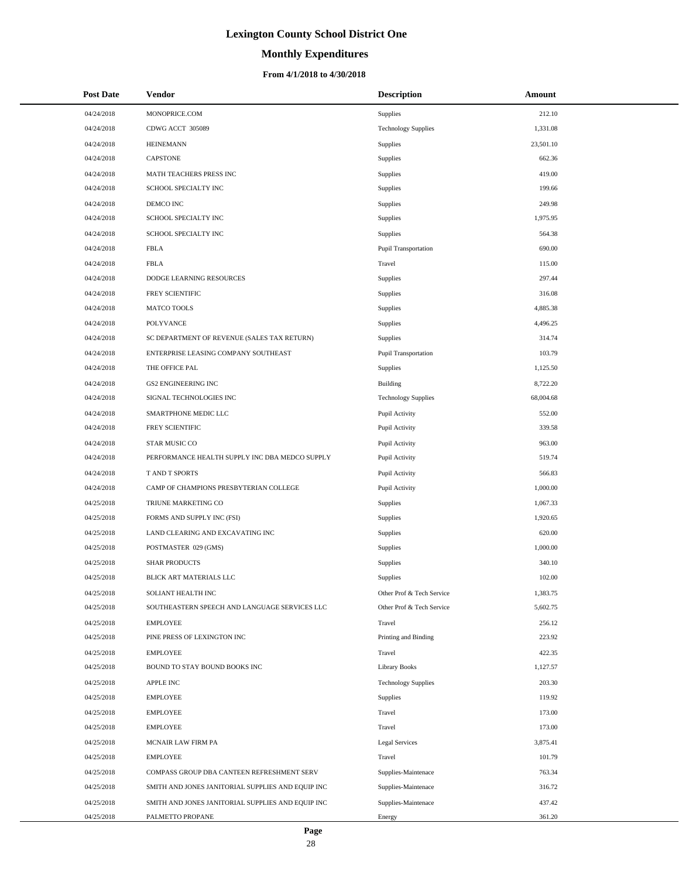# Lexington County School District One

## Monthly Expenditures

### From 4/1/2018 to 4/30/2018

| Post Date | Vendor | Description | Amount |
|---|---|---|---|
| 04/24/2018 | MONOPRICE.COM | Supplies | 212.10 |
| 04/24/2018 | CDWG ACCT 305089 | Technology Supplies | 1,331.08 |
| 04/24/2018 | HEINEMANN | Supplies | 23,501.10 |
| 04/24/2018 | CAPSTONE | Supplies | 662.36 |
| 04/24/2018 | MATH TEACHERS PRESS INC | Supplies | 419.00 |
| 04/24/2018 | SCHOOL SPECIALTY INC | Supplies | 199.66 |
| 04/24/2018 | DEMCO INC | Supplies | 249.98 |
| 04/24/2018 | SCHOOL SPECIALTY INC | Supplies | 1,975.95 |
| 04/24/2018 | SCHOOL SPECIALTY INC | Supplies | 564.38 |
| 04/24/2018 | FBLA | Pupil Transportation | 690.00 |
| 04/24/2018 | FBLA | Travel | 115.00 |
| 04/24/2018 | DODGE LEARNING RESOURCES | Supplies | 297.44 |
| 04/24/2018 | FREY SCIENTIFIC | Supplies | 316.08 |
| 04/24/2018 | MATCO TOOLS | Supplies | 4,885.38 |
| 04/24/2018 | POLYVANCE | Supplies | 4,496.25 |
| 04/24/2018 | SC DEPARTMENT OF REVENUE (SALES TAX RETURN) | Supplies | 314.74 |
| 04/24/2018 | ENTERPRISE LEASING COMPANY SOUTHEAST | Pupil Transportation | 103.79 |
| 04/24/2018 | THE OFFICE PAL | Supplies | 1,125.50 |
| 04/24/2018 | GS2 ENGINEERING INC | Building | 8,722.20 |
| 04/24/2018 | SIGNAL TECHNOLOGIES INC | Technology Supplies | 68,004.68 |
| 04/24/2018 | SMARTPHONE MEDIC LLC | Pupil Activity | 552.00 |
| 04/24/2018 | FREY SCIENTIFIC | Pupil Activity | 339.58 |
| 04/24/2018 | STAR MUSIC CO | Pupil Activity | 963.00 |
| 04/24/2018 | PERFORMANCE HEALTH SUPPLY INC DBA MEDCO SUPPLY | Pupil Activity | 519.74 |
| 04/24/2018 | T AND T SPORTS | Pupil Activity | 566.83 |
| 04/24/2018 | CAMP OF CHAMPIONS PRESBYTERIAN COLLEGE | Pupil Activity | 1,000.00 |
| 04/25/2018 | TRIUNE MARKETING CO | Supplies | 1,067.33 |
| 04/25/2018 | FORMS AND SUPPLY INC (FSI) | Supplies | 1,920.65 |
| 04/25/2018 | LAND CLEARING AND EXCAVATING INC | Supplies | 620.00 |
| 04/25/2018 | POSTMASTER 029 (GMS) | Supplies | 1,000.00 |
| 04/25/2018 | SHAR PRODUCTS | Supplies | 340.10 |
| 04/25/2018 | BLICK ART MATERIALS LLC | Supplies | 102.00 |
| 04/25/2018 | SOLIANT HEALTH INC | Other Prof & Tech Service | 1,383.75 |
| 04/25/2018 | SOUTHEASTERN SPEECH AND LANGUAGE SERVICES LLC | Other Prof & Tech Service | 5,602.75 |
| 04/25/2018 | EMPLOYEE | Travel | 256.12 |
| 04/25/2018 | PINE PRESS OF LEXINGTON INC | Printing and Binding | 223.92 |
| 04/25/2018 | EMPLOYEE | Travel | 422.35 |
| 04/25/2018 | BOUND TO STAY BOUND BOOKS INC | Library Books | 1,127.57 |
| 04/25/2018 | APPLE INC | Technology Supplies | 203.30 |
| 04/25/2018 | EMPLOYEE | Supplies | 119.92 |
| 04/25/2018 | EMPLOYEE | Travel | 173.00 |
| 04/25/2018 | EMPLOYEE | Travel | 173.00 |
| 04/25/2018 | MCNAIR LAW FIRM PA | Legal Services | 3,875.41 |
| 04/25/2018 | EMPLOYEE | Travel | 101.79 |
| 04/25/2018 | COMPASS GROUP DBA CANTEEN REFRESHMENT SERV | Supplies-Maintenace | 763.34 |
| 04/25/2018 | SMITH AND JONES JANITORIAL SUPPLIES AND EQUIP INC | Supplies-Maintenace | 316.72 |
| 04/25/2018 | SMITH AND JONES JANITORIAL SUPPLIES AND EQUIP INC | Supplies-Maintenace | 437.42 |
| 04/25/2018 | PALMETTO PROPANE | Energy | 361.20 |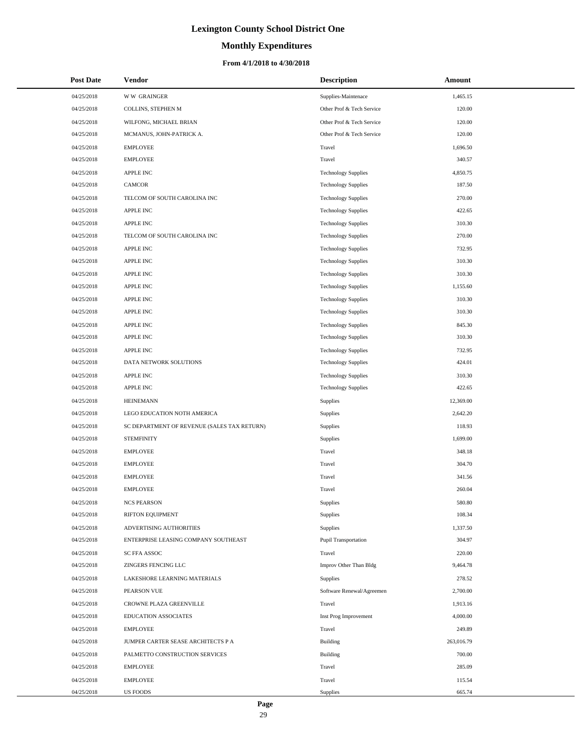# Lexington County School District One

## Monthly Expenditures

### From 4/1/2018 to 4/30/2018

| Post Date | Vendor | Description | Amount |
|---|---|---|---|
| 04/25/2018 | W W GRAINGER | Supplies-Maintenace | 1,465.15 |
| 04/25/2018 | COLLINS, STEPHEN M | Other Prof & Tech Service | 120.00 |
| 04/25/2018 | WILFONG, MICHAEL BRIAN | Other Prof & Tech Service | 120.00 |
| 04/25/2018 | MCMANUS, JOHN-PATRICK A. | Other Prof & Tech Service | 120.00 |
| 04/25/2018 | EMPLOYEE | Travel | 1,696.50 |
| 04/25/2018 | EMPLOYEE | Travel | 340.57 |
| 04/25/2018 | APPLE INC | Technology Supplies | 4,850.75 |
| 04/25/2018 | CAMCOR | Technology Supplies | 187.50 |
| 04/25/2018 | TELCOM OF SOUTH CAROLINA INC | Technology Supplies | 270.00 |
| 04/25/2018 | APPLE INC | Technology Supplies | 422.65 |
| 04/25/2018 | APPLE INC | Technology Supplies | 310.30 |
| 04/25/2018 | TELCOM OF SOUTH CAROLINA INC | Technology Supplies | 270.00 |
| 04/25/2018 | APPLE INC | Technology Supplies | 732.95 |
| 04/25/2018 | APPLE INC | Technology Supplies | 310.30 |
| 04/25/2018 | APPLE INC | Technology Supplies | 310.30 |
| 04/25/2018 | APPLE INC | Technology Supplies | 1,155.60 |
| 04/25/2018 | APPLE INC | Technology Supplies | 310.30 |
| 04/25/2018 | APPLE INC | Technology Supplies | 310.30 |
| 04/25/2018 | APPLE INC | Technology Supplies | 845.30 |
| 04/25/2018 | APPLE INC | Technology Supplies | 310.30 |
| 04/25/2018 | APPLE INC | Technology Supplies | 732.95 |
| 04/25/2018 | DATA NETWORK SOLUTIONS | Technology Supplies | 424.01 |
| 04/25/2018 | APPLE INC | Technology Supplies | 310.30 |
| 04/25/2018 | APPLE INC | Technology Supplies | 422.65 |
| 04/25/2018 | HEINEMANN | Supplies | 12,369.00 |
| 04/25/2018 | LEGO EDUCATION NOTH AMERICA | Supplies | 2,642.20 |
| 04/25/2018 | SC DEPARTMENT OF REVENUE (SALES TAX RETURN) | Supplies | 118.93 |
| 04/25/2018 | STEMFINITY | Supplies | 1,699.00 |
| 04/25/2018 | EMPLOYEE | Travel | 348.18 |
| 04/25/2018 | EMPLOYEE | Travel | 304.70 |
| 04/25/2018 | EMPLOYEE | Travel | 341.56 |
| 04/25/2018 | EMPLOYEE | Travel | 260.04 |
| 04/25/2018 | NCS PEARSON | Supplies | 580.80 |
| 04/25/2018 | RIFTON EQUIPMENT | Supplies | 108.34 |
| 04/25/2018 | ADVERTISING AUTHORITIES | Supplies | 1,337.50 |
| 04/25/2018 | ENTERPRISE LEASING COMPANY SOUTHEAST | Pupil Transportation | 304.97 |
| 04/25/2018 | SC FFA ASSOC | Travel | 220.00 |
| 04/25/2018 | ZINGERS FENCING LLC | Improv Other Than Bldg | 9,464.78 |
| 04/25/2018 | LAKESHORE LEARNING MATERIALS | Supplies | 278.52 |
| 04/25/2018 | PEARSON VUE | Software Renewal/Agreemen | 2,700.00 |
| 04/25/2018 | CROWNE PLAZA GREENVILLE | Travel | 1,913.16 |
| 04/25/2018 | EDUCATION ASSOCIATES | Inst Prog Improvement | 4,000.00 |
| 04/25/2018 | EMPLOYEE | Travel | 249.89 |
| 04/25/2018 | JUMPER CARTER SEASE ARCHITECTS P A | Building | 263,016.79 |
| 04/25/2018 | PALMETTO CONSTRUCTION SERVICES | Building | 700.00 |
| 04/25/2018 | EMPLOYEE | Travel | 285.09 |
| 04/25/2018 | EMPLOYEE | Travel | 115.54 |
| 04/25/2018 | US FOODS | Supplies | 665.74 |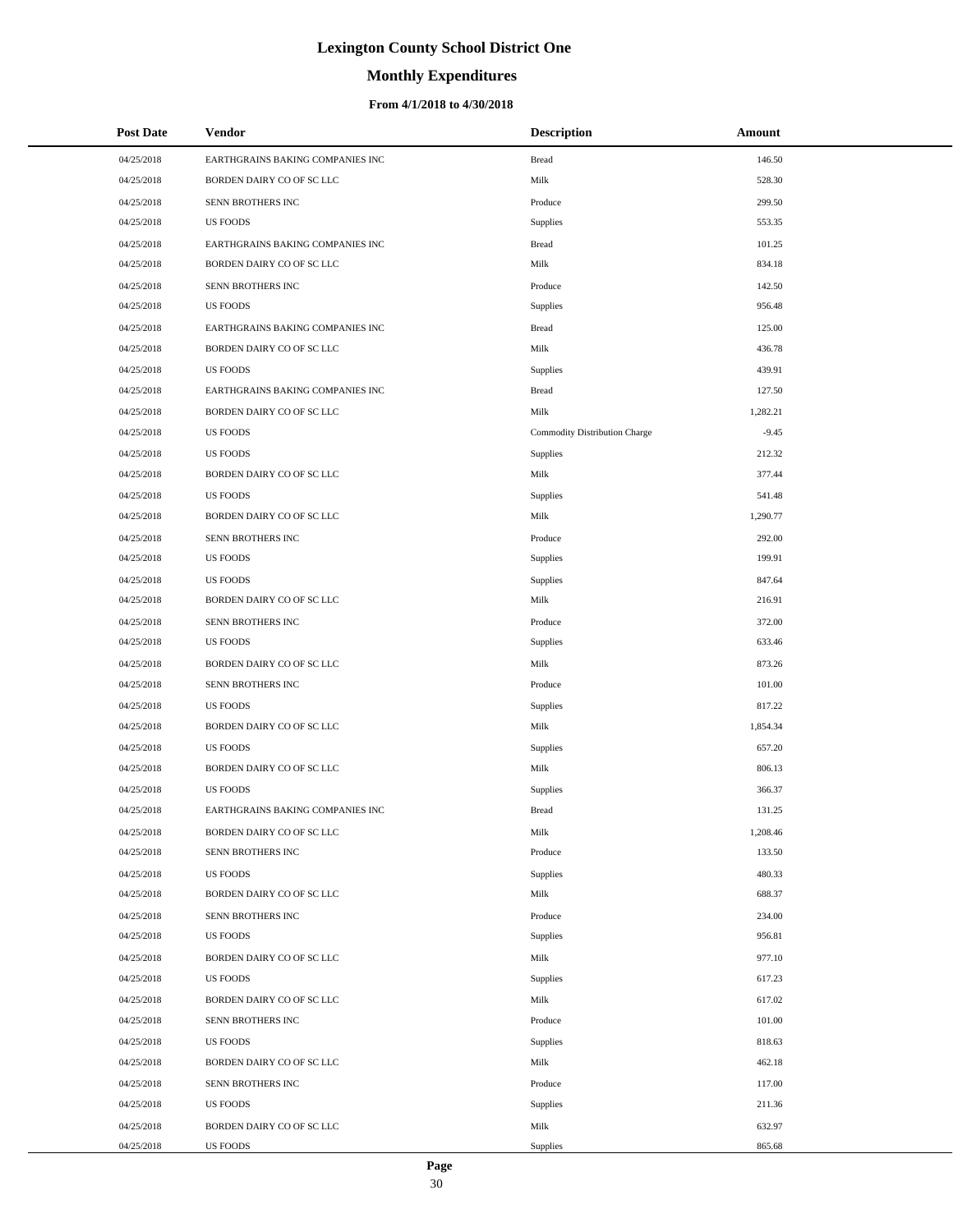# Lexington County School District One

## Monthly Expenditures

### From 4/1/2018 to 4/30/2018

| Post Date | Vendor | Description | Amount |
|---|---|---|---|
| 04/25/2018 | EARTHGRAINS BAKING COMPANIES INC | Bread | 146.50 |
| 04/25/2018 | BORDEN DAIRY CO OF SC LLC | Milk | 528.30 |
| 04/25/2018 | SENN BROTHERS INC | Produce | 299.50 |
| 04/25/2018 | US FOODS | Supplies | 553.35 |
| 04/25/2018 | EARTHGRAINS BAKING COMPANIES INC | Bread | 101.25 |
| 04/25/2018 | BORDEN DAIRY CO OF SC LLC | Milk | 834.18 |
| 04/25/2018 | SENN BROTHERS INC | Produce | 142.50 |
| 04/25/2018 | US FOODS | Supplies | 956.48 |
| 04/25/2018 | EARTHGRAINS BAKING COMPANIES INC | Bread | 125.00 |
| 04/25/2018 | BORDEN DAIRY CO OF SC LLC | Milk | 436.78 |
| 04/25/2018 | US FOODS | Supplies | 439.91 |
| 04/25/2018 | EARTHGRAINS BAKING COMPANIES INC | Bread | 127.50 |
| 04/25/2018 | BORDEN DAIRY CO OF SC LLC | Milk | 1,282.21 |
| 04/25/2018 | US FOODS | Commodity Distribution Charge | -9.45 |
| 04/25/2018 | US FOODS | Supplies | 212.32 |
| 04/25/2018 | BORDEN DAIRY CO OF SC LLC | Milk | 377.44 |
| 04/25/2018 | US FOODS | Supplies | 541.48 |
| 04/25/2018 | BORDEN DAIRY CO OF SC LLC | Milk | 1,290.77 |
| 04/25/2018 | SENN BROTHERS INC | Produce | 292.00 |
| 04/25/2018 | US FOODS | Supplies | 199.91 |
| 04/25/2018 | US FOODS | Supplies | 847.64 |
| 04/25/2018 | BORDEN DAIRY CO OF SC LLC | Milk | 216.91 |
| 04/25/2018 | SENN BROTHERS INC | Produce | 372.00 |
| 04/25/2018 | US FOODS | Supplies | 633.46 |
| 04/25/2018 | BORDEN DAIRY CO OF SC LLC | Milk | 873.26 |
| 04/25/2018 | SENN BROTHERS INC | Produce | 101.00 |
| 04/25/2018 | US FOODS | Supplies | 817.22 |
| 04/25/2018 | BORDEN DAIRY CO OF SC LLC | Milk | 1,854.34 |
| 04/25/2018 | US FOODS | Supplies | 657.20 |
| 04/25/2018 | BORDEN DAIRY CO OF SC LLC | Milk | 806.13 |
| 04/25/2018 | US FOODS | Supplies | 366.37 |
| 04/25/2018 | EARTHGRAINS BAKING COMPANIES INC | Bread | 131.25 |
| 04/25/2018 | BORDEN DAIRY CO OF SC LLC | Milk | 1,208.46 |
| 04/25/2018 | SENN BROTHERS INC | Produce | 133.50 |
| 04/25/2018 | US FOODS | Supplies | 480.33 |
| 04/25/2018 | BORDEN DAIRY CO OF SC LLC | Milk | 688.37 |
| 04/25/2018 | SENN BROTHERS INC | Produce | 234.00 |
| 04/25/2018 | US FOODS | Supplies | 956.81 |
| 04/25/2018 | BORDEN DAIRY CO OF SC LLC | Milk | 977.10 |
| 04/25/2018 | US FOODS | Supplies | 617.23 |
| 04/25/2018 | BORDEN DAIRY CO OF SC LLC | Milk | 617.02 |
| 04/25/2018 | SENN BROTHERS INC | Produce | 101.00 |
| 04/25/2018 | US FOODS | Supplies | 818.63 |
| 04/25/2018 | BORDEN DAIRY CO OF SC LLC | Milk | 462.18 |
| 04/25/2018 | SENN BROTHERS INC | Produce | 117.00 |
| 04/25/2018 | US FOODS | Supplies | 211.36 |
| 04/25/2018 | BORDEN DAIRY CO OF SC LLC | Milk | 632.97 |
| 04/25/2018 | US FOODS | Supplies | 865.68 |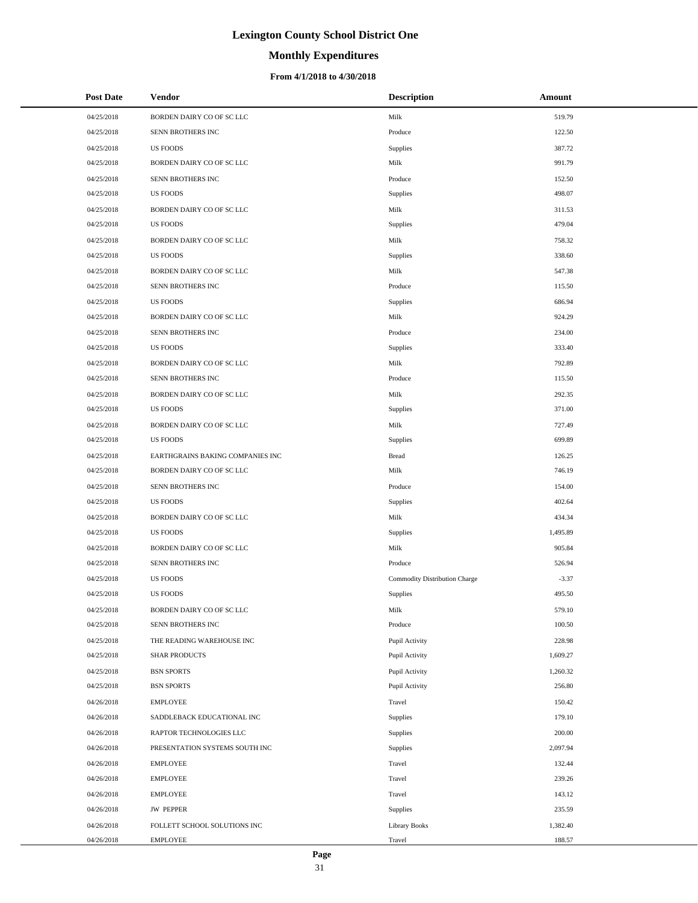# Lexington County School District One

## Monthly Expenditures

### From 4/1/2018 to 4/30/2018

| Post Date | Vendor | Description | Amount |
|---|---|---|---|
| 04/25/2018 | BORDEN DAIRY CO OF SC LLC | Milk | 519.79 |
| 04/25/2018 | SENN BROTHERS INC | Produce | 122.50 |
| 04/25/2018 | US FOODS | Supplies | 387.72 |
| 04/25/2018 | BORDEN DAIRY CO OF SC LLC | Milk | 991.79 |
| 04/25/2018 | SENN BROTHERS INC | Produce | 152.50 |
| 04/25/2018 | US FOODS | Supplies | 498.07 |
| 04/25/2018 | BORDEN DAIRY CO OF SC LLC | Milk | 311.53 |
| 04/25/2018 | US FOODS | Supplies | 479.04 |
| 04/25/2018 | BORDEN DAIRY CO OF SC LLC | Milk | 758.32 |
| 04/25/2018 | US FOODS | Supplies | 338.60 |
| 04/25/2018 | BORDEN DAIRY CO OF SC LLC | Milk | 547.38 |
| 04/25/2018 | SENN BROTHERS INC | Produce | 115.50 |
| 04/25/2018 | US FOODS | Supplies | 686.94 |
| 04/25/2018 | BORDEN DAIRY CO OF SC LLC | Milk | 924.29 |
| 04/25/2018 | SENN BROTHERS INC | Produce | 234.00 |
| 04/25/2018 | US FOODS | Supplies | 333.40 |
| 04/25/2018 | BORDEN DAIRY CO OF SC LLC | Milk | 792.89 |
| 04/25/2018 | SENN BROTHERS INC | Produce | 115.50 |
| 04/25/2018 | BORDEN DAIRY CO OF SC LLC | Milk | 292.35 |
| 04/25/2018 | US FOODS | Supplies | 371.00 |
| 04/25/2018 | BORDEN DAIRY CO OF SC LLC | Milk | 727.49 |
| 04/25/2018 | US FOODS | Supplies | 699.89 |
| 04/25/2018 | EARTHGRAINS BAKING COMPANIES INC | Bread | 126.25 |
| 04/25/2018 | BORDEN DAIRY CO OF SC LLC | Milk | 746.19 |
| 04/25/2018 | SENN BROTHERS INC | Produce | 154.00 |
| 04/25/2018 | US FOODS | Supplies | 402.64 |
| 04/25/2018 | BORDEN DAIRY CO OF SC LLC | Milk | 434.34 |
| 04/25/2018 | US FOODS | Supplies | 1,495.89 |
| 04/25/2018 | BORDEN DAIRY CO OF SC LLC | Milk | 905.84 |
| 04/25/2018 | SENN BROTHERS INC | Produce | 526.94 |
| 04/25/2018 | US FOODS | Commodity Distribution Charge | -3.37 |
| 04/25/2018 | US FOODS | Supplies | 495.50 |
| 04/25/2018 | BORDEN DAIRY CO OF SC LLC | Milk | 579.10 |
| 04/25/2018 | SENN BROTHERS INC | Produce | 100.50 |
| 04/25/2018 | THE READING WAREHOUSE INC | Pupil Activity | 228.98 |
| 04/25/2018 | SHAR PRODUCTS | Pupil Activity | 1,609.27 |
| 04/25/2018 | BSN SPORTS | Pupil Activity | 1,260.32 |
| 04/25/2018 | BSN SPORTS | Pupil Activity | 256.80 |
| 04/26/2018 | EMPLOYEE | Travel | 150.42 |
| 04/26/2018 | SADDLEBACK EDUCATIONAL INC | Supplies | 179.10 |
| 04/26/2018 | RAPTOR TECHNOLOGIES LLC | Supplies | 200.00 |
| 04/26/2018 | PRESENTATION SYSTEMS SOUTH INC | Supplies | 2,097.94 |
| 04/26/2018 | EMPLOYEE | Travel | 132.44 |
| 04/26/2018 | EMPLOYEE | Travel | 239.26 |
| 04/26/2018 | EMPLOYEE | Travel | 143.12 |
| 04/26/2018 | JW PEPPER | Supplies | 235.59 |
| 04/26/2018 | FOLLETT SCHOOL SOLUTIONS INC | Library Books | 1,382.40 |
| 04/26/2018 | EMPLOYEE | Travel | 188.57 |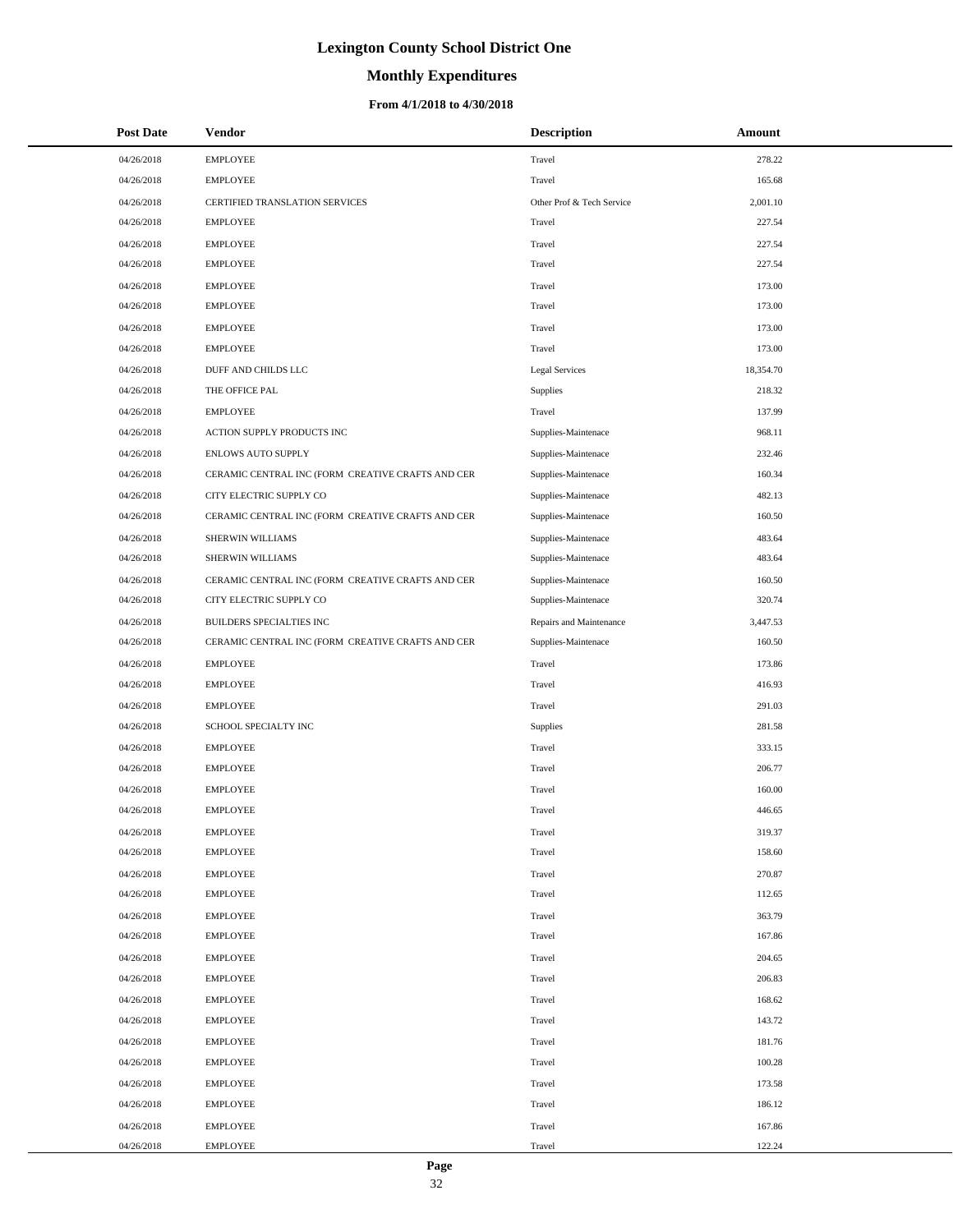# Lexington County School District One

## Monthly Expenditures

### From 4/1/2018 to 4/30/2018

| Post Date | Vendor | Description | Amount |
|---|---|---|---|
| 04/26/2018 | EMPLOYEE | Travel | 278.22 |
| 04/26/2018 | EMPLOYEE | Travel | 165.68 |
| 04/26/2018 | CERTIFIED TRANSLATION SERVICES | Other Prof & Tech Service | 2,001.10 |
| 04/26/2018 | EMPLOYEE | Travel | 227.54 |
| 04/26/2018 | EMPLOYEE | Travel | 227.54 |
| 04/26/2018 | EMPLOYEE | Travel | 227.54 |
| 04/26/2018 | EMPLOYEE | Travel | 173.00 |
| 04/26/2018 | EMPLOYEE | Travel | 173.00 |
| 04/26/2018 | EMPLOYEE | Travel | 173.00 |
| 04/26/2018 | EMPLOYEE | Travel | 173.00 |
| 04/26/2018 | DUFF AND CHILDS LLC | Legal Services | 18,354.70 |
| 04/26/2018 | THE OFFICE PAL | Supplies | 218.32 |
| 04/26/2018 | EMPLOYEE | Travel | 137.99 |
| 04/26/2018 | ACTION SUPPLY PRODUCTS INC | Supplies-Maintenace | 968.11 |
| 04/26/2018 | ENLOWS AUTO SUPPLY | Supplies-Maintenace | 232.46 |
| 04/26/2018 | CERAMIC CENTRAL INC (FORM CREATIVE CRAFTS AND CER | Supplies-Maintenace | 160.34 |
| 04/26/2018 | CITY ELECTRIC SUPPLY CO | Supplies-Maintenace | 482.13 |
| 04/26/2018 | CERAMIC CENTRAL INC (FORM CREATIVE CRAFTS AND CER | Supplies-Maintenace | 160.50 |
| 04/26/2018 | SHERWIN WILLIAMS | Supplies-Maintenace | 483.64 |
| 04/26/2018 | SHERWIN WILLIAMS | Supplies-Maintenace | 483.64 |
| 04/26/2018 | CERAMIC CENTRAL INC (FORM CREATIVE CRAFTS AND CER | Supplies-Maintenace | 160.50 |
| 04/26/2018 | CITY ELECTRIC SUPPLY CO | Supplies-Maintenace | 320.74 |
| 04/26/2018 | BUILDERS SPECIALTIES INC | Repairs and Maintenance | 3,447.53 |
| 04/26/2018 | CERAMIC CENTRAL INC (FORM CREATIVE CRAFTS AND CER | Supplies-Maintenace | 160.50 |
| 04/26/2018 | EMPLOYEE | Travel | 173.86 |
| 04/26/2018 | EMPLOYEE | Travel | 416.93 |
| 04/26/2018 | EMPLOYEE | Travel | 291.03 |
| 04/26/2018 | SCHOOL SPECIALTY INC | Supplies | 281.58 |
| 04/26/2018 | EMPLOYEE | Travel | 333.15 |
| 04/26/2018 | EMPLOYEE | Travel | 206.77 |
| 04/26/2018 | EMPLOYEE | Travel | 160.00 |
| 04/26/2018 | EMPLOYEE | Travel | 446.65 |
| 04/26/2018 | EMPLOYEE | Travel | 319.37 |
| 04/26/2018 | EMPLOYEE | Travel | 158.60 |
| 04/26/2018 | EMPLOYEE | Travel | 270.87 |
| 04/26/2018 | EMPLOYEE | Travel | 112.65 |
| 04/26/2018 | EMPLOYEE | Travel | 363.79 |
| 04/26/2018 | EMPLOYEE | Travel | 167.86 |
| 04/26/2018 | EMPLOYEE | Travel | 204.65 |
| 04/26/2018 | EMPLOYEE | Travel | 206.83 |
| 04/26/2018 | EMPLOYEE | Travel | 168.62 |
| 04/26/2018 | EMPLOYEE | Travel | 143.72 |
| 04/26/2018 | EMPLOYEE | Travel | 181.76 |
| 04/26/2018 | EMPLOYEE | Travel | 100.28 |
| 04/26/2018 | EMPLOYEE | Travel | 173.58 |
| 04/26/2018 | EMPLOYEE | Travel | 186.12 |
| 04/26/2018 | EMPLOYEE | Travel | 167.86 |
| 04/26/2018 | EMPLOYEE | Travel | 122.24 |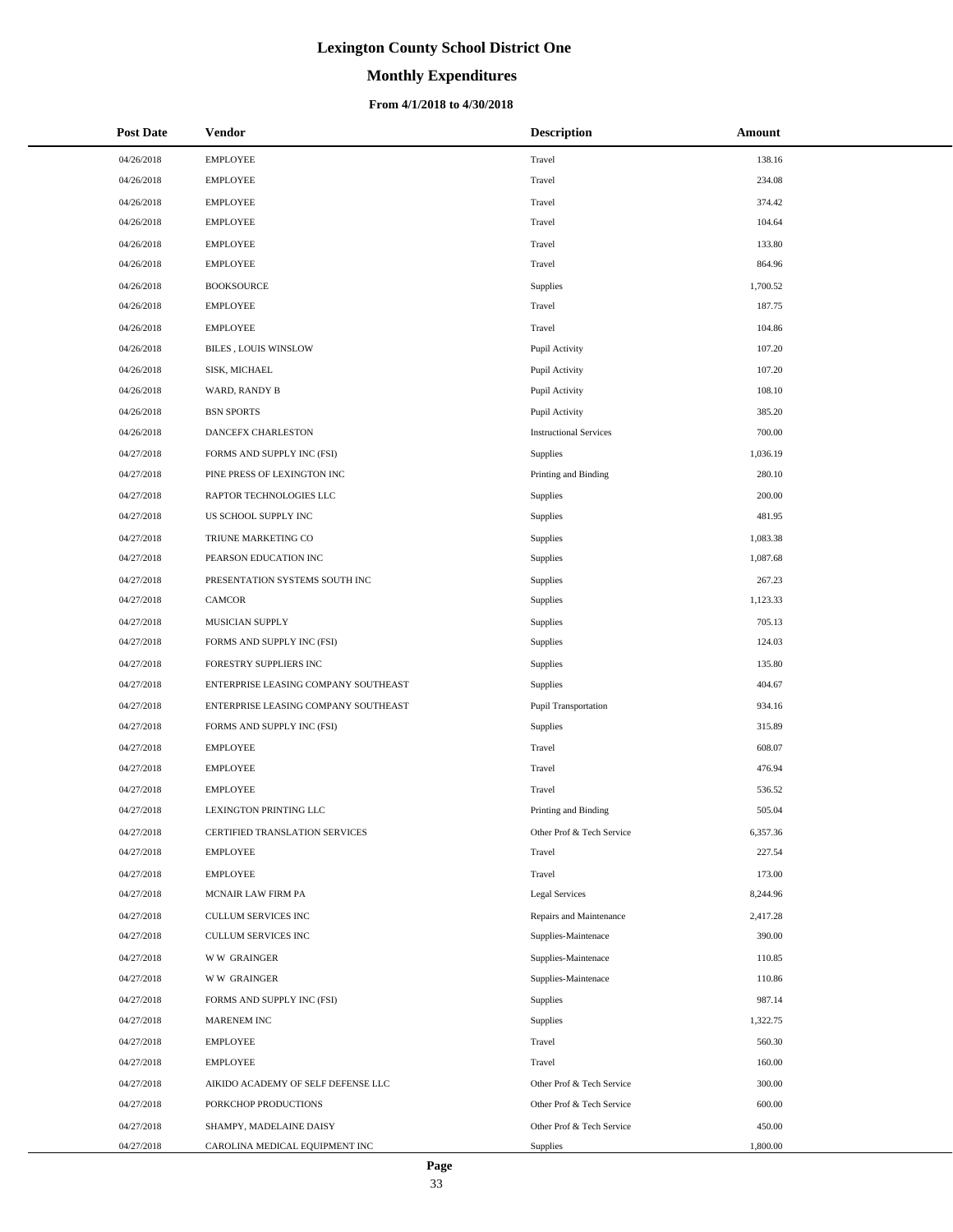# Lexington County School District One

## Monthly Expenditures

### From 4/1/2018 to 4/30/2018

| Post Date | Vendor | Description | Amount |
|---|---|---|---|
| 04/26/2018 | EMPLOYEE | Travel | 138.16 |
| 04/26/2018 | EMPLOYEE | Travel | 234.08 |
| 04/26/2018 | EMPLOYEE | Travel | 374.42 |
| 04/26/2018 | EMPLOYEE | Travel | 104.64 |
| 04/26/2018 | EMPLOYEE | Travel | 133.80 |
| 04/26/2018 | EMPLOYEE | Travel | 864.96 |
| 04/26/2018 | BOOKSOURCE | Supplies | 1,700.52 |
| 04/26/2018 | EMPLOYEE | Travel | 187.75 |
| 04/26/2018 | EMPLOYEE | Travel | 104.86 |
| 04/26/2018 | BILES , LOUIS WINSLOW | Pupil Activity | 107.20 |
| 04/26/2018 | SISK, MICHAEL | Pupil Activity | 107.20 |
| 04/26/2018 | WARD, RANDY B | Pupil Activity | 108.10 |
| 04/26/2018 | BSN SPORTS | Pupil Activity | 385.20 |
| 04/26/2018 | DANCEFX CHARLESTON | Instructional Services | 700.00 |
| 04/27/2018 | FORMS AND SUPPLY INC (FSI) | Supplies | 1,036.19 |
| 04/27/2018 | PINE PRESS OF LEXINGTON INC | Printing and Binding | 280.10 |
| 04/27/2018 | RAPTOR TECHNOLOGIES LLC | Supplies | 200.00 |
| 04/27/2018 | US SCHOOL SUPPLY INC | Supplies | 481.95 |
| 04/27/2018 | TRIUNE MARKETING CO | Supplies | 1,083.38 |
| 04/27/2018 | PEARSON EDUCATION INC | Supplies | 1,087.68 |
| 04/27/2018 | PRESENTATION SYSTEMS SOUTH INC | Supplies | 267.23 |
| 04/27/2018 | CAMCOR | Supplies | 1,123.33 |
| 04/27/2018 | MUSICIAN SUPPLY | Supplies | 705.13 |
| 04/27/2018 | FORMS AND SUPPLY INC (FSI) | Supplies | 124.03 |
| 04/27/2018 | FORESTRY SUPPLIERS INC | Supplies | 135.80 |
| 04/27/2018 | ENTERPRISE LEASING COMPANY SOUTHEAST | Supplies | 404.67 |
| 04/27/2018 | ENTERPRISE LEASING COMPANY SOUTHEAST | Pupil Transportation | 934.16 |
| 04/27/2018 | FORMS AND SUPPLY INC (FSI) | Supplies | 315.89 |
| 04/27/2018 | EMPLOYEE | Travel | 608.07 |
| 04/27/2018 | EMPLOYEE | Travel | 476.94 |
| 04/27/2018 | EMPLOYEE | Travel | 536.52 |
| 04/27/2018 | LEXINGTON PRINTING LLC | Printing and Binding | 505.04 |
| 04/27/2018 | CERTIFIED TRANSLATION SERVICES | Other Prof & Tech Service | 6,357.36 |
| 04/27/2018 | EMPLOYEE | Travel | 227.54 |
| 04/27/2018 | EMPLOYEE | Travel | 173.00 |
| 04/27/2018 | MCNAIR LAW FIRM PA | Legal Services | 8,244.96 |
| 04/27/2018 | CULLUM SERVICES INC | Repairs and Maintenance | 2,417.28 |
| 04/27/2018 | CULLUM SERVICES INC | Supplies-Maintenace | 390.00 |
| 04/27/2018 | W W GRAINGER | Supplies-Maintenace | 110.85 |
| 04/27/2018 | W W GRAINGER | Supplies-Maintenace | 110.86 |
| 04/27/2018 | FORMS AND SUPPLY INC (FSI) | Supplies | 987.14 |
| 04/27/2018 | MARENEM INC | Supplies | 1,322.75 |
| 04/27/2018 | EMPLOYEE | Travel | 560.30 |
| 04/27/2018 | EMPLOYEE | Travel | 160.00 |
| 04/27/2018 | AIKIDO ACADEMY OF SELF DEFENSE LLC | Other Prof & Tech Service | 300.00 |
| 04/27/2018 | PORKCHOP PRODUCTIONS | Other Prof & Tech Service | 600.00 |
| 04/27/2018 | SHAMPY, MADELAINE DAISY | Other Prof & Tech Service | 450.00 |
| 04/27/2018 | CAROLINA MEDICAL EQUIPMENT INC | Supplies | 1,800.00 |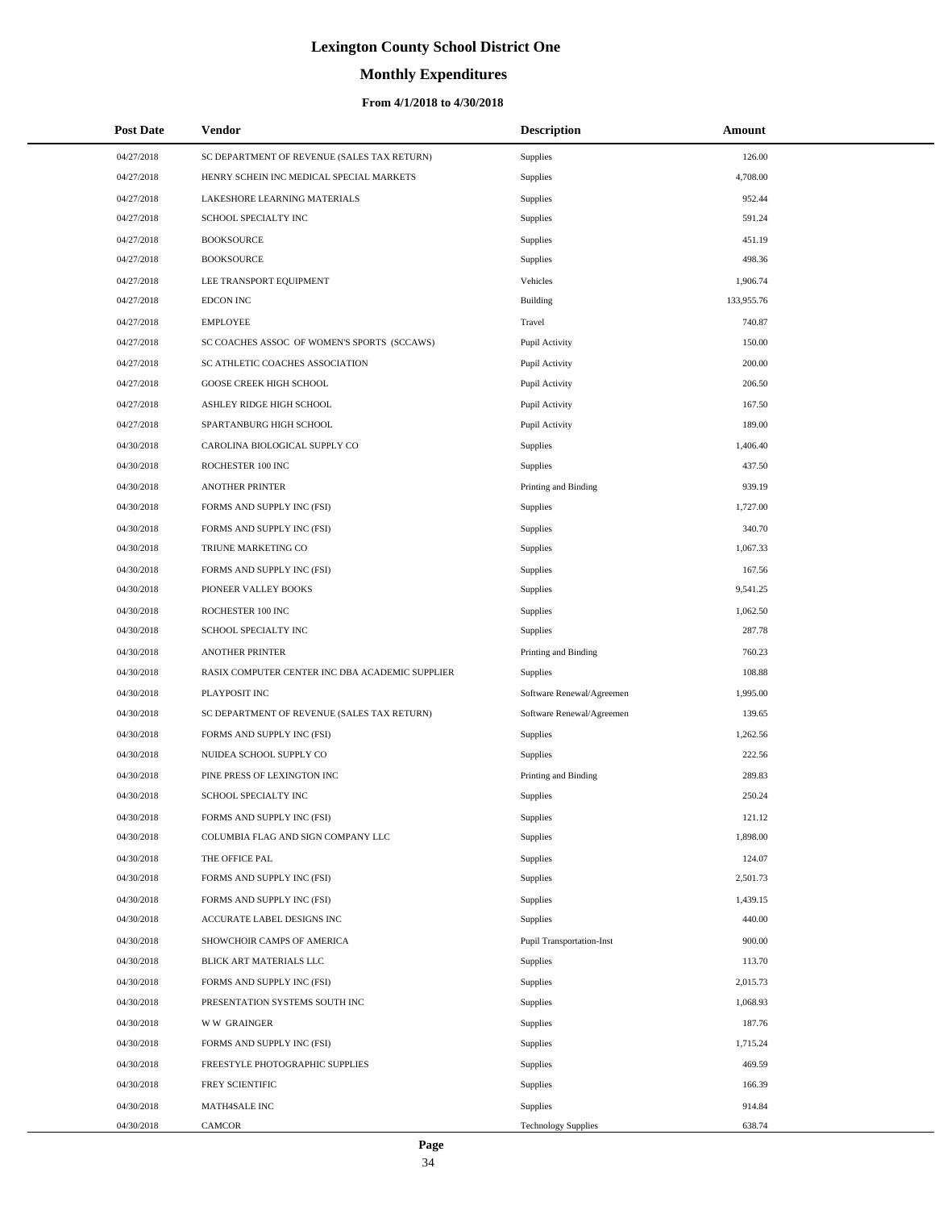# Lexington County School District One

## Monthly Expenditures

### From 4/1/2018 to 4/30/2018

| Post Date | Vendor | Description | Amount |
|---|---|---|---|
| 04/27/2018 | SC DEPARTMENT OF REVENUE (SALES TAX RETURN) | Supplies | 126.00 |
| 04/27/2018 | HENRY SCHEIN INC MEDICAL SPECIAL MARKETS | Supplies | 4,708.00 |
| 04/27/2018 | LAKESHORE LEARNING MATERIALS | Supplies | 952.44 |
| 04/27/2018 | SCHOOL SPECIALTY INC | Supplies | 591.24 |
| 04/27/2018 | BOOKSOURCE | Supplies | 451.19 |
| 04/27/2018 | BOOKSOURCE | Supplies | 498.36 |
| 04/27/2018 | LEE TRANSPORT EQUIPMENT | Vehicles | 1,906.74 |
| 04/27/2018 | EDCON INC | Building | 133,955.76 |
| 04/27/2018 | EMPLOYEE | Travel | 740.87 |
| 04/27/2018 | SC COACHES ASSOC OF WOMEN'S SPORTS (SCCAWS) | Pupil Activity | 150.00 |
| 04/27/2018 | SC ATHLETIC COACHES ASSOCIATION | Pupil Activity | 200.00 |
| 04/27/2018 | GOOSE CREEK HIGH SCHOOL | Pupil Activity | 206.50 |
| 04/27/2018 | ASHLEY RIDGE HIGH SCHOOL | Pupil Activity | 167.50 |
| 04/27/2018 | SPARTANBURG HIGH SCHOOL | Pupil Activity | 189.00 |
| 04/30/2018 | CAROLINA BIOLOGICAL SUPPLY CO | Supplies | 1,406.40 |
| 04/30/2018 | ROCHESTER 100 INC | Supplies | 437.50 |
| 04/30/2018 | ANOTHER PRINTER | Printing and Binding | 939.19 |
| 04/30/2018 | FORMS AND SUPPLY INC (FSI) | Supplies | 1,727.00 |
| 04/30/2018 | FORMS AND SUPPLY INC (FSI) | Supplies | 340.70 |
| 04/30/2018 | TRIUNE MARKETING CO | Supplies | 1,067.33 |
| 04/30/2018 | FORMS AND SUPPLY INC (FSI) | Supplies | 167.56 |
| 04/30/2018 | PIONEER VALLEY BOOKS | Supplies | 9,541.25 |
| 04/30/2018 | ROCHESTER 100 INC | Supplies | 1,062.50 |
| 04/30/2018 | SCHOOL SPECIALTY INC | Supplies | 287.78 |
| 04/30/2018 | ANOTHER PRINTER | Printing and Binding | 760.23 |
| 04/30/2018 | RASIX COMPUTER CENTER INC DBA ACADEMIC SUPPLIER | Supplies | 108.88 |
| 04/30/2018 | PLAYPOSIT INC | Software Renewal/Agreemen | 1,995.00 |
| 04/30/2018 | SC DEPARTMENT OF REVENUE (SALES TAX RETURN) | Software Renewal/Agreemen | 139.65 |
| 04/30/2018 | FORMS AND SUPPLY INC (FSI) | Supplies | 1,262.56 |
| 04/30/2018 | NUIDEA SCHOOL SUPPLY CO | Supplies | 222.56 |
| 04/30/2018 | PINE PRESS OF LEXINGTON INC | Printing and Binding | 289.83 |
| 04/30/2018 | SCHOOL SPECIALTY INC | Supplies | 250.24 |
| 04/30/2018 | FORMS AND SUPPLY INC (FSI) | Supplies | 121.12 |
| 04/30/2018 | COLUMBIA FLAG AND SIGN COMPANY LLC | Supplies | 1,898.00 |
| 04/30/2018 | THE OFFICE PAL | Supplies | 124.07 |
| 04/30/2018 | FORMS AND SUPPLY INC (FSI) | Supplies | 2,501.73 |
| 04/30/2018 | FORMS AND SUPPLY INC (FSI) | Supplies | 1,439.15 |
| 04/30/2018 | ACCURATE LABEL DESIGNS INC | Supplies | 440.00 |
| 04/30/2018 | SHOWCHOIR CAMPS OF AMERICA | Pupil Transportation-Inst | 900.00 |
| 04/30/2018 | BLICK ART MATERIALS LLC | Supplies | 113.70 |
| 04/30/2018 | FORMS AND SUPPLY INC (FSI) | Supplies | 2,015.73 |
| 04/30/2018 | PRESENTATION SYSTEMS SOUTH INC | Supplies | 1,068.93 |
| 04/30/2018 | W W GRAINGER | Supplies | 187.76 |
| 04/30/2018 | FORMS AND SUPPLY INC (FSI) | Supplies | 1,715.24 |
| 04/30/2018 | FREESTYLE PHOTOGRAPHIC SUPPLIES | Supplies | 469.59 |
| 04/30/2018 | FREY SCIENTIFIC | Supplies | 166.39 |
| 04/30/2018 | MATH4SALE INC | Supplies | 914.84 |
| 04/30/2018 | CAMCOR | Technology Supplies | 638.74 |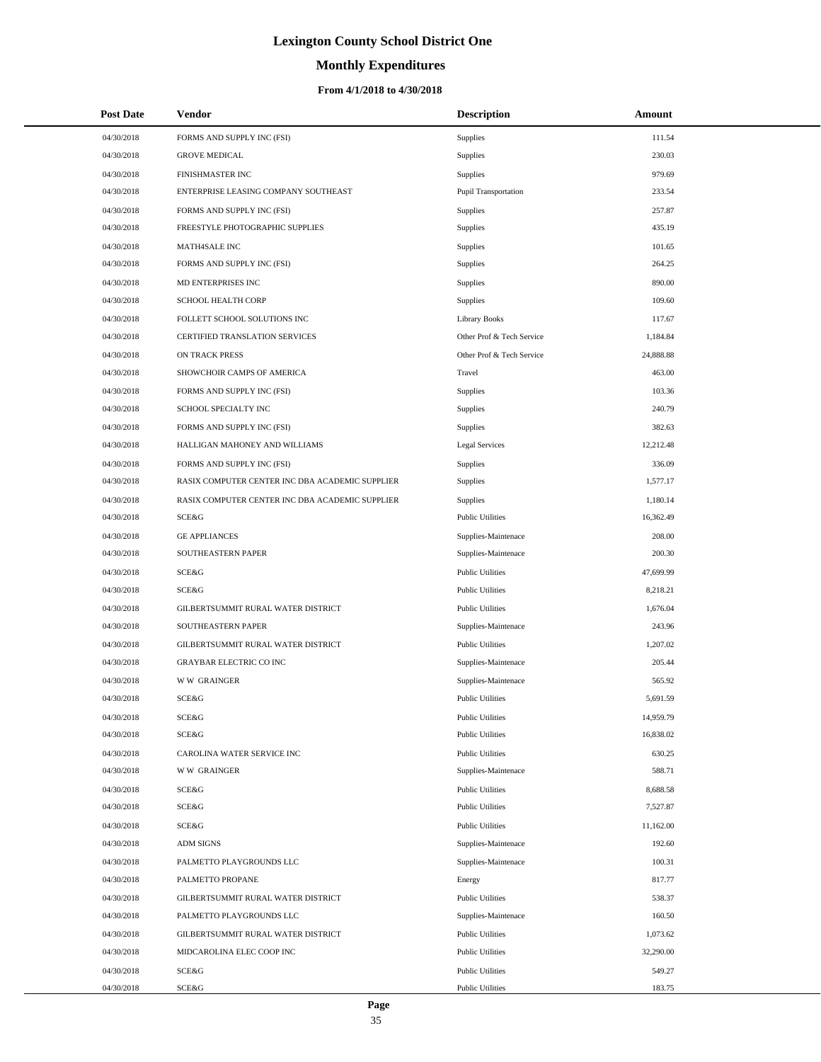# Lexington County School District One

## Monthly Expenditures

### From 4/1/2018 to 4/30/2018

| Post Date | Vendor | Description | Amount |
|---|---|---|---|
| 04/30/2018 | FORMS AND SUPPLY INC (FSI) | Supplies | 111.54 |
| 04/30/2018 | GROVE MEDICAL | Supplies | 230.03 |
| 04/30/2018 | FINISHMASTER INC | Supplies | 979.69 |
| 04/30/2018 | ENTERPRISE LEASING COMPANY SOUTHEAST | Pupil Transportation | 233.54 |
| 04/30/2018 | FORMS AND SUPPLY INC (FSI) | Supplies | 257.87 |
| 04/30/2018 | FREESTYLE PHOTOGRAPHIC SUPPLIES | Supplies | 435.19 |
| 04/30/2018 | MATH4SALE INC | Supplies | 101.65 |
| 04/30/2018 | FORMS AND SUPPLY INC (FSI) | Supplies | 264.25 |
| 04/30/2018 | MD ENTERPRISES INC | Supplies | 890.00 |
| 04/30/2018 | SCHOOL HEALTH CORP | Supplies | 109.60 |
| 04/30/2018 | FOLLETT SCHOOL SOLUTIONS INC | Library Books | 117.67 |
| 04/30/2018 | CERTIFIED TRANSLATION SERVICES | Other Prof & Tech Service | 1,184.84 |
| 04/30/2018 | ON TRACK PRESS | Other Prof & Tech Service | 24,888.88 |
| 04/30/2018 | SHOWCHOIR CAMPS OF AMERICA | Travel | 463.00 |
| 04/30/2018 | FORMS AND SUPPLY INC (FSI) | Supplies | 103.36 |
| 04/30/2018 | SCHOOL SPECIALTY INC | Supplies | 240.79 |
| 04/30/2018 | FORMS AND SUPPLY INC (FSI) | Supplies | 382.63 |
| 04/30/2018 | HALLIGAN MAHONEY AND WILLIAMS | Legal Services | 12,212.48 |
| 04/30/2018 | FORMS AND SUPPLY INC (FSI) | Supplies | 336.09 |
| 04/30/2018 | RASIX COMPUTER CENTER INC DBA ACADEMIC SUPPLIER | Supplies | 1,577.17 |
| 04/30/2018 | RASIX COMPUTER CENTER INC DBA ACADEMIC SUPPLIER | Supplies | 1,180.14 |
| 04/30/2018 | SCE&G | Public Utilities | 16,362.49 |
| 04/30/2018 | GE APPLIANCES | Supplies-Maintenace | 208.00 |
| 04/30/2018 | SOUTHEASTERN PAPER | Supplies-Maintenace | 200.30 |
| 04/30/2018 | SCE&G | Public Utilities | 47,699.99 |
| 04/30/2018 | SCE&G | Public Utilities | 8,218.21 |
| 04/30/2018 | GILBERTSUMMIT RURAL WATER DISTRICT | Public Utilities | 1,676.04 |
| 04/30/2018 | SOUTHEASTERN PAPER | Supplies-Maintenace | 243.96 |
| 04/30/2018 | GILBERTSUMMIT RURAL WATER DISTRICT | Public Utilities | 1,207.02 |
| 04/30/2018 | GRAYBAR ELECTRIC CO INC | Supplies-Maintenace | 205.44 |
| 04/30/2018 | W W GRAINGER | Supplies-Maintenace | 565.92 |
| 04/30/2018 | SCE&G | Public Utilities | 5,691.59 |
| 04/30/2018 | SCE&G | Public Utilities | 14,959.79 |
| 04/30/2018 | SCE&G | Public Utilities | 16,838.02 |
| 04/30/2018 | CAROLINA WATER SERVICE INC | Public Utilities | 630.25 |
| 04/30/2018 | W W GRAINGER | Supplies-Maintenace | 588.71 |
| 04/30/2018 | SCE&G | Public Utilities | 8,688.58 |
| 04/30/2018 | SCE&G | Public Utilities | 7,527.87 |
| 04/30/2018 | SCE&G | Public Utilities | 11,162.00 |
| 04/30/2018 | ADM SIGNS | Supplies-Maintenace | 192.60 |
| 04/30/2018 | PALMETTO PLAYGROUNDS LLC | Supplies-Maintenace | 100.31 |
| 04/30/2018 | PALMETTO PROPANE | Energy | 817.77 |
| 04/30/2018 | GILBERTSUMMIT RURAL WATER DISTRICT | Public Utilities | 538.37 |
| 04/30/2018 | PALMETTO PLAYGROUNDS LLC | Supplies-Maintenace | 160.50 |
| 04/30/2018 | GILBERTSUMMIT RURAL WATER DISTRICT | Public Utilities | 1,073.62 |
| 04/30/2018 | MIDCAROLINA ELEC COOP INC | Public Utilities | 32,290.00 |
| 04/30/2018 | SCE&G | Public Utilities | 549.27 |
| 04/30/2018 | SCE&G | Public Utilities | 183.75 |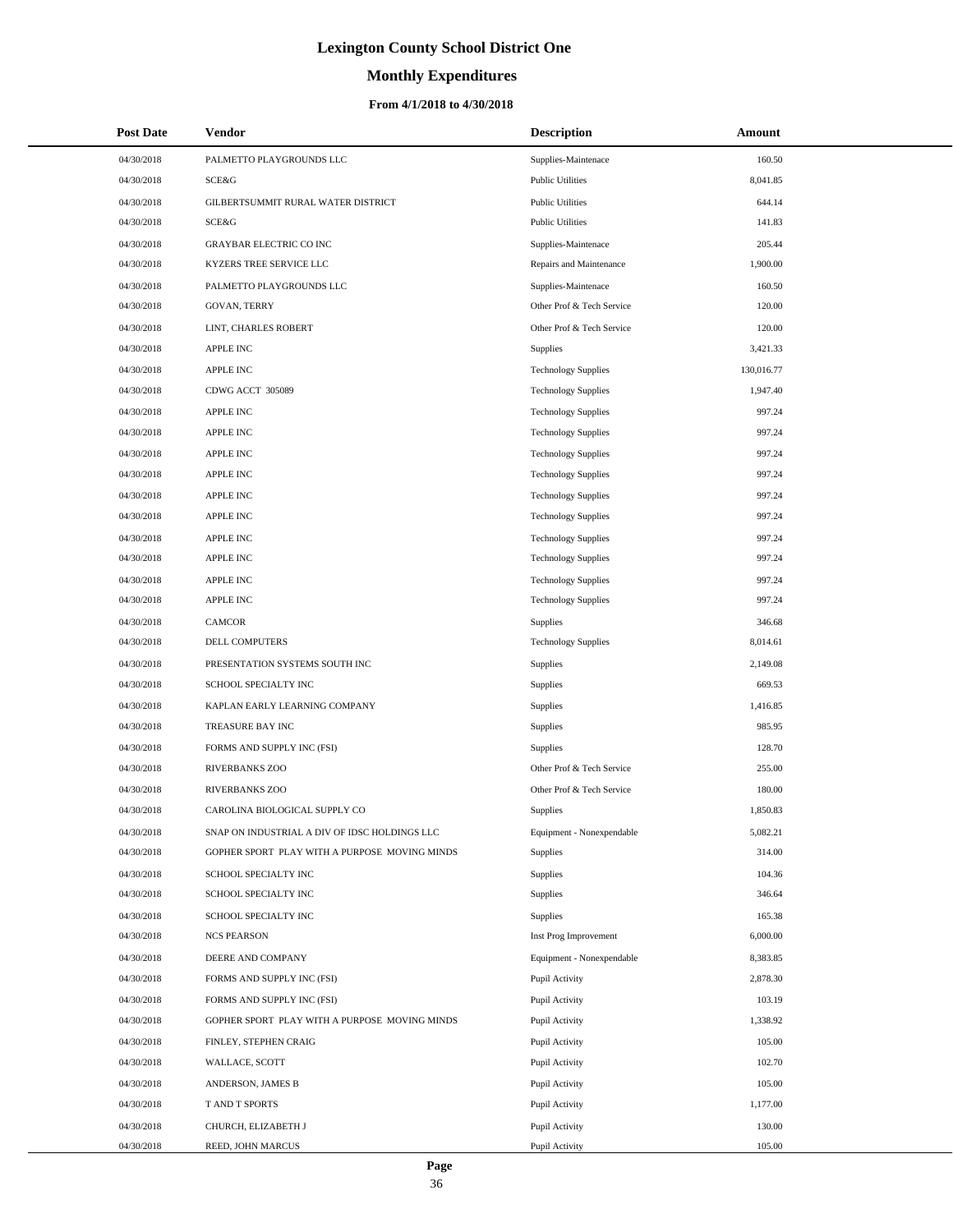# Lexington County School District One

## Monthly Expenditures

### From 4/1/2018 to 4/30/2018

| Post Date | Vendor | Description | Amount |
|---|---|---|---|
| 04/30/2018 | PALMETTO PLAYGROUNDS LLC | Supplies-Maintenace | 160.50 |
| 04/30/2018 | SCE&G | Public Utilities | 8,041.85 |
| 04/30/2018 | GILBERTSUMMIT RURAL WATER DISTRICT | Public Utilities | 644.14 |
| 04/30/2018 | SCE&G | Public Utilities | 141.83 |
| 04/30/2018 | GRAYBAR ELECTRIC CO INC | Supplies-Maintenace | 205.44 |
| 04/30/2018 | KYZERS TREE SERVICE LLC | Repairs and Maintenance | 1,900.00 |
| 04/30/2018 | PALMETTO PLAYGROUNDS LLC | Supplies-Maintenace | 160.50 |
| 04/30/2018 | GOVAN, TERRY | Other Prof & Tech Service | 120.00 |
| 04/30/2018 | LINT, CHARLES ROBERT | Other Prof & Tech Service | 120.00 |
| 04/30/2018 | APPLE INC | Supplies | 3,421.33 |
| 04/30/2018 | APPLE INC | Technology Supplies | 130,016.77 |
| 04/30/2018 | CDWG ACCT 305089 | Technology Supplies | 1,947.40 |
| 04/30/2018 | APPLE INC | Technology Supplies | 997.24 |
| 04/30/2018 | APPLE INC | Technology Supplies | 997.24 |
| 04/30/2018 | APPLE INC | Technology Supplies | 997.24 |
| 04/30/2018 | APPLE INC | Technology Supplies | 997.24 |
| 04/30/2018 | APPLE INC | Technology Supplies | 997.24 |
| 04/30/2018 | APPLE INC | Technology Supplies | 997.24 |
| 04/30/2018 | APPLE INC | Technology Supplies | 997.24 |
| 04/30/2018 | APPLE INC | Technology Supplies | 997.24 |
| 04/30/2018 | APPLE INC | Technology Supplies | 997.24 |
| 04/30/2018 | APPLE INC | Technology Supplies | 997.24 |
| 04/30/2018 | CAMCOR | Supplies | 346.68 |
| 04/30/2018 | DELL COMPUTERS | Technology Supplies | 8,014.61 |
| 04/30/2018 | PRESENTATION SYSTEMS SOUTH INC | Supplies | 2,149.08 |
| 04/30/2018 | SCHOOL SPECIALTY INC | Supplies | 669.53 |
| 04/30/2018 | KAPLAN EARLY LEARNING COMPANY | Supplies | 1,416.85 |
| 04/30/2018 | TREASURE BAY INC | Supplies | 985.95 |
| 04/30/2018 | FORMS AND SUPPLY INC (FSI) | Supplies | 128.70 |
| 04/30/2018 | RIVERBANKS ZOO | Other Prof & Tech Service | 255.00 |
| 04/30/2018 | RIVERBANKS ZOO | Other Prof & Tech Service | 180.00 |
| 04/30/2018 | CAROLINA BIOLOGICAL SUPPLY CO | Supplies | 1,850.83 |
| 04/30/2018 | SNAP ON INDUSTRIAL A DIV OF IDSC HOLDINGS LLC | Equipment - Nonexpendable | 5,082.21 |
| 04/30/2018 | GOPHER SPORT PLAY WITH A PURPOSE MOVING MINDS | Supplies | 314.00 |
| 04/30/2018 | SCHOOL SPECIALTY INC | Supplies | 104.36 |
| 04/30/2018 | SCHOOL SPECIALTY INC | Supplies | 346.64 |
| 04/30/2018 | SCHOOL SPECIALTY INC | Supplies | 165.38 |
| 04/30/2018 | NCS PEARSON | Inst Prog Improvement | 6,000.00 |
| 04/30/2018 | DEERE AND COMPANY | Equipment - Nonexpendable | 8,383.85 |
| 04/30/2018 | FORMS AND SUPPLY INC (FSI) | Pupil Activity | 2,878.30 |
| 04/30/2018 | FORMS AND SUPPLY INC (FSI) | Pupil Activity | 103.19 |
| 04/30/2018 | GOPHER SPORT PLAY WITH A PURPOSE MOVING MINDS | Pupil Activity | 1,338.92 |
| 04/30/2018 | FINLEY, STEPHEN CRAIG | Pupil Activity | 105.00 |
| 04/30/2018 | WALLACE, SCOTT | Pupil Activity | 102.70 |
| 04/30/2018 | ANDERSON, JAMES B | Pupil Activity | 105.00 |
| 04/30/2018 | T AND T SPORTS | Pupil Activity | 1,177.00 |
| 04/30/2018 | CHURCH, ELIZABETH J | Pupil Activity | 130.00 |
| 04/30/2018 | REED, JOHN MARCUS | Pupil Activity | 105.00 |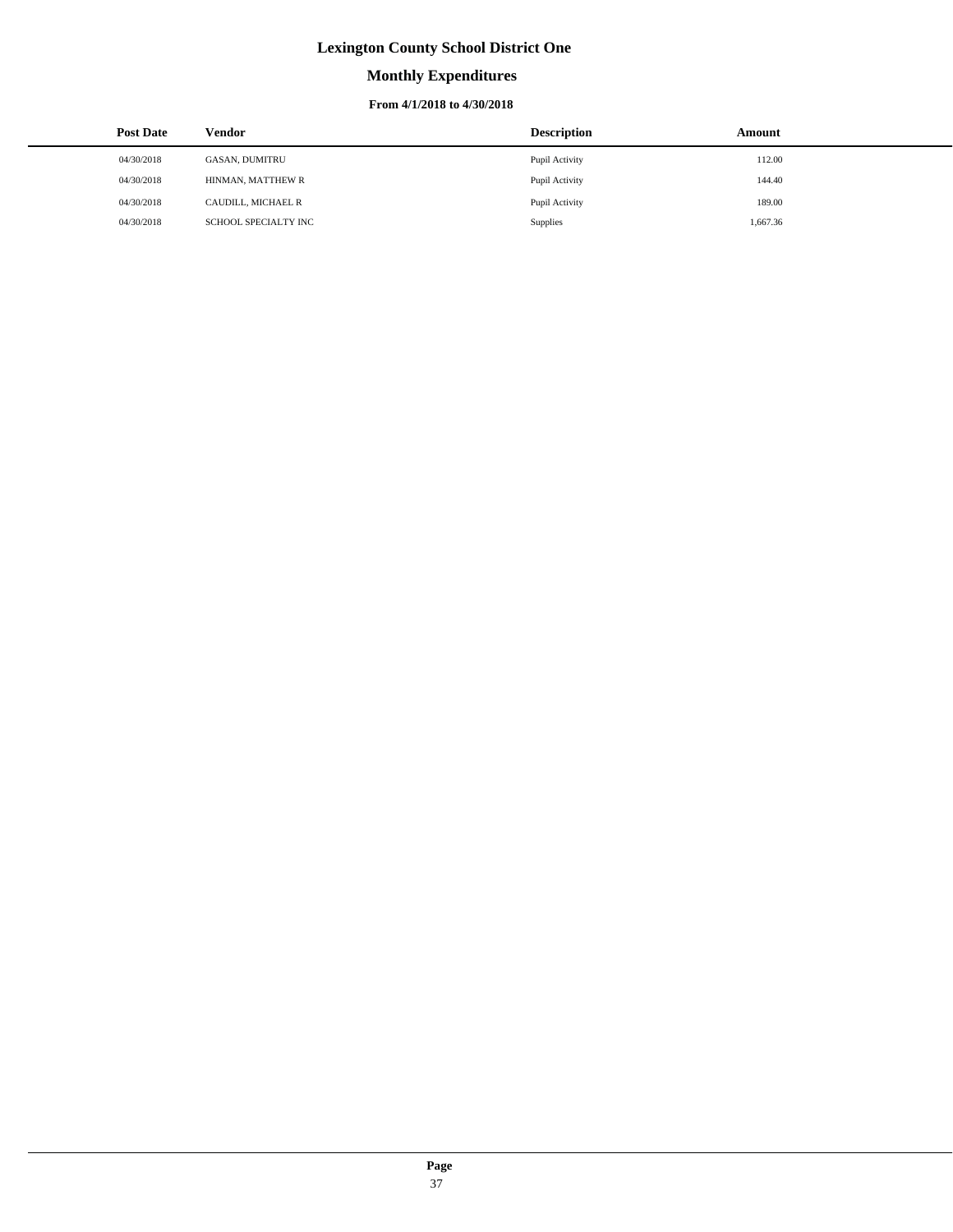# Lexington County School District One

## Monthly Expenditures

### From 4/1/2018 to 4/30/2018

| Post Date | Vendor | Description | Amount |
|---|---|---|---|
| 04/30/2018 | GASAN, DUMITRU | Pupil Activity | 112.00 |
| 04/30/2018 | HINMAN, MATTHEW R | Pupil Activity | 144.40 |
| 04/30/2018 | CAUDILL, MICHAEL R | Pupil Activity | 189.00 |
| 04/30/2018 | SCHOOL SPECIALTY INC | Supplies | 1,667.36 |